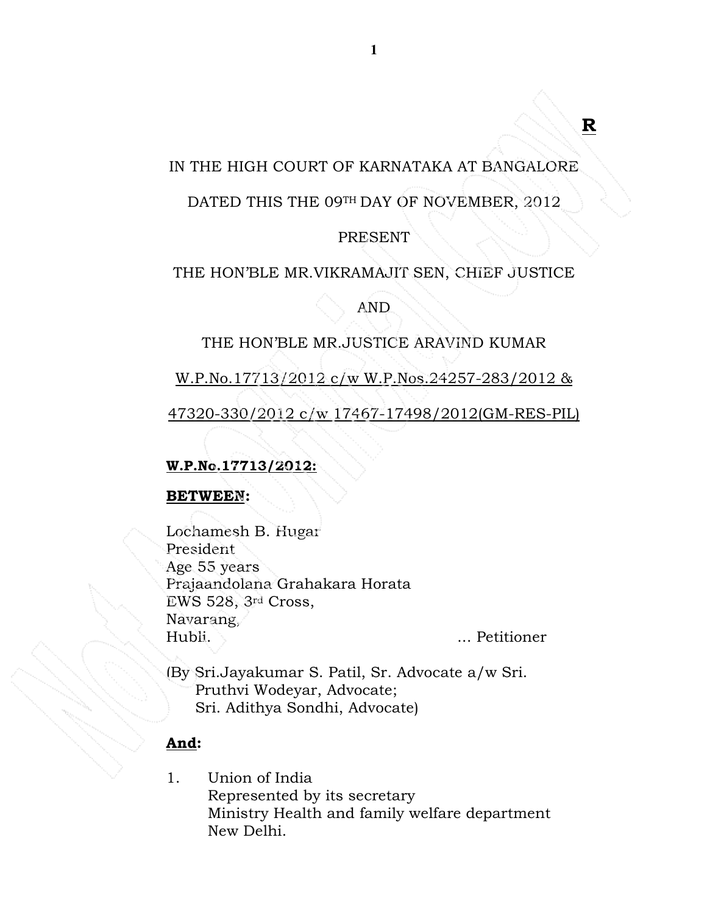**R**

IN THE HIGH COURT OF KARNATAKA AT BANGALORE

DATED THIS THE 09TH DAY OF NOVEMBER, 2012

PRESENT

THE HON'BLE MR.VIKRAMAJIT SEN, CHIEF JUSTICE

AND

THE HON'BLE MR.JUSTICE ARAVIND KUMAR

W.P.No.17713/2012 c/w W.P.Nos.24257-283/2012 &

47320-330/2012 c/w 17467-17498/2012(GM-RES-PIL)

**W.P.No.17713/2012:**

**BETWEEN:**

Lochamesh B. Hugar
President
Age 55 years
Prajaandolana Grahakara Horata
EWS 528, 3rd Cross,
Navarang,
Hubli. ... Petitioner

(By Sri.Jayakumar S. Patil, Sr. Advocate a/w Sri. Pruthvi Wodeyar, Advocate;
Sri. Adithya Sondhi, Advocate)

**And:**

1. Union of India
   Represented by its secretary
   Ministry Health and family welfare department
   New Delhi.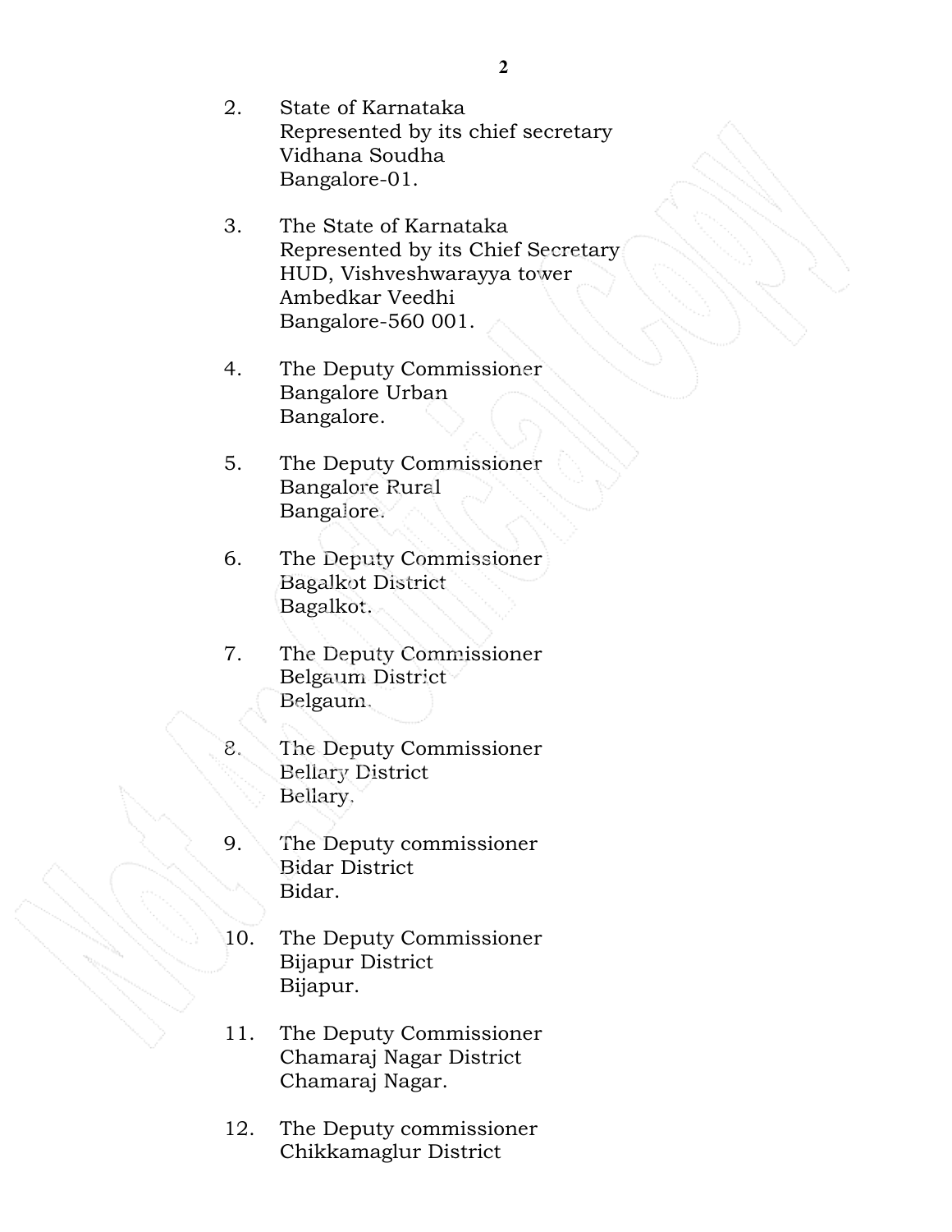2. State of Karnataka
   Represented by its chief secretary
   Vidhana Soudha
   Bangalore-01.

3. The State of Karnataka
   Represented by its Chief Secretary
   HUD, Vishveshwarayya tower
   Ambedkar Veedhi
   Bangalore-560 001.

4. The Deputy Commissioner
   Bangalore Urban
   Bangalore.

5. The Deputy Commissioner
   Bangalore Rural
   Bangalore.

6. The Deputy Commissioner
   Bagalkot District
   Bagalkot.

7. The Deputy Commissioner
   Belgaum District
   Belgaum.

8. The Deputy Commissioner
   Bellary District
   Bellary.

9. The Deputy commissioner
   Bidar District
   Bidar.

10. The Deputy Commissioner
    Bijapur District
    Bijapur.

11. The Deputy Commissioner
    Chamaraj Nagar District
    Chamaraj Nagar.

12. The Deputy commissioner
    Chikkamaglur District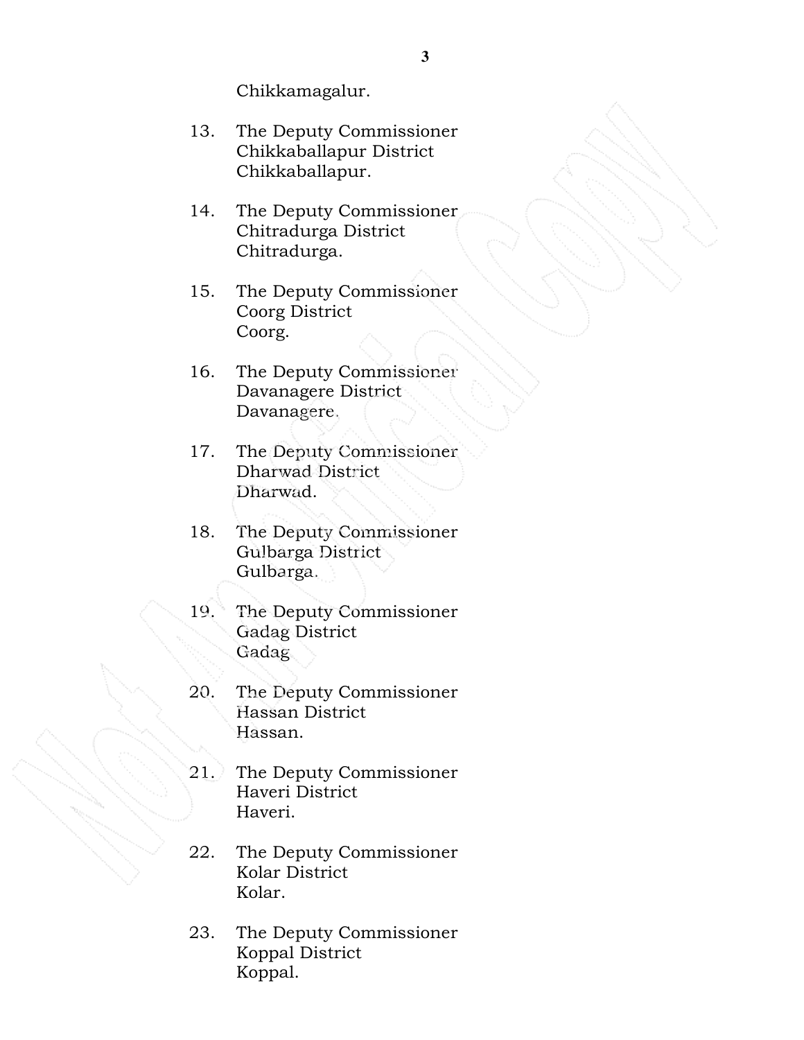Chikkamagalur.

13. The Deputy Commissioner
    Chikkaballapur District
    Chikkaballapur.

14. The Deputy Commissioner
    Chitradurga District
    Chitradurga.

15. The Deputy Commissioner
    Coorg District
    Coorg.

16. The Deputy Commissioner
    Davanagere District
    Davanagere.

17. The Deputy Commissioner
    Dharwad District
    Dharwad.

18. The Deputy Commissioner
    Gulbarga District
    Gulbarga.

19. The Deputy Commissioner
    Gadag District
    Gadag

20. The Deputy Commissioner
    Hassan District
    Hassan.

21. The Deputy Commissioner
    Haveri District
    Haveri.

22. The Deputy Commissioner
    Kolar District
    Kolar.

23. The Deputy Commissioner
    Koppal District
    Koppal.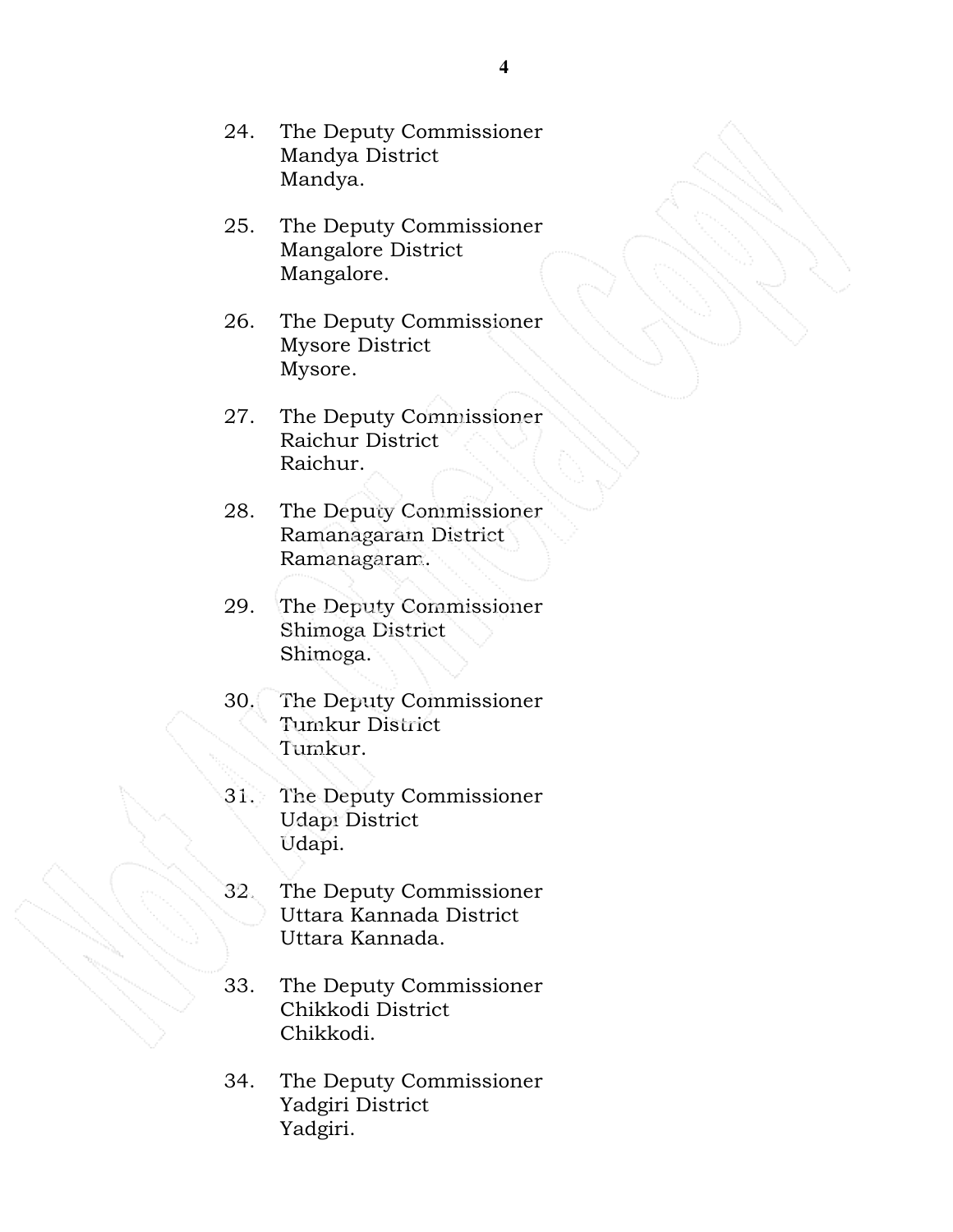24. The Deputy Commissioner
    Mandya District
    Mandya.

25. The Deputy Commissioner
    Mangalore District
    Mangalore.

26. The Deputy Commissioner
    Mysore District
    Mysore.

27. The Deputy Commissioner
    Raichur District
    Raichur.

28. The Deputy Commissioner
    Ramanagaram District
    Ramanagaram.

29. The Deputy Commissioner
    Shimoga District
    Shimoga.

30. The Deputy Commissioner
    Tumkur District
    Tumkur.

31. The Deputy Commissioner
    Udapi District
    Udapi.

32. The Deputy Commissioner
    Uttara Kannada District
    Uttara Kannada.

33. The Deputy Commissioner
    Chikkodi District
    Chikkodi.

34. The Deputy Commissioner
    Yadgiri District
    Yadgiri.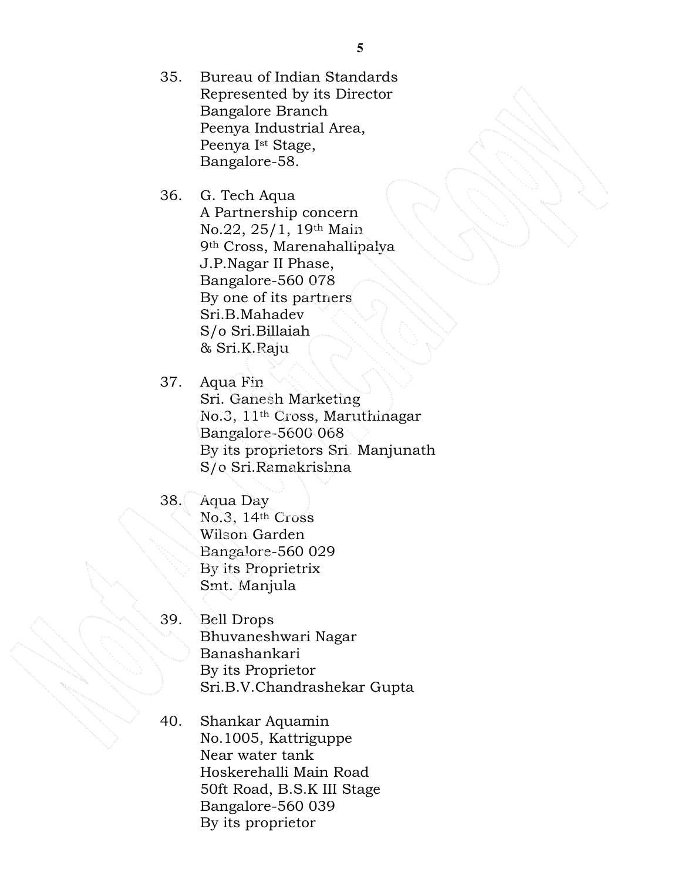35. Bureau of Indian Standards
    Represented by its Director
    Bangalore Branch
    Peenya Industrial Area,
    Peenya I$^{st}$ Stage,
    Bangalore-58.

36. G. Tech Aqua
    A Partnership concern
    No.22, 25/1, 19$^{th}$ Main
    9$^{th}$ Cross, Marenahallipalya
    J.P.Nagar II Phase,
    Bangalore-560 078
    By one of its partners
    Sri.B.Mahadev
    S/o Sri.Billaiah
    & Sri.K.Raju

37. Aqua Fin
    Sri. Ganesh Marketing
    No.3, 11$^{th}$ Cross, Maruthinagar
    Bangalore-5600 068
    By its proprietors Sri. Manjunath
    S/o Sri.Ramakrishna

38. Aqua Day
    No.3, 14$^{th}$ Cross
    Wilson Garden
    Bangalore-560 029
    By its Proprietrix
    Smt. Manjula

39. Bell Drops
    Bhuvaneshwari Nagar
    Banashankari
    By its Proprietor
    Sri.B.V.Chandrashekar Gupta

40. Shankar Aquamin
    No.1005, Kattriguppe
    Near water tank
    Hoskerehalli Main Road
    50ft Road, B.S.K III Stage
    Bangalore-560 039
    By its proprietor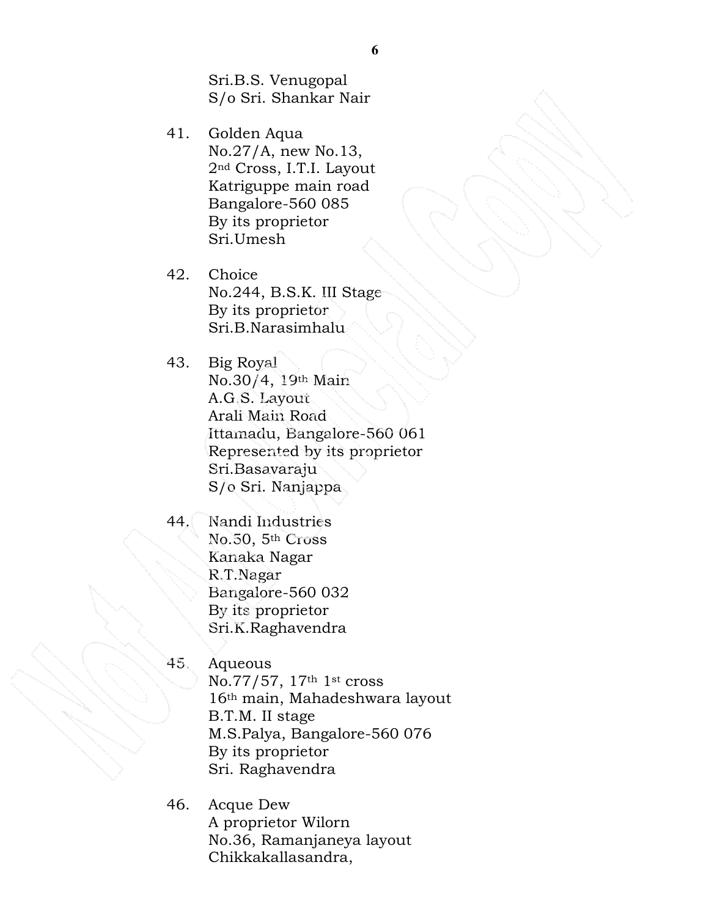Sri.B.S. Venugopal
S/o Sri. Shankar Nair

41. Golden Aqua
    No.27/A, new No.13,
    2nd Cross, I.T.I. Layout
    Katriguppe main road
    Bangalore-560 085
    By its proprietor
    Sri.Umesh

42. Choice
    No.244, B.S.K. III Stage
    By its proprietor
    Sri.B.Narasimhalu

43. Big Royal
    No.30/4, 19th Main
    A.G.S. Layout
    Arali Main Road
    Ittamadu, Bangalore-560 061
    Represented by its proprietor
    Sri.Basavaraju
    S/o Sri. Nanjappa

44. Nandi Industries
    No.50, 5th Cross
    Kanaka Nagar
    R.T.Nagar
    Bangalore-560 032
    By its proprietor
    Sri.K.Raghavendra

45. Aqueous
    No.77/57, 17th 1st cross
    16th main, Mahadeshwara layout
    B.T.M. II stage
    M.S.Palya, Bangalore-560 076
    By its proprietor
    Sri. Raghavendra

46. Acque Dew
    A proprietor Wilorn
    No.36, Ramanjaneya layout
    Chikkakallasandra,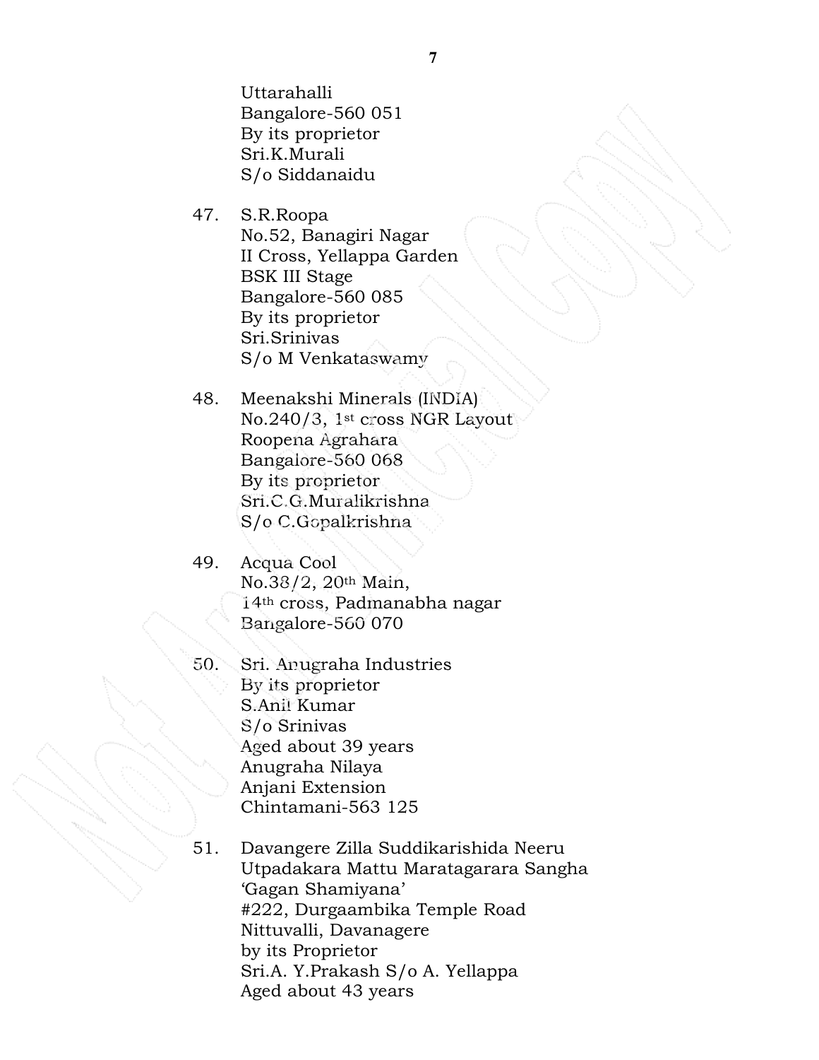Uttarahalli
Bangalore-560 051
By its proprietor
Sri.K.Murali
S/o Siddanaidu

47. S.R.Roopa
No.52, Banagiri Nagar
II Cross, Yellappa Garden
BSK III Stage
Bangalore-560 085
By its proprietor
Sri.Srinivas
S/o M Venkataswamy

48. Meenakshi Minerals (INDIA)
No.240/3, 1st cross NGR Layout
Roopena Agrahara
Bangalore-560 068
By its proprietor
Sri.C.G.Muralikrishna
S/o C.Gopalkrishna

49. Acqua Cool
No.38/2, 20th Main,
14th cross, Padmanabha nagar
Bangalore-560 070

50. Sri. Anugraha Industries
By its proprietor
S.Anil Kumar
S/o Srinivas
Aged about 39 years
Anugraha Nilaya
Anjani Extension
Chintamani-563 125

51. Davangere Zilla Suddikarishida Neeru
Utpadakara Mattu Maratagarara Sangha
'Gagan Shamiyana'
#222, Durgaambika Temple Road
Nittuvalli, Davanagere
by its Proprietor
Sri.A. Y.Prakash S/o A. Yellappa
Aged about 43 years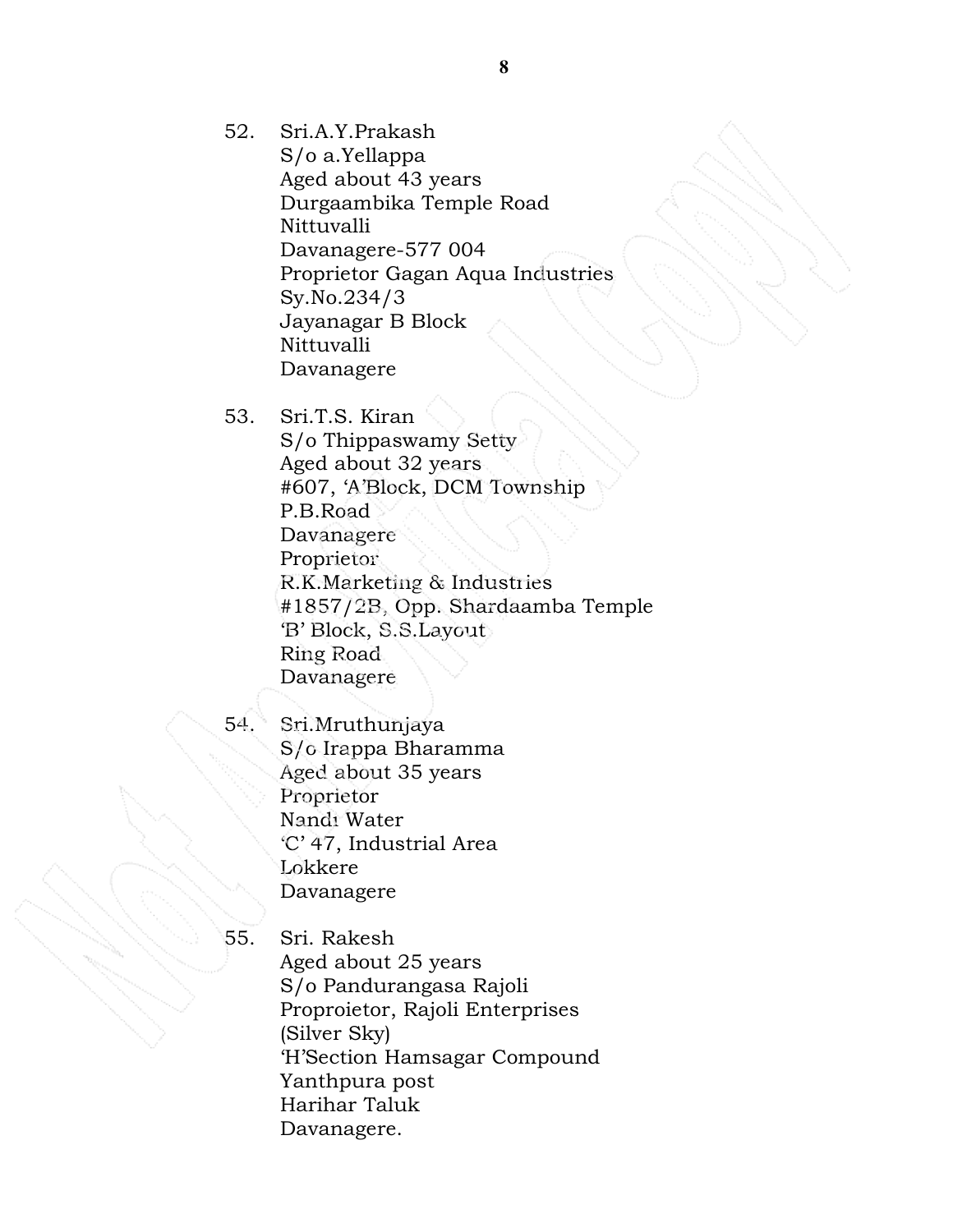52. Sri.A.Y.Prakash
    S/o a.Yellappa
    Aged about 43 years
    Durgaambika Temple Road
    Nittuvalli
    Davanagere-577 004
    Proprietor Gagan Aqua Industries
    Sy.No.234/3
    Jayanagar B Block
    Nittuvalli
    Davanagere

53. Sri.T.S. Kiran
    S/o Thippaswamy Setty
    Aged about 32 years
    #607, 'A'Block, DCM Township
    P.B.Road
    Davanagere
    Proprietor
    R.K.Marketing & Industries
    #1857/2B, Opp. Shardaamba Temple
    'B' Block, S.S.Layout
    Ring Road
    Davanagere

54. Sri.Mruthunjaya
    S/o Irappa Bharamma
    Aged about 35 years
    Proprietor
    Nandi Water
    'C' 47, Industrial Area
    Lokkere
    Davanagere

55. Sri. Rakesh
    Aged about 25 years
    S/o Pandurangasa Rajoli
    Proproietor, Rajoli Enterprises
    (Silver Sky)
    'H'Section Hamsagar Compound
    Yanthpura post
    Harihar Taluk
    Davanagere.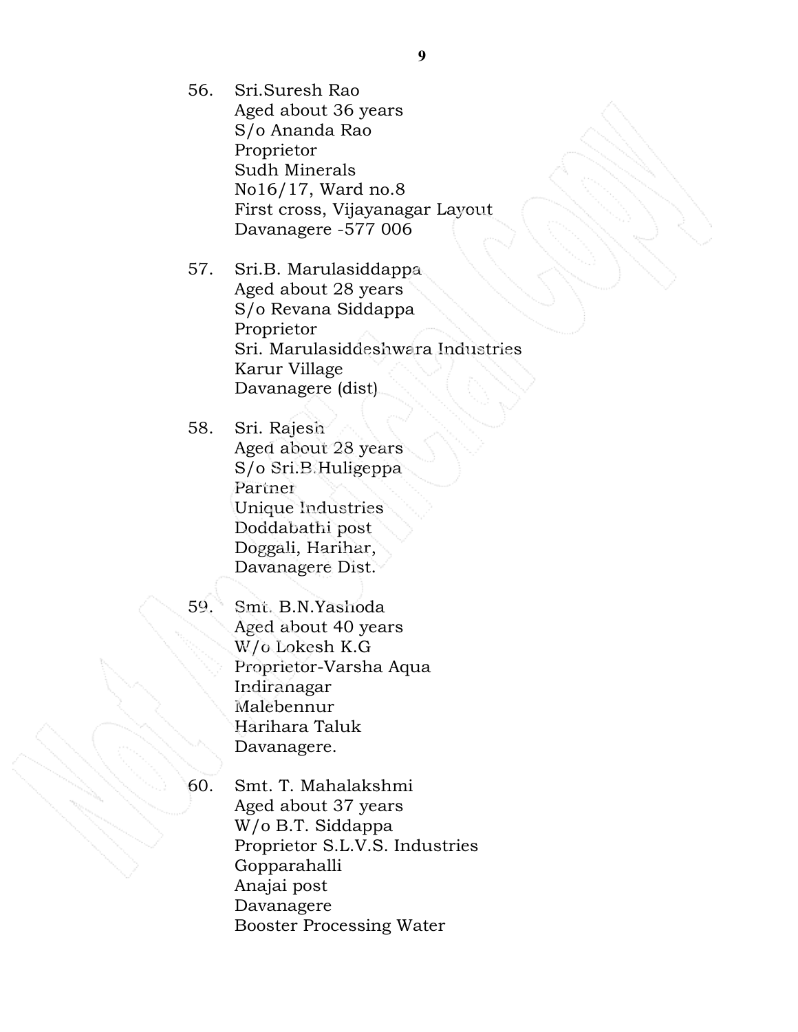56. Sri.Suresh Rao
    Aged about 36 years
    S/o Ananda Rao
    Proprietor
    Sudh Minerals
    No16/17, Ward no.8
    First cross, Vijayanagar Layout
    Davanagere -577 006

57. Sri.B. Marulasiddappa
    Aged about 28 years
    S/o Revana Siddappa
    Proprietor
    Sri. Marulasiddeshwara Industries
    Karur Village
    Davanagere (dist)

58. Sri. Rajesh
    Aged about 28 years
    S/o Sri.B.Huligeppa
    Partner
    Unique Industries
    Doddabathi post
    Doggali, Harihar,
    Davanagere Dist.

59. Smt. B.N.Yashoda
    Aged about 40 years
    W/o Lokesh K.G
    Proprietor-Varsha Aqua
    Indiranagar
    Malebennur
    Harihara Taluk
    Davanagere.

60. Smt. T. Mahalakshmi
    Aged about 37 years
    W/o B.T. Siddappa
    Proprietor S.L.V.S. Industries
    Gopparahalli
    Anajai post
    Davanagere
    Booster Processing Water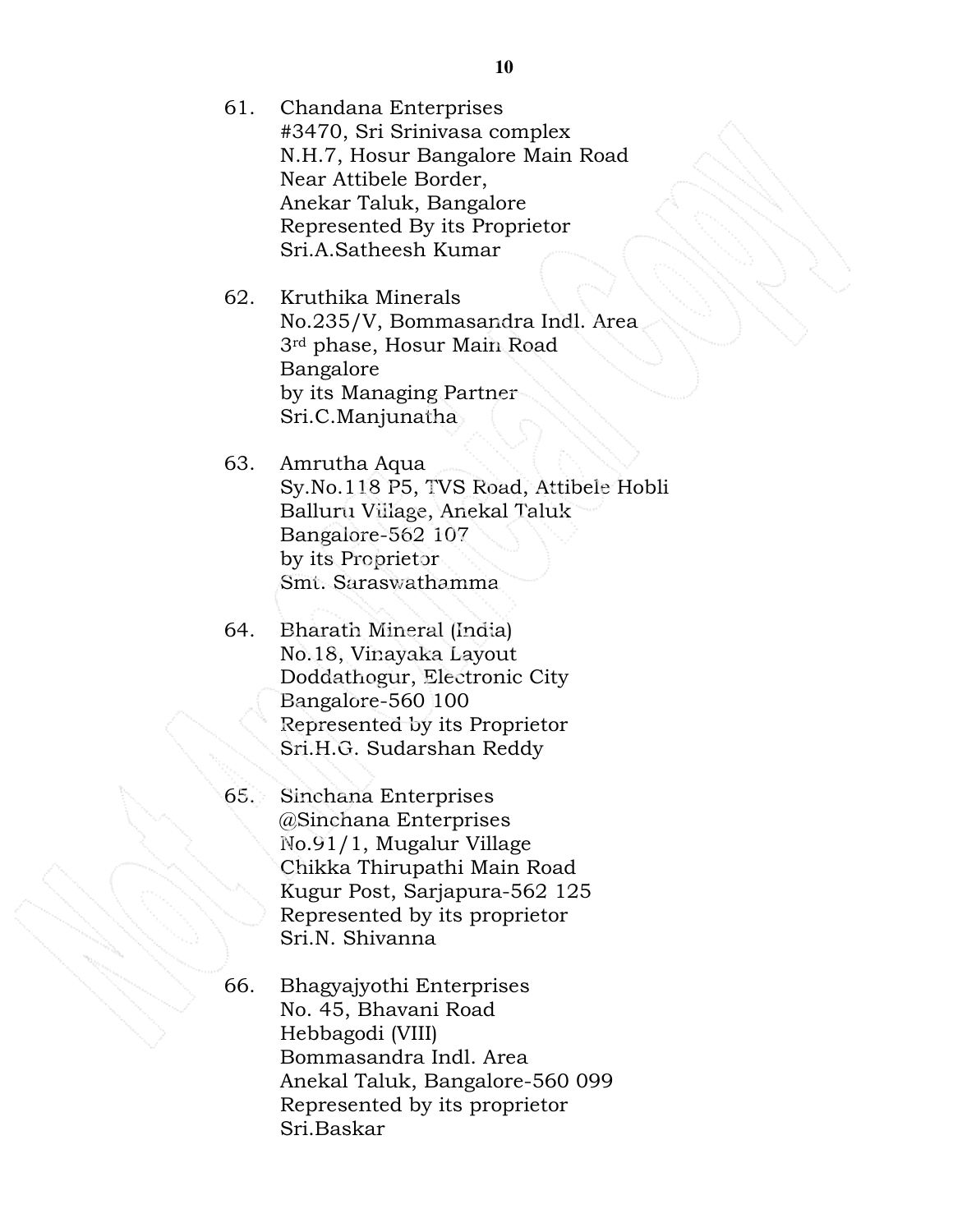61. Chandana Enterprises
    #3470, Sri Srinivasa complex
    N.H.7, Hosur Bangalore Main Road
    Near Attibele Border,
    Anekar Taluk, Bangalore
    Represented By its Proprietor
    Sri.A.Satheesh Kumar

62. Kruthika Minerals
    No.235/V, Bommasandra Indl. Area
    3rd phase, Hosur Main Road
    Bangalore
    by its Managing Partner
    Sri.C.Manjunatha

63. Amrutha Aqua
    Sy.No.118 P5, TVS Road, Attibele Hobli
    Balluru Village, Anekal Taluk
    Bangalore-562 107
    by its Proprietor
    Smt. Saraswathamma

64. Bharath Mineral (India)
    No.18, Vinayaka Layout
    Doddathogur, Electronic City
    Bangalore-560 100
    Represented by its Proprietor
    Sri.H.G. Sudarshan Reddy

65. Sinchana Enterprises
    @Sinchana Enterprises
    No.91/1, Mugalur Village
    Chikka Thirupathi Main Road
    Kugur Post, Sarjapura-562 125
    Represented by its proprietor
    Sri.N. Shivanna

66. Bhagyajyothi Enterprises
    No. 45, Bhavani Road
    Hebbagodi (VIII)
    Bommasandra Indl. Area
    Anekal Taluk, Bangalore-560 099
    Represented by its proprietor
    Sri.Baskar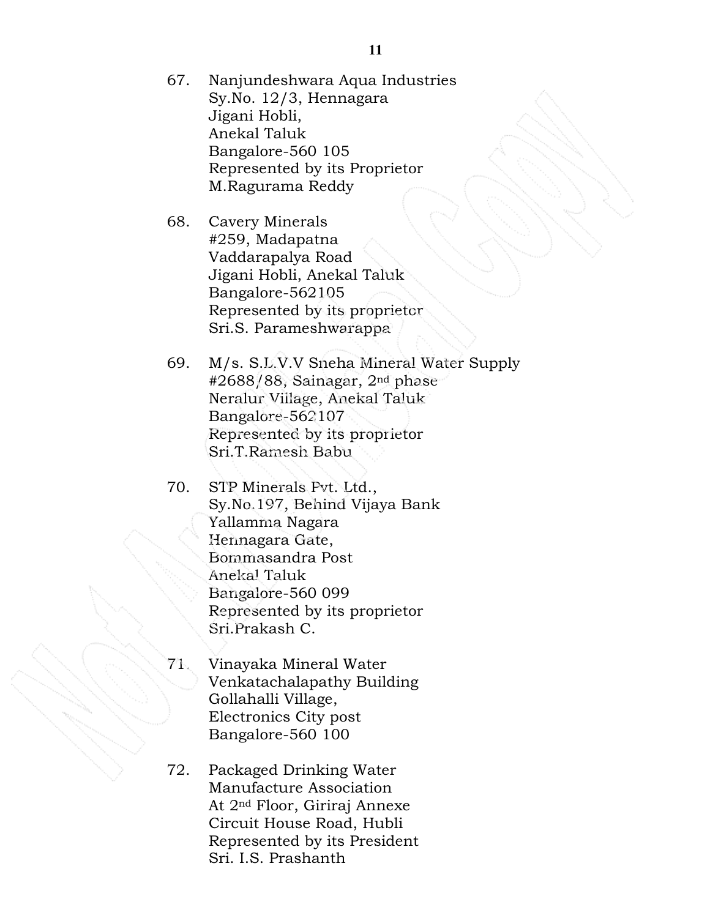67. Nanjundeshwara Aqua Industries
    Sy.No. 12/3, Hennagara
    Jigani Hobli,
    Anekal Taluk
    Bangalore-560 105
    Represented by its Proprietor
    M.Ragurama Reddy

68. Cavery Minerals
    #259, Madapatna
    Vaddarapalya Road
    Jigani Hobli, Anekal Taluk
    Bangalore-562105
    Represented by its proprietor
    Sri.S. Parameshwarappa

69. M/s. S.L.V.V Sneha Mineral Water Supply
    #2688/88, Sainagar, 2nd phase
    Neralur Village, Anekal Taluk
    Bangalore-562107
    Represented by its proprietor
    Sri.T.Ramesh Babu

70. STP Minerals Pvt. Ltd.,
    Sy.No.197, Behind Vijaya Bank
    Yallamma Nagara
    Hennagara Gate,
    Bommasandra Post
    Anekal Taluk
    Bangalore-560 099
    Represented by its proprietor
    Sri.Prakash C.

71. Vinayaka Mineral Water
    Venkatachalapathy Building
    Gollahalli Village,
    Electronics City post
    Bangalore-560 100

72. Packaged Drinking Water
    Manufacture Association
    At 2nd Floor, Giriraj Annexe
    Circuit House Road, Hubli
    Represented by its President
    Sri. I.S. Prashanth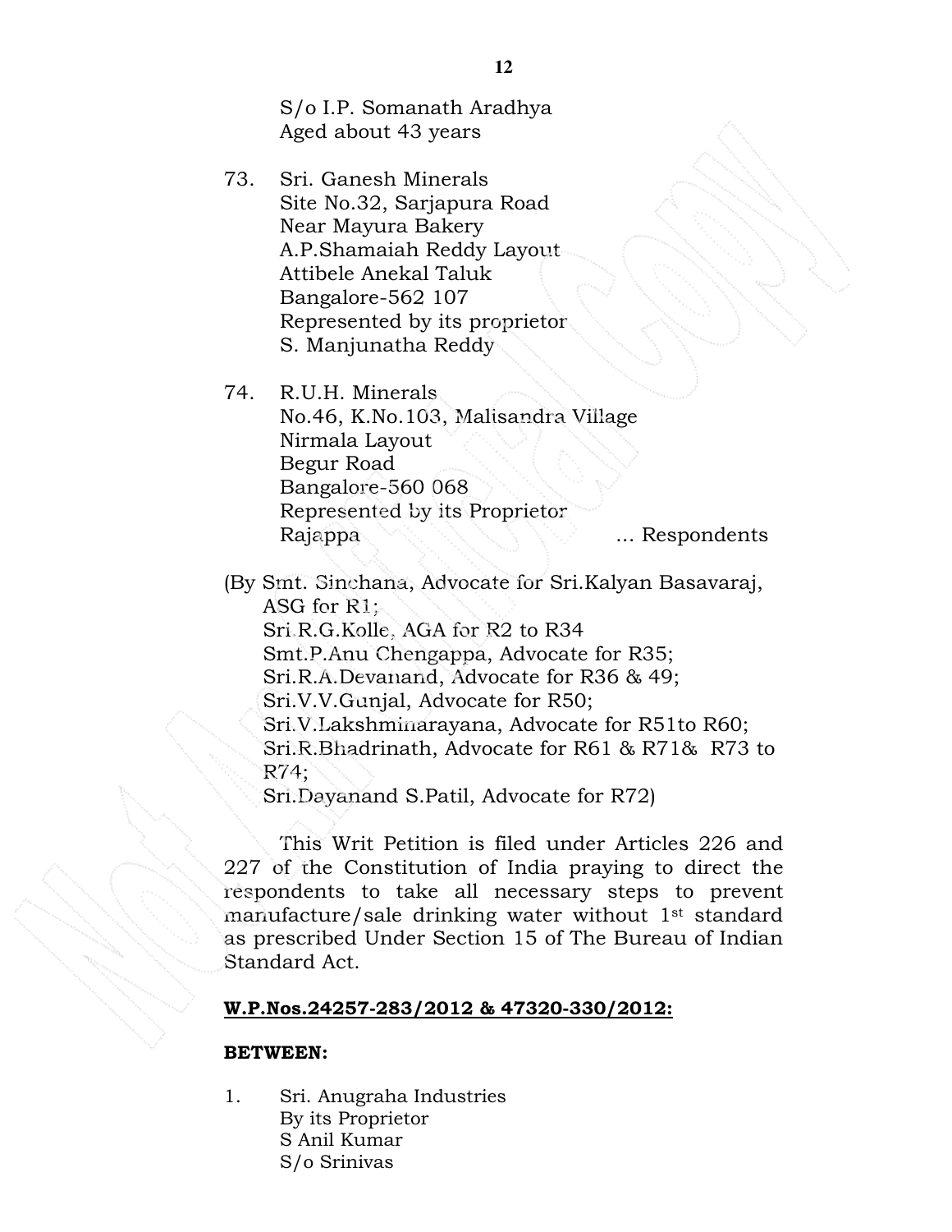S/o I.P. Somanath Aradhya
Aged about 43 years

73. Sri. Ganesh Minerals
Site No.32, Sarjapura Road
Near Mayura Bakery
A.P.Shamaiah Reddy Layout
Attibele Anekal Taluk
Bangalore-562 107
Represented by its proprietor
S. Manjunatha Reddy

74. R.U.H. Minerals
No.46, K.No.103, Malisandra Village
Nirmala Layout
Begur Road
Bangalore-560 068
Represented by its Proprietor
Rajappa ... Respondents

(By Smt. Sinchana, Advocate for Sri.Kalyan Basavaraj, ASG for R1;
Sri.R.G.Kolle, AGA for R2 to R34
Smt.P.Anu Chengappa, Advocate for R35;
Sri.R.A.Devanand, Advocate for R36 & 49;
Sri.V.V.Gunjal, Advocate for R50;
Sri.V.Lakshminarayana, Advocate for R51to R60;
Sri.R.Bhadrinath, Advocate for R61 & R71& R73 to R74;
Sri.Dayanand S.Patil, Advocate for R72)

This Writ Petition is filed under Articles 226 and 227 of the Constitution of India praying to direct the respondents to take all necessary steps to prevent manufacture/sale drinking water without 1st standard as prescribed Under Section 15 of The Bureau of Indian Standard Act.

**W.P.Nos.24257-283/2012 & 47320-330/2012:**

**BETWEEN:**

1. Sri. Anugraha Industries
By its Proprietor
S Anil Kumar
S/o Srinivas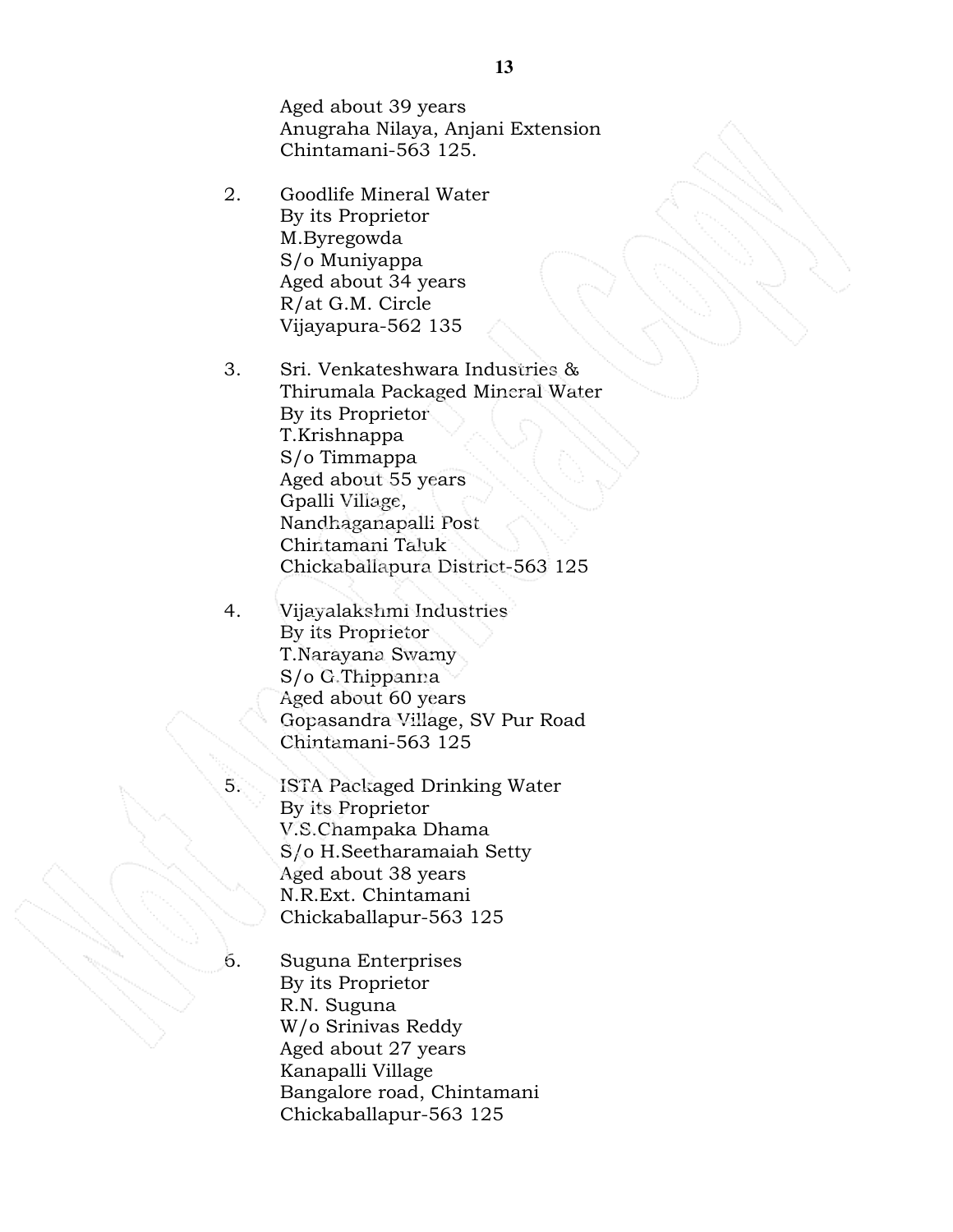Aged about 39 years
Anugraha Nilaya, Anjani Extension
Chintamani-563 125.

2. Goodlife Mineral Water
   By its Proprietor
   M.Byregowda
   S/o Muniyappa
   Aged about 34 years
   R/at G.M. Circle
   Vijayapura-562 135

3. Sri. Venkateshwara Industries &
   Thirumala Packaged Mineral Water
   By its Proprietor
   T.Krishnappa
   S/o Timmappa
   Aged about 55 years
   Gpalli Village,
   Nandhaganapalli Post
   Chintamani Taluk
   Chickaballapura District-563 125

4. Vijayalakshmi Industries
   By its Proprietor
   T.Narayana Swamy
   S/o G.Thippanna
   Aged about 60 years
   Gopasandra Village, SV Pur Road
   Chintamani-563 125

5. ISTA Packaged Drinking Water
   By its Proprietor
   V.S.Champaka Dhama
   S/o H.Seetharamaiah Setty
   Aged about 38 years
   N.R.Ext. Chintamani
   Chickaballapur-563 125

6. Suguna Enterprises
   By its Proprietor
   R.N. Suguna
   W/o Srinivas Reddy
   Aged about 27 years
   Kanapalli Village
   Bangalore road, Chintamani
   Chickaballapur-563 125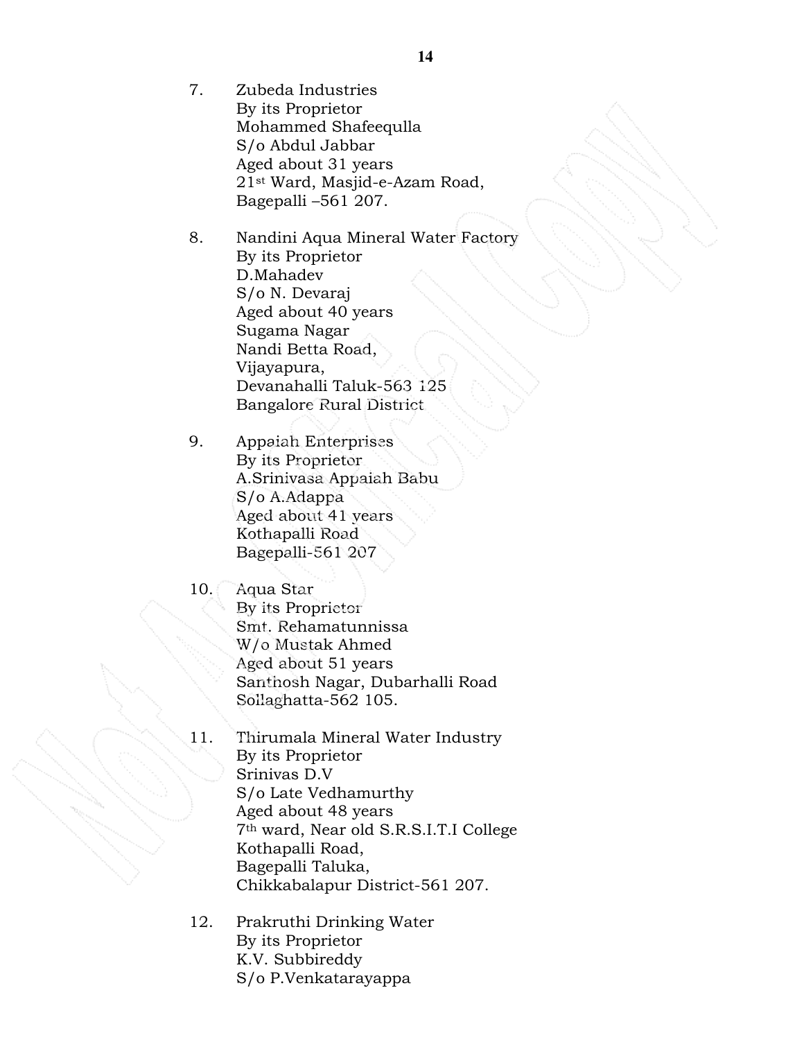7. Zubeda Industries
   By its Proprietor
   Mohammed Shafeequlla
   S/o Abdul Jabbar
   Aged about 31 years
   21st Ward, Masjid-e-Azam Road,
   Bagepalli –561 207.

8. Nandini Aqua Mineral Water Factory
   By its Proprietor
   D.Mahadev
   S/o N. Devaraj
   Aged about 40 years
   Sugama Nagar
   Nandi Betta Road,
   Vijayapura,
   Devanahalli Taluk-563 125
   Bangalore Rural District

9. Appaiah Enterprises
   By its Proprietor
   A.Srinivasa Appaiah Babu
   S/o A.Adappa
   Aged about 41 years
   Kothapalli Road
   Bagepalli-561 207

10. Aqua Star
    By its Proprietor
    Smt. Rehamatunnissa
    W/o Mustak Ahmed
    Aged about 51 years
    Santhosh Nagar, Dubarhalli Road
    Sollaghatta-562 105.

11. Thirumala Mineral Water Industry
    By its Proprietor
    Srinivas D.V
    S/o Late Vedhamurthy
    Aged about 48 years
    7th ward, Near old S.R.S.I.T.I College
    Kothapalli Road,
    Bagepalli Taluka,
    Chikkabalapur District-561 207.

12. Prakruthi Drinking Water
    By its Proprietor
    K.V. Subbireddy
    S/o P.Venkatarayappa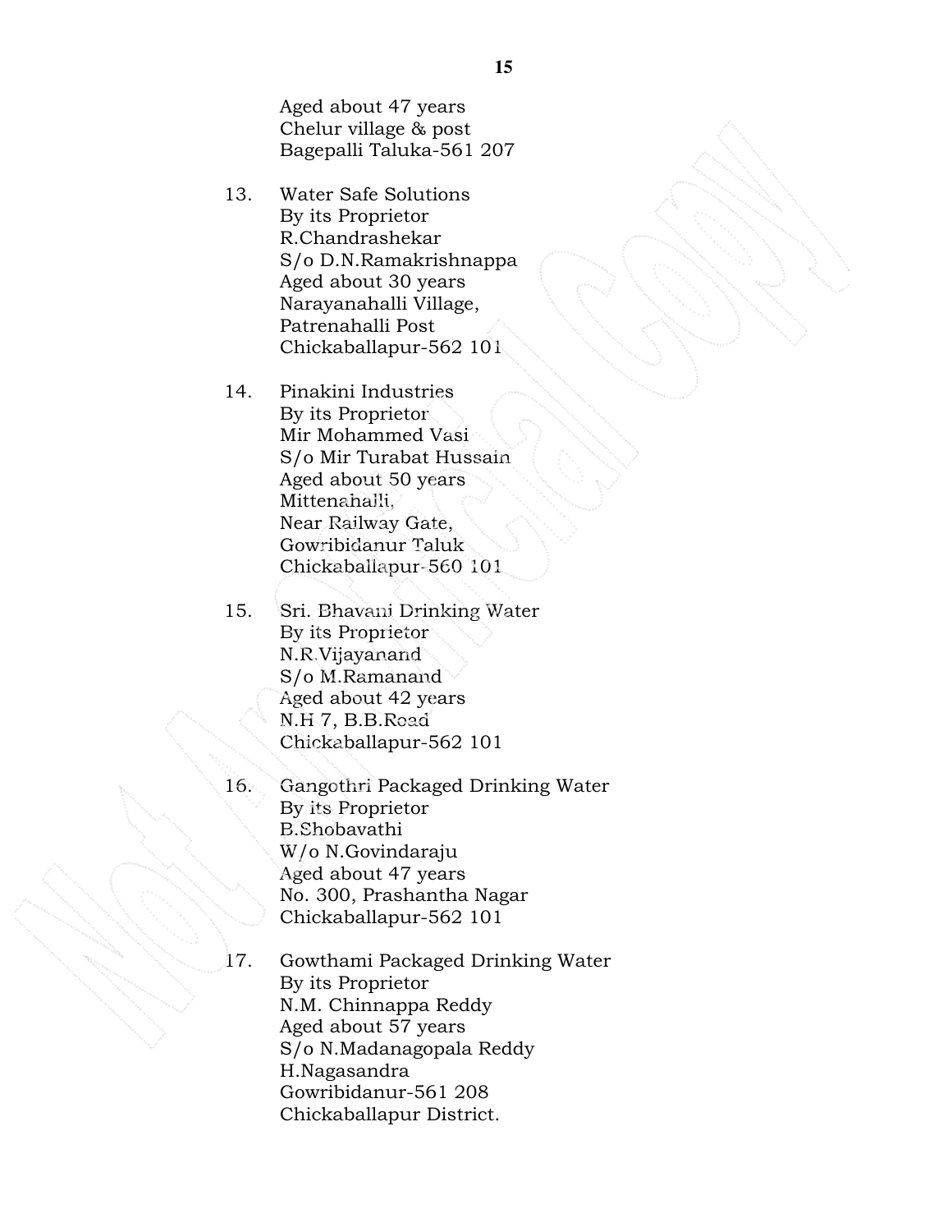Aged about 47 years
Chelur village & post
Bagepalli Taluka-561 207

13. Water Safe Solutions
    By its Proprietor
    R.Chandrashekar
    S/o D.N.Ramakrishnappa
    Aged about 30 years
    Narayanahalli Village,
    Patrenahalli Post
    Chickaballapur-562 101

14. Pinakini Industries
    By its Proprietor
    Mir Mohammed Vasi
    S/o Mir Turabat Hussain
    Aged about 50 years
    Mittenahalli,
    Near Railway Gate,
    Gowribidanur Taluk
    Chickaballapur-560 101

15. Sri. Bhavani Drinking Water
    By its Proprietor
    N.R.Vijayanand
    S/o M.Ramanand
    Aged about 42 years
    N.H 7, B.B.Road
    Chickaballapur-562 101

16. Gangothri Packaged Drinking Water
    By its Proprietor
    B.Shobavathi
    W/o N.Govindaraju
    Aged about 47 years
    No. 300, Prashantha Nagar
    Chickaballapur-562 101

17. Gowthami Packaged Drinking Water
    By its Proprietor
    N.M. Chinnappa Reddy
    Aged about 57 years
    S/o N.Madanagopala Reddy
    H.Nagasandra
    Gowribidanur-561 208
    Chickaballapur District.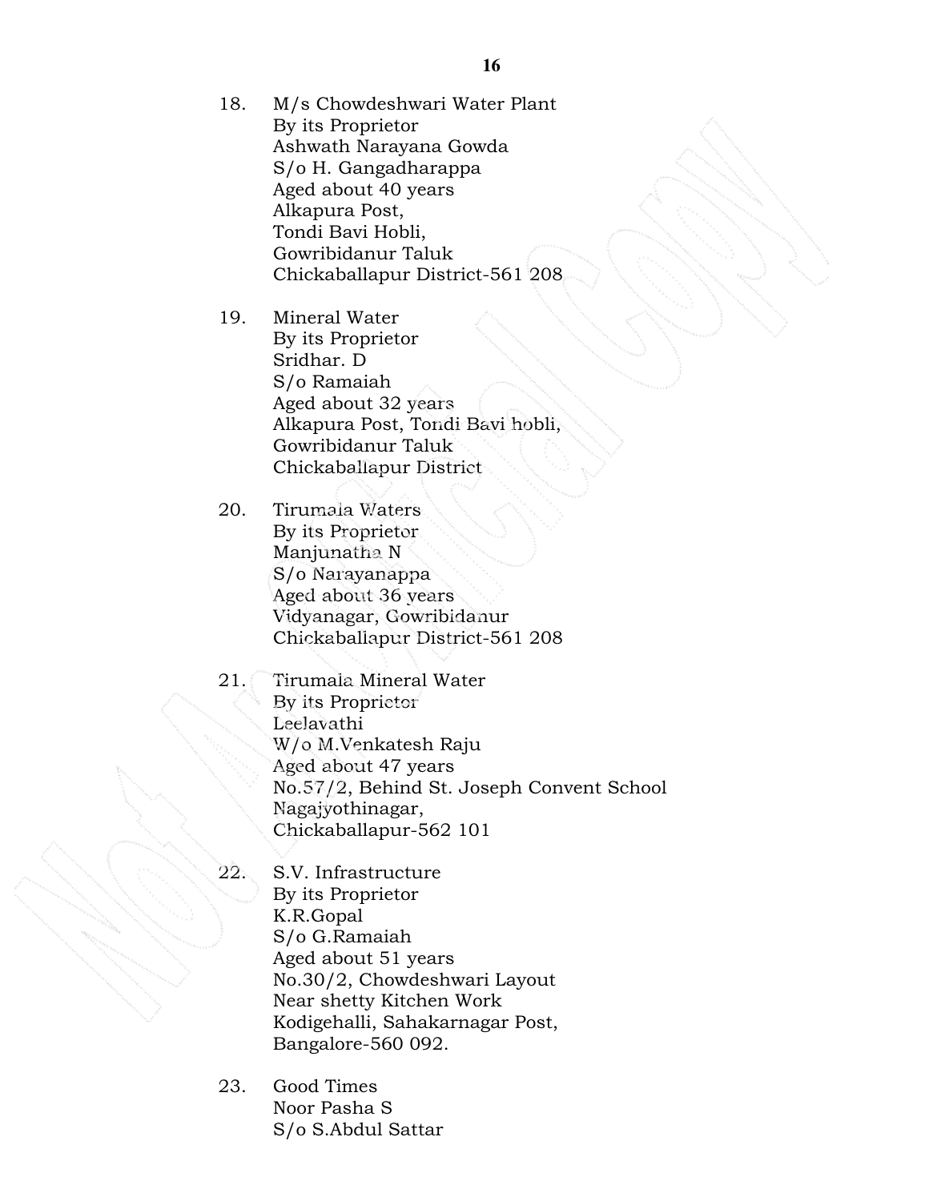18. M/s Chowdeshwari Water Plant
    By its Proprietor
    Ashwath Narayana Gowda
    S/o H. Gangadharappa
    Aged about 40 years
    Alkapura Post,
    Tondi Bavi Hobli,
    Gowribidanur Taluk
    Chickaballapur District-561 208

19. Mineral Water
    By its Proprietor
    Sridhar. D
    S/o Ramaiah
    Aged about 32 years
    Alkapura Post, Tondi Bavi hobli,
    Gowribidanur Taluk
    Chickaballapur District

20. Tirumala Waters
    By its Proprietor
    Manjunatha N
    S/o Narayanappa
    Aged about 36 years
    Vidyanagar, Gowribidanur
    Chickaballapur District-561 208

21. Tirumala Mineral Water
    By its Proprietor
    Leelavathi
    W/o M.Venkatesh Raju
    Aged about 47 years
    No.57/2, Behind St. Joseph Convent School
    Nagajyothinagar,
    Chickaballapur-562 101

22. S.V. Infrastructure
    By its Proprietor
    K.R.Gopal
    S/o G.Ramaiah
    Aged about 51 years
    No.30/2, Chowdeshwari Layout
    Near shetty Kitchen Work
    Kodigehalli, Sahakarnagar Post,
    Bangalore-560 092.

23. Good Times
    Noor Pasha S
    S/o S.Abdul Sattar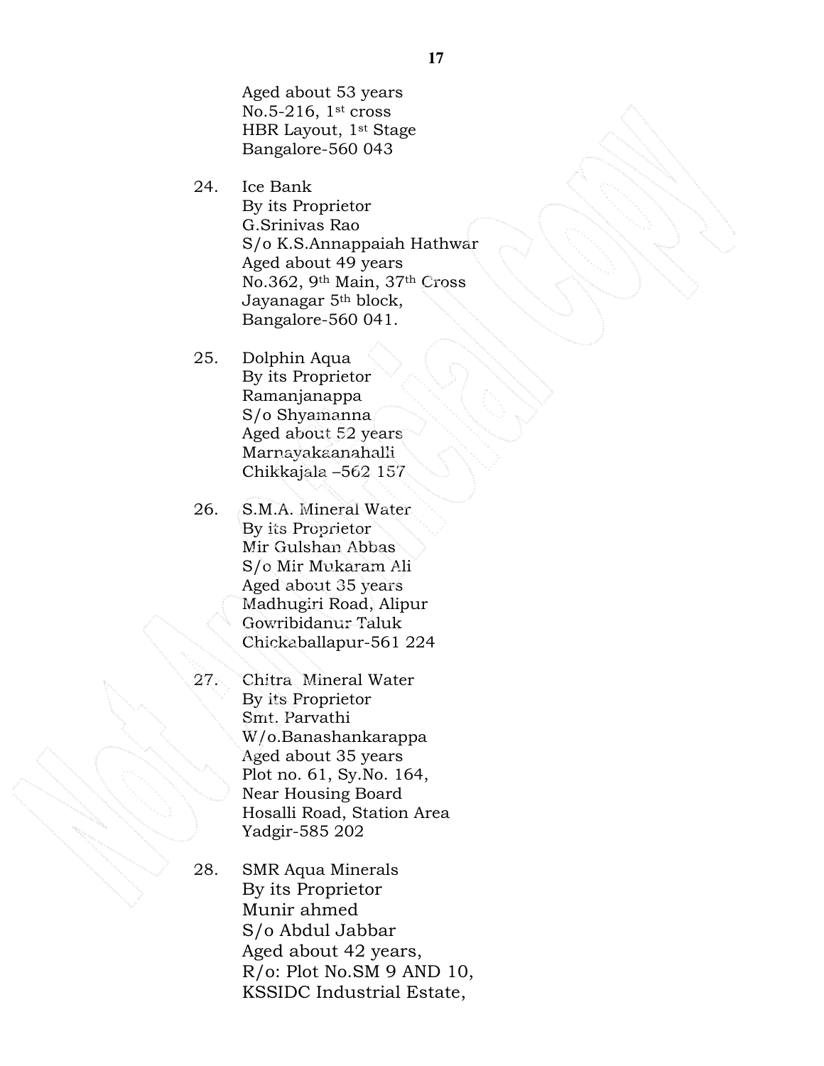Aged about 53 years
No.5-216, 1st cross
HBR Layout, 1st Stage
Bangalore-560 043

24. Ice Bank
By its Proprietor
G.Srinivas Rao
S/o K.S.Annappaiah Hathwar
Aged about 49 years
No.362, 9th Main, 37th Cross
Jayanagar 5th block,
Bangalore-560 041.

25. Dolphin Aqua
By its Proprietor
Ramanjanappa
S/o Shyamanna
Aged about 52 years
Marnayakaanahalli
Chikkajala –562 157

26. S.M.A. Mineral Water
By its Proprietor
Mir Gulshan Abbas
S/o Mir Mukaram Ali
Aged about 35 years
Madhugiri Road, Alipur
Gowribidanur Taluk
Chickaballapur-561 224

27. Chitra Mineral Water
By its Proprietor
Smt. Parvathi
W/o.Banashankarappa
Aged about 35 years
Plot no. 61, Sy.No. 164,
Near Housing Board
Hosalli Road, Station Area
Yadgir-585 202

28. SMR Aqua Minerals
By its Proprietor
Munir ahmed
S/o Abdul Jabbar
Aged about 42 years,
R/o: Plot No.SM 9 AND 10,
KSSIDC Industrial Estate,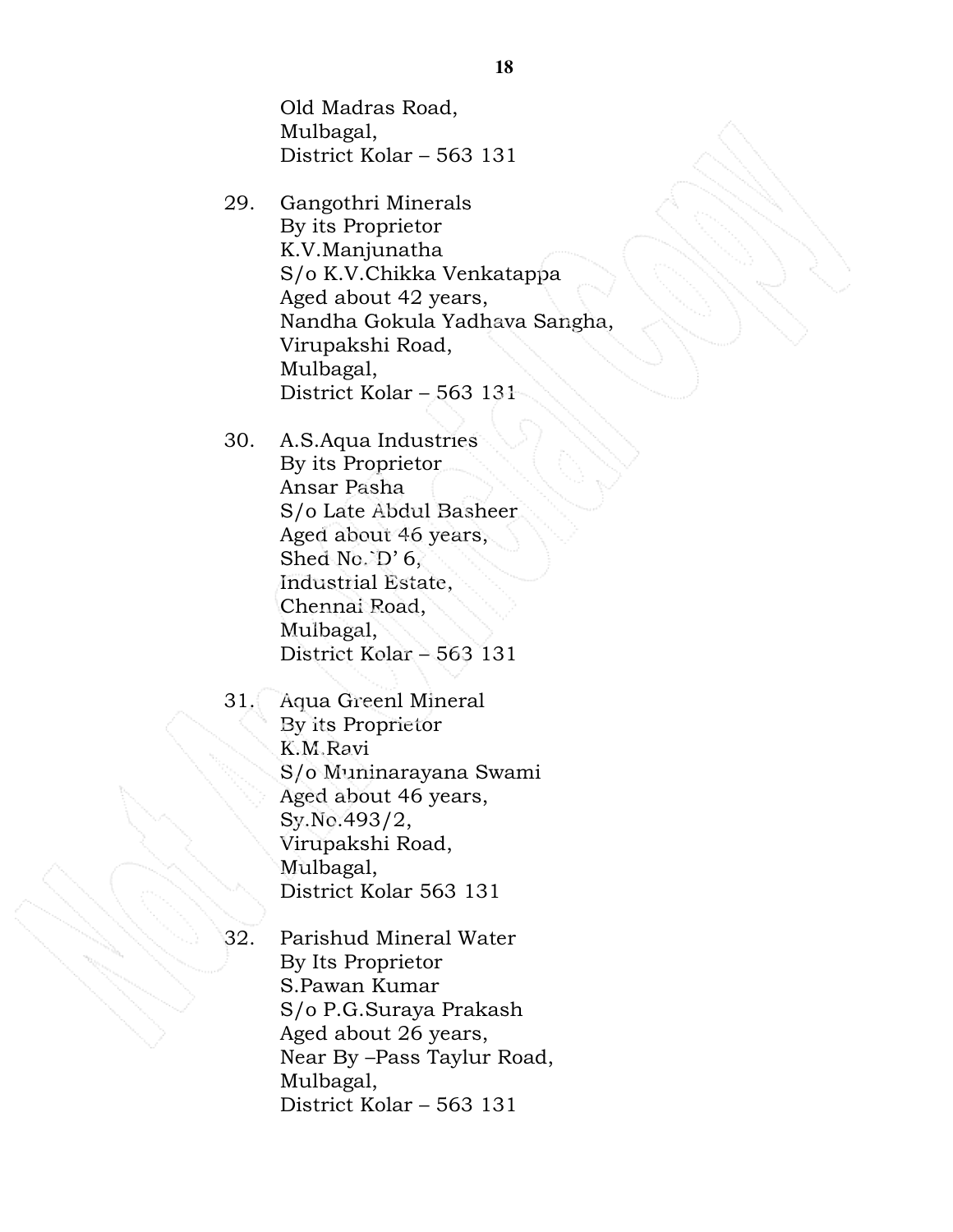Old Madras Road,
Mulbagal,
District Kolar – 563 131

29. Gangothri Minerals
By its Proprietor
K.V.Manjunatha
S/o K.V.Chikka Venkatappa
Aged about 42 years,
Nandha Gokula Yadhava Sangha,
Virupakshi Road,
Mulbagal,
District Kolar – 563 131

30. A.S.Aqua Industries
By its Proprietor
Ansar Pasha
S/o Late Abdul Basheer
Aged about 46 years,
Shed No.`D' 6,
Industrial Estate,
Chennai Road,
Mulbagal,
District Kolar – 563 131

31. Aqua Greenl Mineral
By its Proprietor
K.M.Ravi
S/o Muninarayana Swami
Aged about 46 years,
Sy.No.493/2,
Virupakshi Road,
Mulbagal,
District Kolar 563 131

32. Parishud Mineral Water
By Its Proprietor
S.Pawan Kumar
S/o P.G.Suraya Prakash
Aged about 26 years,
Near By –Pass Taylur Road,
Mulbagal,
District Kolar – 563 131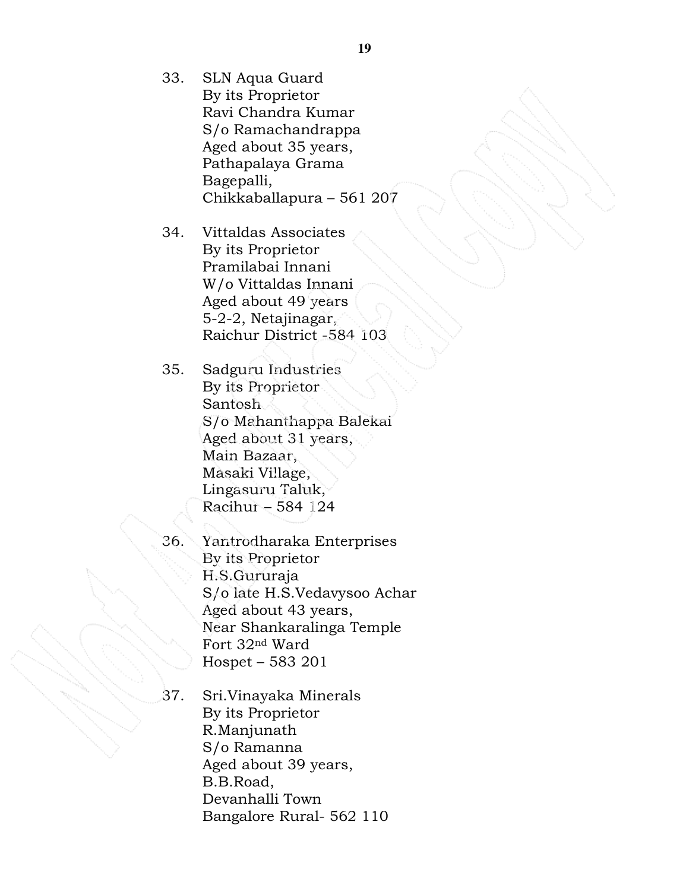33. SLN Aqua Guard
    By its Proprietor
    Ravi Chandra Kumar
    S/o Ramachandrappa
    Aged about 35 years,
    Pathapalaya Grama
    Bagepalli,
    Chikkaballapura – 561 207

34. Vittaldas Associates
    By its Proprietor
    Pramilabai Innani
    W/o Vittaldas Innani
    Aged about 49 years
    5-2-2, Netajinagar,
    Raichur District -584 103

35. Sadguru Industries
    By its Proprietor
    Santosh
    S/o Mahanthappa Balekai
    Aged about 31 years,
    Main Bazaar,
    Masaki Village,
    Lingasuru Taluk,
    Racihur – 584 124

36. Yantrodharaka Enterprises
    By its Proprietor
    H.S.Gururaja
    S/o late H.S.Vedavysoo Achar
    Aged about 43 years,
    Near Shankaralinga Temple
    Fort 32nd Ward
    Hospet – 583 201

37. Sri.Vinayaka Minerals
    By its Proprietor
    R.Manjunath
    S/o Ramanna
    Aged about 39 years,
    B.B.Road,
    Devanhalli Town
    Bangalore Rural- 562 110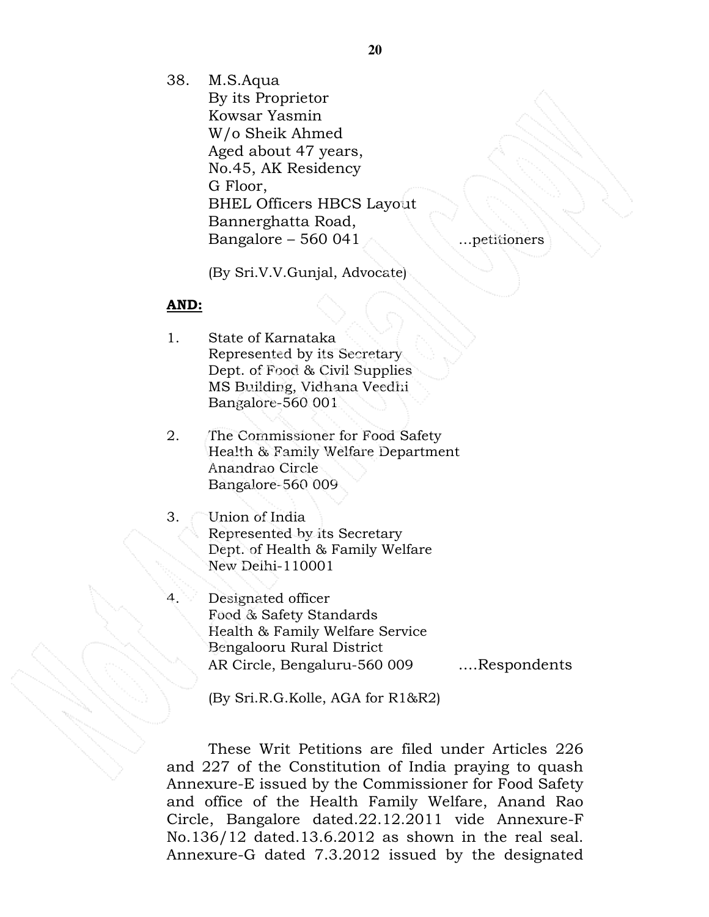38. M.S.Aqua
    By its Proprietor
    Kowsar Yasmin
    W/o Sheik Ahmed
    Aged about 47 years,
    No.45, AK Residency
    G Floor,
    BHEL Officers HBCS Layout
    Bannerghatta Road,
    Bangalore – 560 041 …petitioners

(By Sri.V.V.Gunjal, Advocate)

**AND:**

1. State of Karnataka
   Represented by its Secretary
   Dept. of Food & Civil Supplies
   MS Building, Vidhana Veedhi
   Bangalore-560 001

2. The Commissioner for Food Safety
   Health & Family Welfare Department
   Anandrao Circle
   Bangalore-560 009

3. Union of India
   Represented by its Secretary
   Dept. of Health & Family Welfare
   New Delhi-110001

4. Designated officer
   Food & Safety Standards
   Health & Family Welfare Service
   Bengalooru Rural District
   AR Circle, Bengaluru-560 009 ….Respondents

(By Sri.R.G.Kolle, AGA for R1&R2)

These Writ Petitions are filed under Articles 226 and 227 of the Constitution of India praying to quash Annexure-E issued by the Commissioner for Food Safety and office of the Health Family Welfare, Anand Rao Circle, Bangalore dated.22.12.2011 vide Annexure-F No.136/12 dated.13.6.2012 as shown in the real seal. Annexure-G dated 7.3.2012 issued by the designated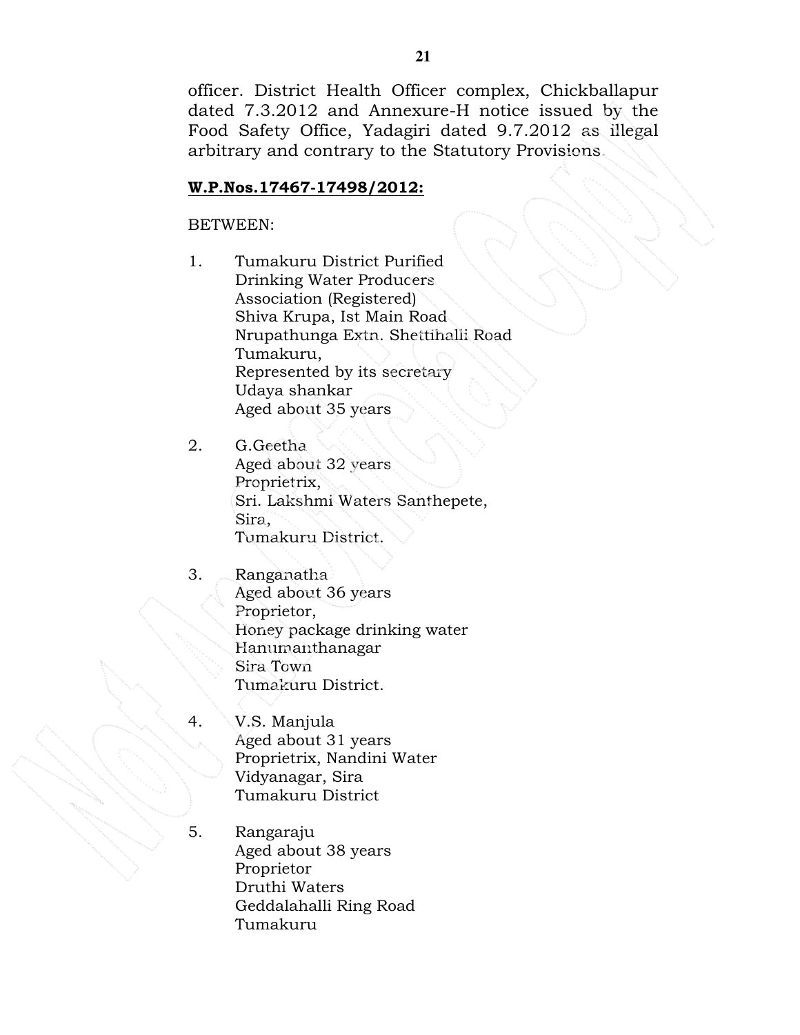officer. District Health Officer complex, Chickballapur dated 7.3.2012 and Annexure-H notice issued by the Food Safety Office, Yadagiri dated 9.7.2012 as illegal arbitrary and contrary to the Statutory Provisions.

**W.P.Nos.17467-17498/2012:**

BETWEEN:

1. Tumakuru District Purified Drinking Water Producers Association (Registered)
   Shiva Krupa, Ist Main Road
   Nrupathunga Extn. Shettihalli Road
   Tumakuru,
   Represented by its secretary
   Udaya shankar
   Aged about 35 years

2. G.Geetha
   Aged about 32 years
   Proprietrix,
   Sri. Lakshmi Waters Santhepete,
   Sira,
   Tumakuru District.

3. Ranganatha
   Aged about 36 years
   Proprietor,
   Honey package drinking water
   Hanumanthanagar
   Sira Town
   Tumakuru District.

4. V.S. Manjula
   Aged about 31 years
   Proprietrix, Nandini Water
   Vidyanagar, Sira
   Tumakuru District

5. Rangaraju
   Aged about 38 years
   Proprietor
   Druthi Waters
   Geddalahalli Ring Road
   Tumakuru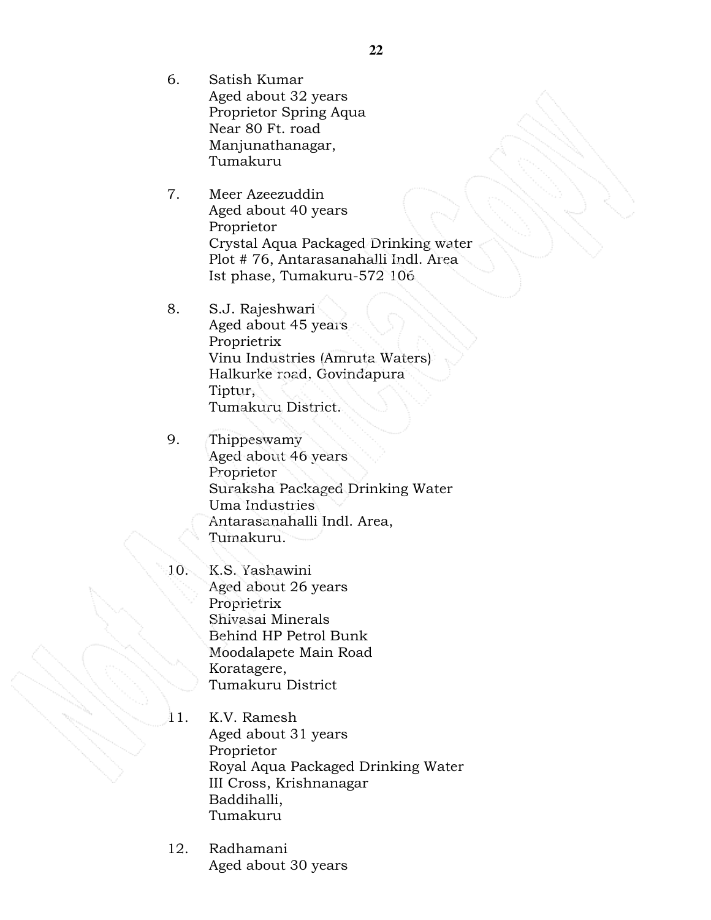6. Satish Kumar
   Aged about 32 years
   Proprietor Spring Aqua
   Near 80 Ft. road
   Manjunathanagar,
   Tumakuru

7. Meer Azeezuddin
   Aged about 40 years
   Proprietor
   Crystal Aqua Packaged Drinking water
   Plot # 76, Antarasanahalli Indl. Area
   Ist phase, Tumakuru-572 106

8. S.J. Rajeshwari
   Aged about 45 years
   Proprietrix
   Vinu Industries (Amruta Waters)
   Halkurke road. Govindapura
   Tiptur,
   Tumakuru District.

9. Thippeswamy
   Aged about 46 years
   Proprietor
   Suraksha Packaged Drinking Water
   Uma Industries
   Antarasanahalli Indl. Area,
   Tumakuru.

10. K.S. Yashawini
    Aged about 26 years
    Proprietrix
    Shivasai Minerals
    Behind HP Petrol Bunk
    Moodalapete Main Road
    Koratagere,
    Tumakuru District

11. K.V. Ramesh
    Aged about 31 years
    Proprietor
    Royal Aqua Packaged Drinking Water
    III Cross, Krishnanagar
    Baddihalli,
    Tumakuru

12. Radhamani
    Aged about 30 years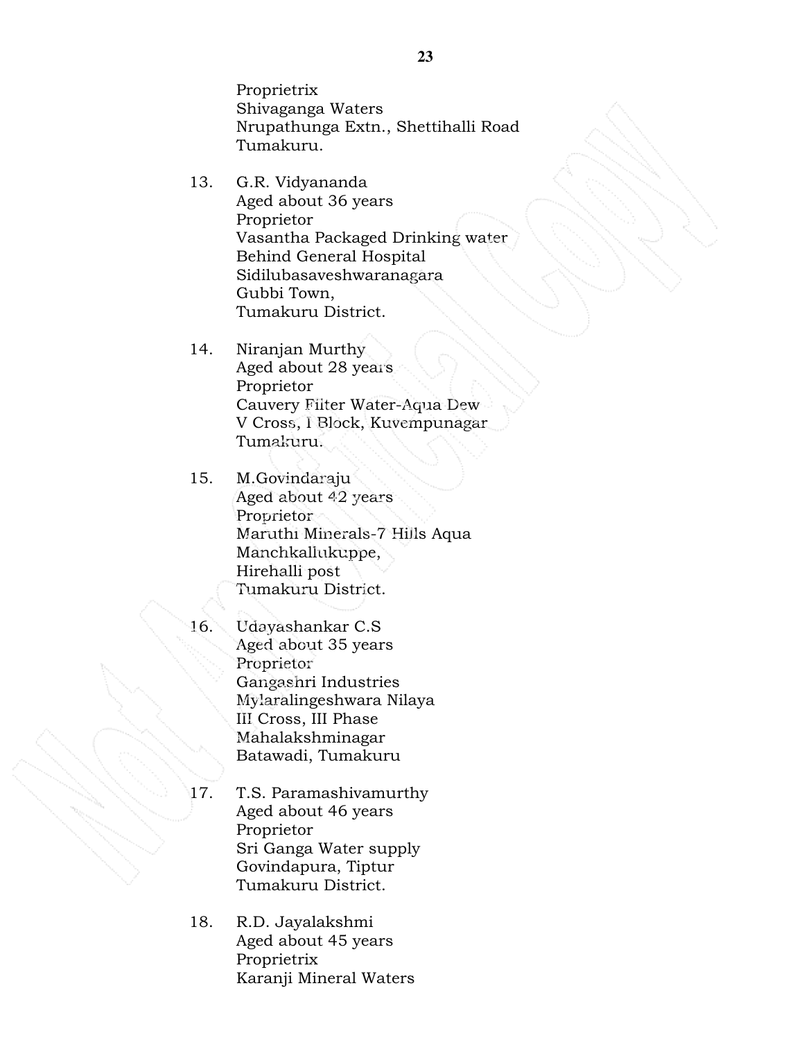Proprietrix
Shivaganga Waters
Nrupathunga Extn., Shettihalli Road
Tumakuru.

13. G.R. Vidyananda
Aged about 36 years
Proprietor
Vasantha Packaged Drinking water
Behind General Hospital
Sidilubasaveshwaranagara
Gubbi Town,
Tumakuru District.

14. Niranjan Murthy
Aged about 28 years
Proprietor
Cauvery Filter Water-Aqua Dew
V Cross, I Block, Kuvempunagar
Tumakuru.

15. M.Govindaraju
Aged about 42 years
Proprietor
Maruthi Minerals-7 Hills Aqua
Manchkallukuppe,
Hirehalli post
Tumakuru District.

16. Udayashankar C.S
Aged about 35 years
Proprietor
Gangashri Industries
Mylaralingeshwara Nilaya
III Cross, III Phase
Mahalakshminagar
Batawadi, Tumakuru

17. T.S. Paramashivamurthy
Aged about 46 years
Proprietor
Sri Ganga Water supply
Govindapura, Tiptur
Tumakuru District.

18. R.D. Jayalakshmi
Aged about 45 years
Proprietrix
Karanji Mineral Waters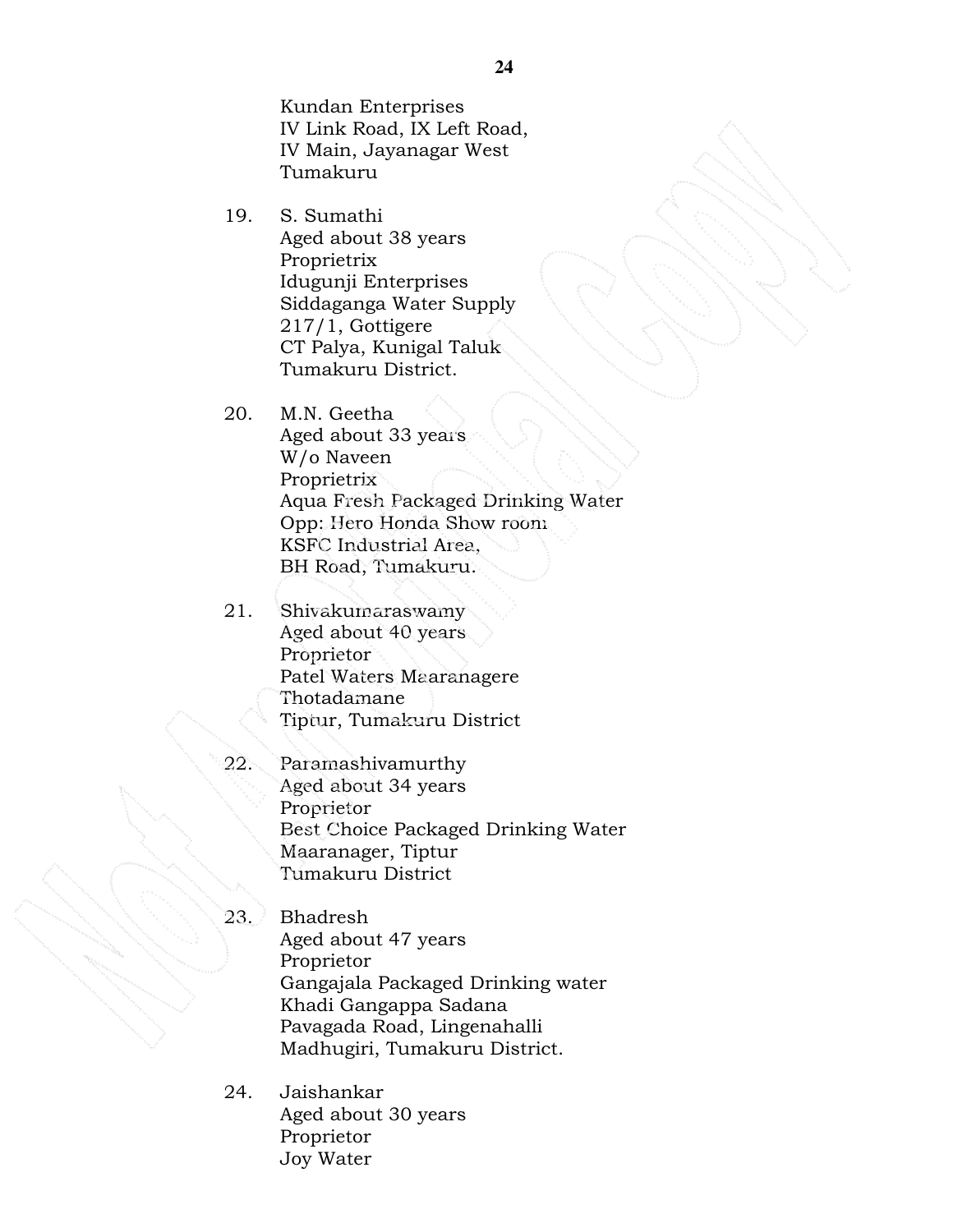Kundan Enterprises
IV Link Road, IX Left Road,
IV Main, Jayanagar West
Tumakuru

19. S. Sumathi
    Aged about 38 years
    Proprietrix
    Idugunji Enterprises
    Siddaganga Water Supply
    217/1, Gottigere
    CT Palya, Kunigal Taluk
    Tumakuru District.

20. M.N. Geetha
    Aged about 33 years
    W/o Naveen
    Proprietrix
    Aqua Fresh Packaged Drinking Water
    Opp: Hero Honda Show room
    KSFC Industrial Area,
    BH Road, Tumakuru.

21. Shivakumaraswamy
    Aged about 40 years
    Proprietor
    Patel Waters Maaranagere
    Thotadamane
    Tiptur, Tumakuru District

22. Paramashivamurthy
    Aged about 34 years
    Proprietor
    Best Choice Packaged Drinking Water
    Maaranager, Tiptur
    Tumakuru District

23. Bhadresh
    Aged about 47 years
    Proprietor
    Gangajala Packaged Drinking water
    Khadi Gangappa Sadana
    Pavagada Road, Lingenahalli
    Madhugiri, Tumakuru District.

24. Jaishankar
    Aged about 30 years
    Proprietor
    Joy Water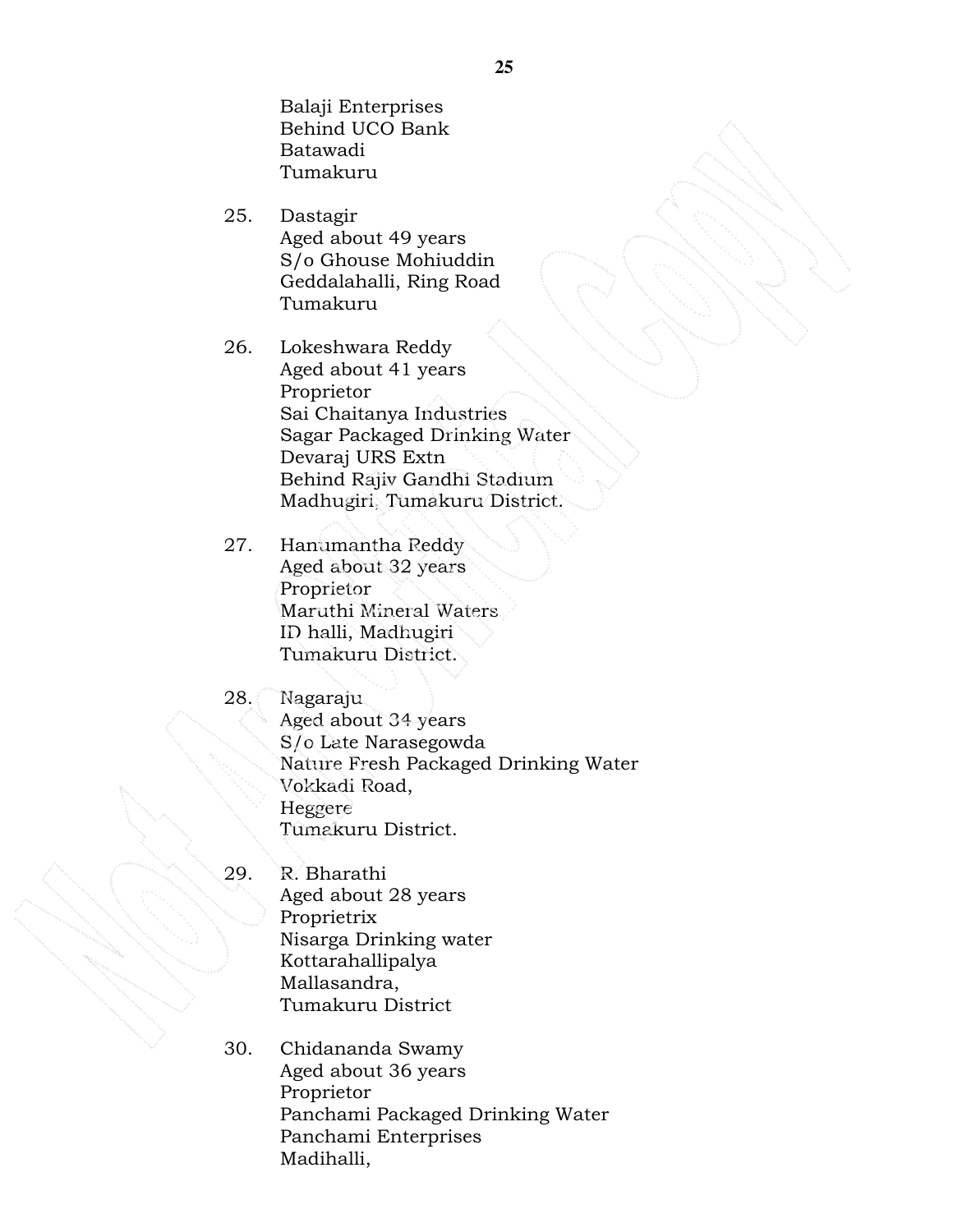Balaji Enterprises
Behind UCO Bank
Batawadi
Tumakuru

25. Dastagir
Aged about 49 years
S/o Ghouse Mohiuddin
Geddalahalli, Ring Road
Tumakuru

26. Lokeshwara Reddy
Aged about 41 years
Proprietor
Sai Chaitanya Industries
Sagar Packaged Drinking Water
Devaraj URS Extn
Behind Rajiv Gandhi Stadium
Madhugiri, Tumakuru District.

27. Hanumantha Reddy
Aged about 32 years
Proprietor
Maruthi Mineral Waters
ID halli, Madhugiri
Tumakuru District.

28. Nagaraju
Aged about 34 years
S/o Late Narasegowda
Nature Fresh Packaged Drinking Water
Vokkadi Road,
Heggere
Tumakuru District.

29. R. Bharathi
Aged about 28 years
Proprietrix
Nisarga Drinking water
Kottarahallipalya
Mallasandra,
Tumakuru District

30. Chidananda Swamy
Aged about 36 years
Proprietor
Panchami Packaged Drinking Water
Panchami Enterprises
Madihalli,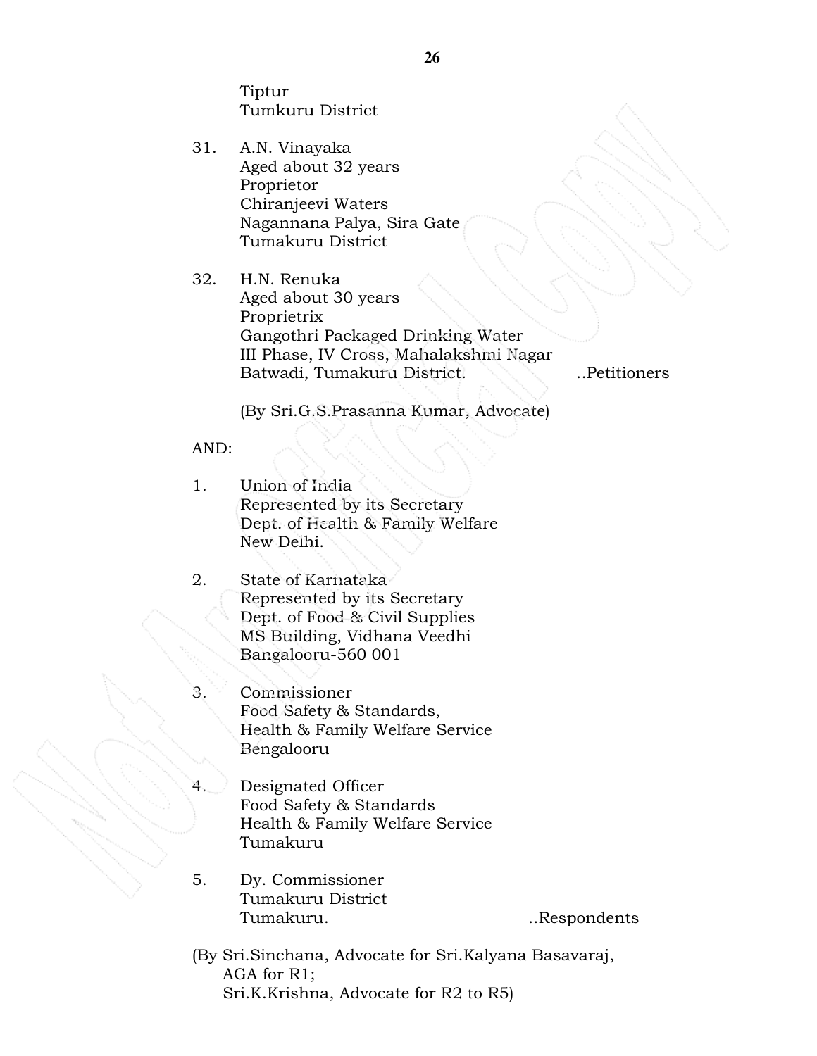Tiptur
Tumkuru District

31. A.N. Vinayaka
    Aged about 32 years
    Proprietor
    Chiranjeevi Waters
    Nagannana Palya, Sira Gate
    Tumakuru District

32. H.N. Renuka
    Aged about 30 years
    Proprietrix
    Gangothri Packaged Drinking Water
    III Phase, IV Cross, Mahalakshmi Nagar
    Batwadi, Tumakuru District. ..Petitioners

(By Sri.G.S.Prasanna Kumar, Advocate)

AND:

1. Union of India
   Represented by its Secretary
   Dept. of Health & Family Welfare
   New Delhi.

2. State of Karnataka
   Represented by its Secretary
   Dept. of Food & Civil Supplies
   MS Building, Vidhana Veedhi
   Bangalooru-560 001

3. Commissioner
   Food Safety & Standards,
   Health & Family Welfare Service
   Bengalooru

4. Designated Officer
   Food Safety & Standards
   Health & Family Welfare Service
   Tumakuru

5. Dy. Commissioner
   Tumakuru District
   Tumakuru. ..Respondents

(By Sri.Sinchana, Advocate for Sri.Kalyana Basavaraj,
AGA for R1;
Sri.K.Krishna, Advocate for R2 to R5)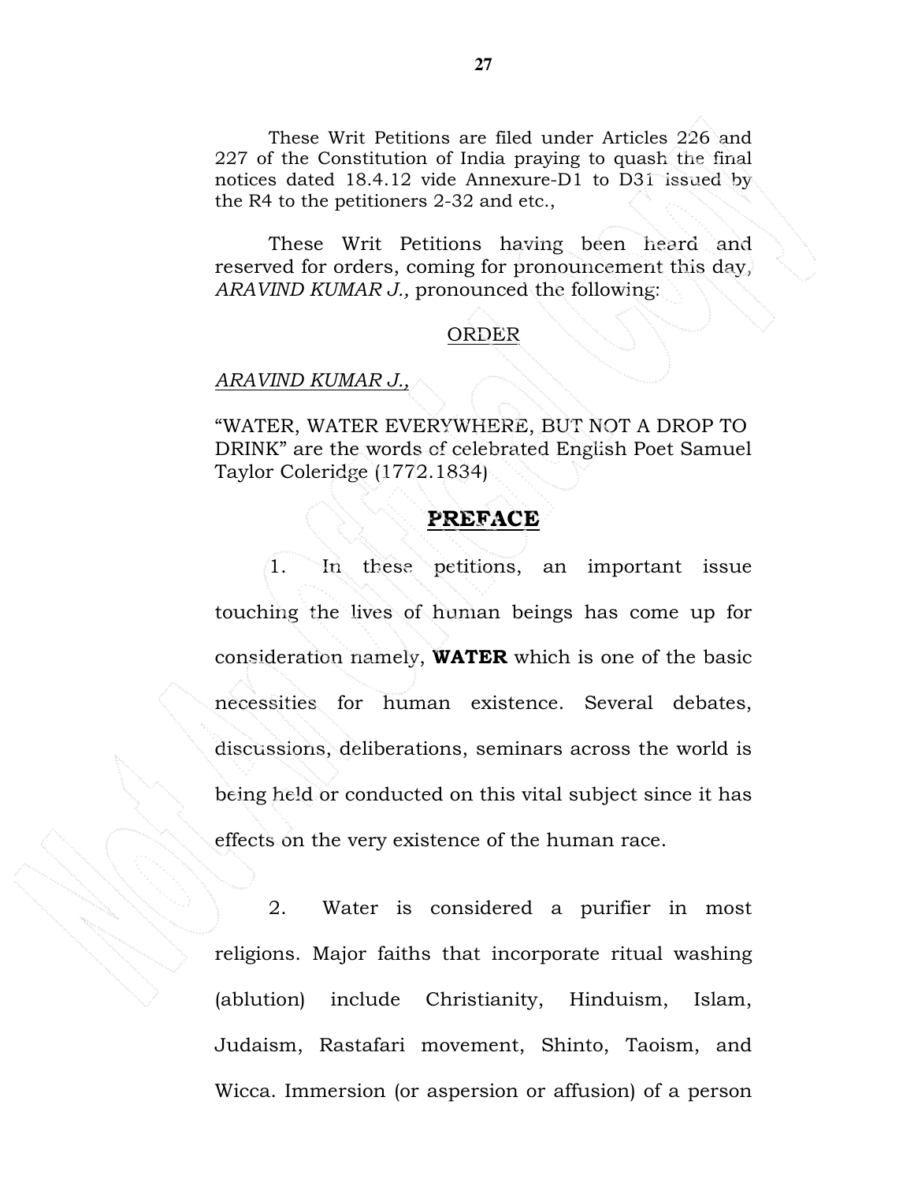These Writ Petitions are filed under Articles 226 and 227 of the Constitution of India praying to quash the final notices dated 18.4.12 vide Annexure-D1 to D31 issued by the R4 to the petitioners 2-32 and etc.,

These Writ Petitions having been heard and reserved for orders, coming for pronouncement this day, *ARAVIND KUMAR J.,* pronounced the following:

ORDER

*ARAVIND KUMAR J.,*

"WATER, WATER EVERYWHERE, BUT NOT A DROP TO DRINK" are the words of celebrated English Poet Samuel Taylor Coleridge (1772.1834)

## PREFACE

1. In these petitions, an important issue touching the lives of human beings has come up for consideration namely, **WATER** which is one of the basic necessities for human existence. Several debates, discussions, deliberations, seminars across the world is being held or conducted on this vital subject since it has effects on the very existence of the human race.

2. Water is considered a purifier in most religions. Major faiths that incorporate ritual washing (ablution) include Christianity, Hinduism, Islam, Judaism, Rastafari movement, Shinto, Taoism, and Wicca. Immersion (or aspersion or affusion) of a person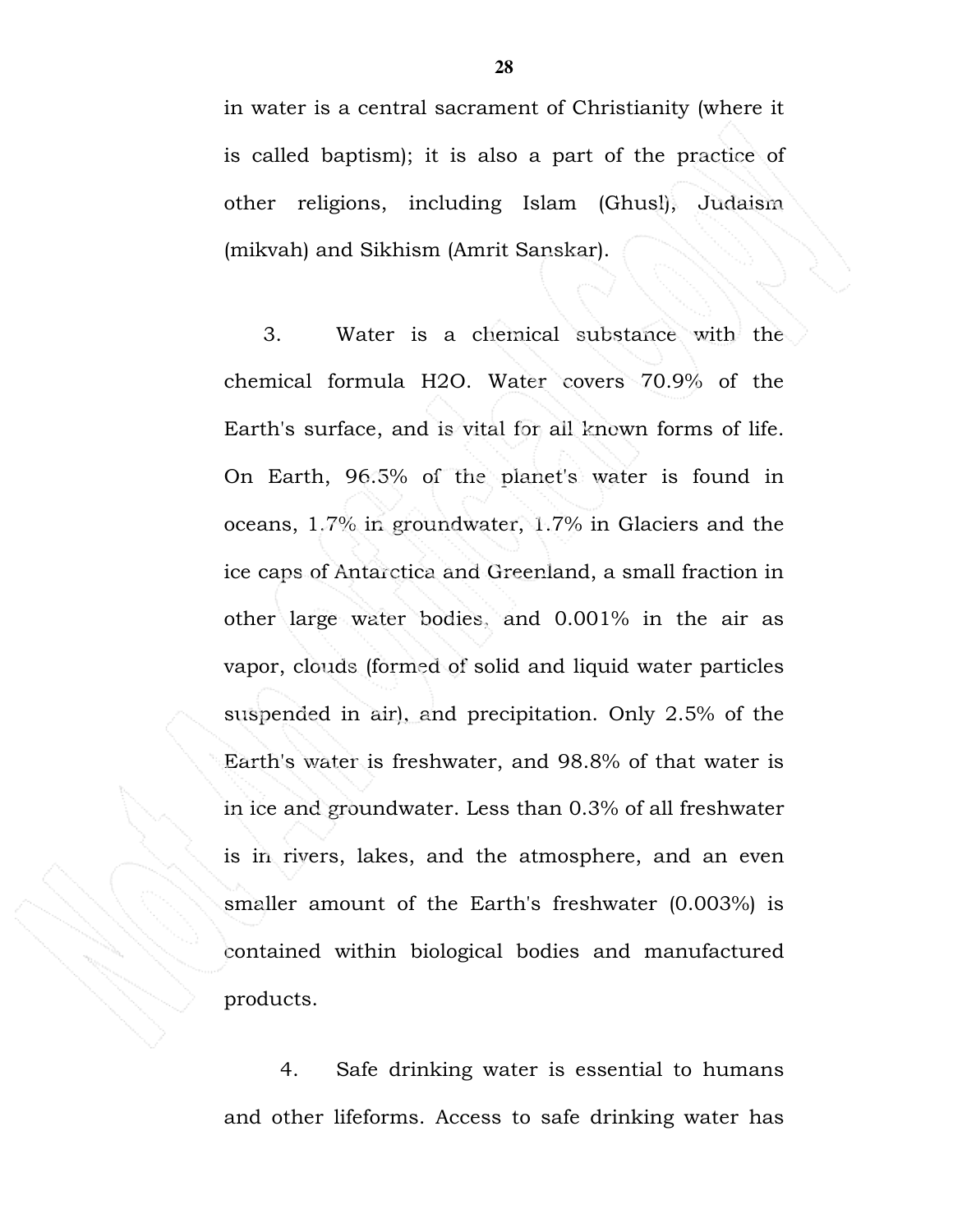in water is a central sacrament of Christianity (where it is called baptism); it is also a part of the practice of other religions, including Islam (Ghusl), Judaism (mikvah) and Sikhism (Amrit Sanskar).

3. Water is a chemical substance with the chemical formula $H_2O$. Water covers 70.9% of the Earth's surface, and is vital for all known forms of life. On Earth, 96.5% of the planet's water is found in oceans, 1.7% in groundwater, 1.7% in Glaciers and the ice caps of Antarctica and Greenland, a small fraction in other large water bodies, and 0.001% in the air as vapor, clouds (formed of solid and liquid water particles suspended in air), and precipitation. Only 2.5% of the Earth's water is freshwater, and 98.8% of that water is in ice and groundwater. Less than 0.3% of all freshwater is in rivers, lakes, and the atmosphere, and an even smaller amount of the Earth's freshwater (0.003%) is contained within biological bodies and manufactured products.

4. Safe drinking water is essential to humans and other lifeforms. Access to safe drinking water has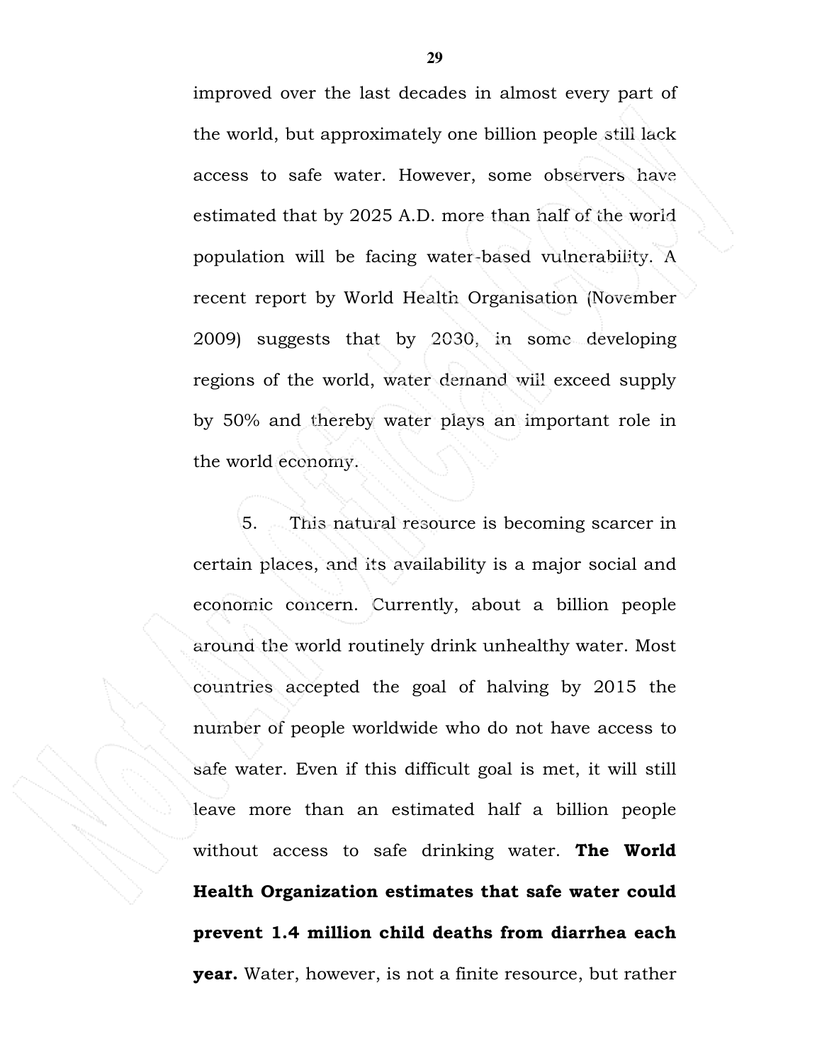improved over the last decades in almost every part of the world, but approximately one billion people still lack access to safe water. However, some observers have estimated that by 2025 A.D. more than half of the world population will be facing water-based vulnerability. A recent report by World Health Organisation (November 2009) suggests that by 2030, in some developing regions of the world, water demand will exceed supply by 50% and thereby water plays an important role in the world economy.

5. This natural resource is becoming scarcer in certain places, and its availability is a major social and economic concern. Currently, about a billion people around the world routinely drink unhealthy water. Most countries accepted the goal of halving by 2015 the number of people worldwide who do not have access to safe water. Even if this difficult goal is met, it will still leave more than an estimated half a billion people without access to safe drinking water. **The World Health Organization estimates that safe water could prevent 1.4 million child deaths from diarrhea each year.** Water, however, is not a finite resource, but rather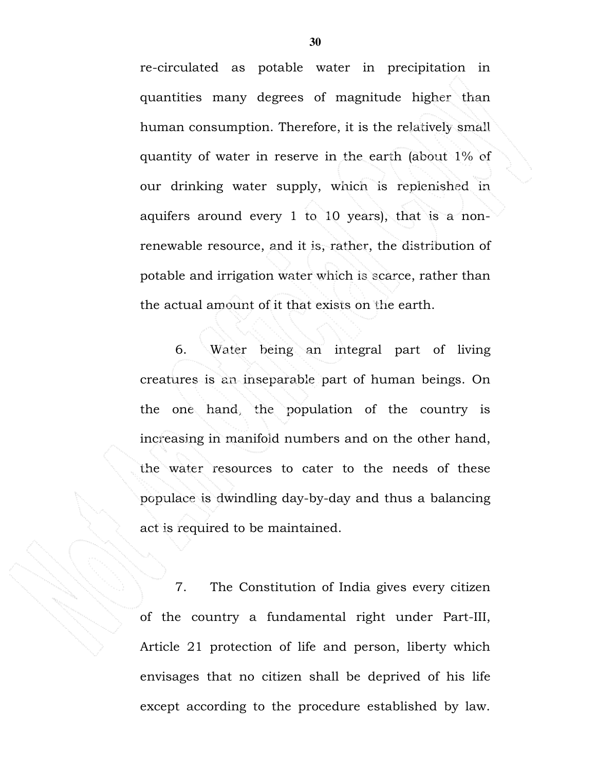re-circulated as potable water in precipitation in quantities many degrees of magnitude higher than human consumption. Therefore, it is the relatively small quantity of water in reserve in the earth (about 1% of our drinking water supply, which is replenished in aquifers around every 1 to 10 years), that is a non-renewable resource, and it is, rather, the distribution of potable and irrigation water which is scarce, rather than the actual amount of it that exists on the earth.

6. Water being an integral part of living creatures is an inseparable part of human beings. On the one hand, the population of the country is increasing in manifold numbers and on the other hand, the water resources to cater to the needs of these populace is dwindling day-by-day and thus a balancing act is required to be maintained.

7. The Constitution of India gives every citizen of the country a fundamental right under Part-III, Article 21 protection of life and person, liberty which envisages that no citizen shall be deprived of his life except according to the procedure established by law.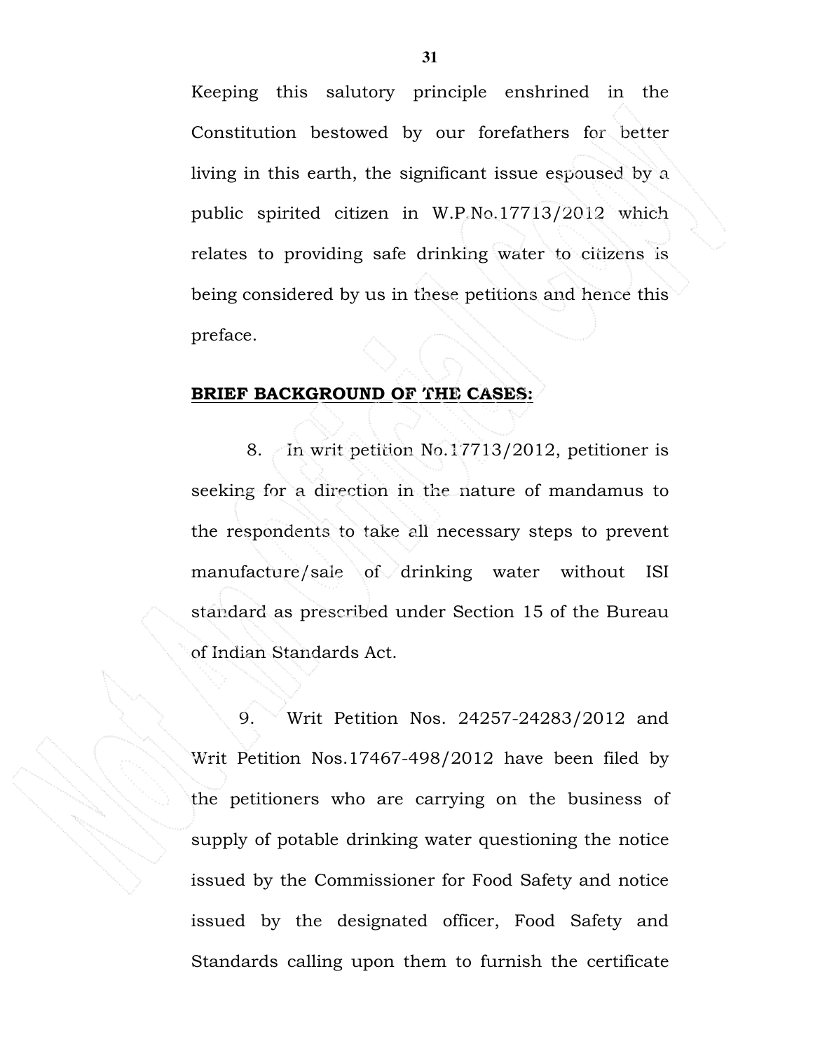Keeping this salutory principle enshrined in the Constitution bestowed by our forefathers for better living in this earth, the significant issue espoused by a public spirited citizen in W.P.No.17713/2012 which relates to providing safe drinking water to citizens is being considered by us in these petitions and hence this preface.

**BRIEF BACKGROUND OF THE CASES:**

8. In writ petition No.17713/2012, petitioner is seeking for a direction in the nature of mandamus to the respondents to take all necessary steps to prevent manufacture/sale of drinking water without ISI standard as prescribed under Section 15 of the Bureau of Indian Standards Act.

9. Writ Petition Nos. 24257-24283/2012 and Writ Petition Nos.17467-498/2012 have been filed by the petitioners who are carrying on the business of supply of potable drinking water questioning the notice issued by the Commissioner for Food Safety and notice issued by the designated officer, Food Safety and Standards calling upon them to furnish the certificate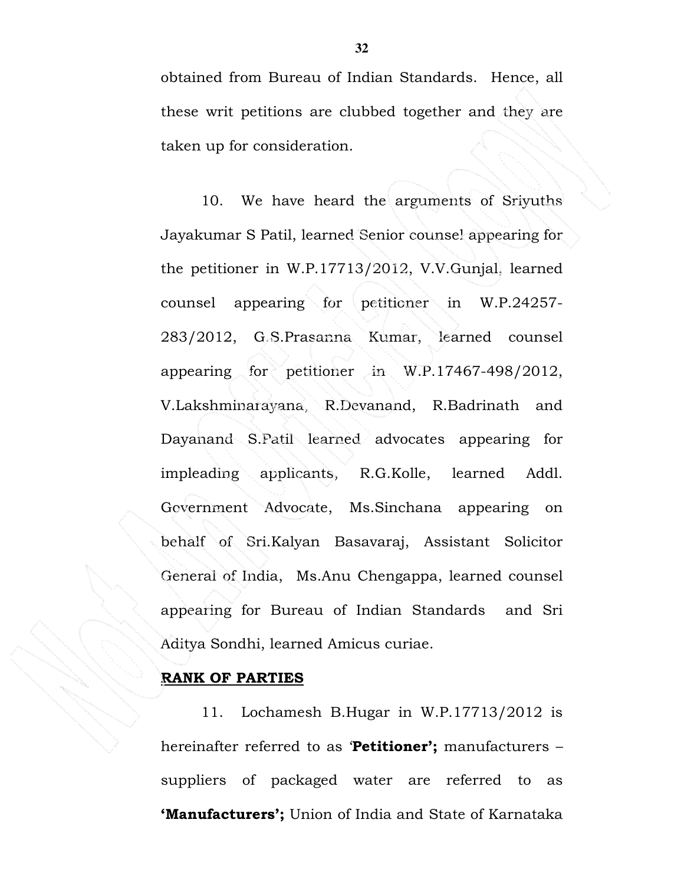obtained from Bureau of Indian Standards. Hence, all these writ petitions are clubbed together and they are taken up for consideration.

10. We have heard the arguments of Sriyuths Jayakumar S Patil, learned Senior counsel appearing for the petitioner in W.P.17713/2012, V.V.Gunjal, learned counsel appearing for petitioner in W.P.24257-283/2012, G.S.Prasanna Kumar, learned counsel appearing for petitioner in W.P.17467-498/2012, V.Lakshminarayana, R.Devanand, R.Badrinath and Dayanand S.Patil learned advocates appearing for impleading applicants, R.G.Kolle, learned Addl. Government Advocate, Ms.Sinchana appearing on behalf of Sri.Kalyan Basavaraj, Assistant Solicitor General of India, Ms.Anu Chengappa, learned counsel appearing for Bureau of Indian Standards and Sri Aditya Sondhi, learned Amicus curiae.

**RANK OF PARTIES**

11. Lochamesh B.Hugar in W.P.17713/2012 is hereinafter referred to as '**Petitioner';** manufacturers – suppliers of packaged water are referred to as **'Manufacturers';** Union of India and State of Karnataka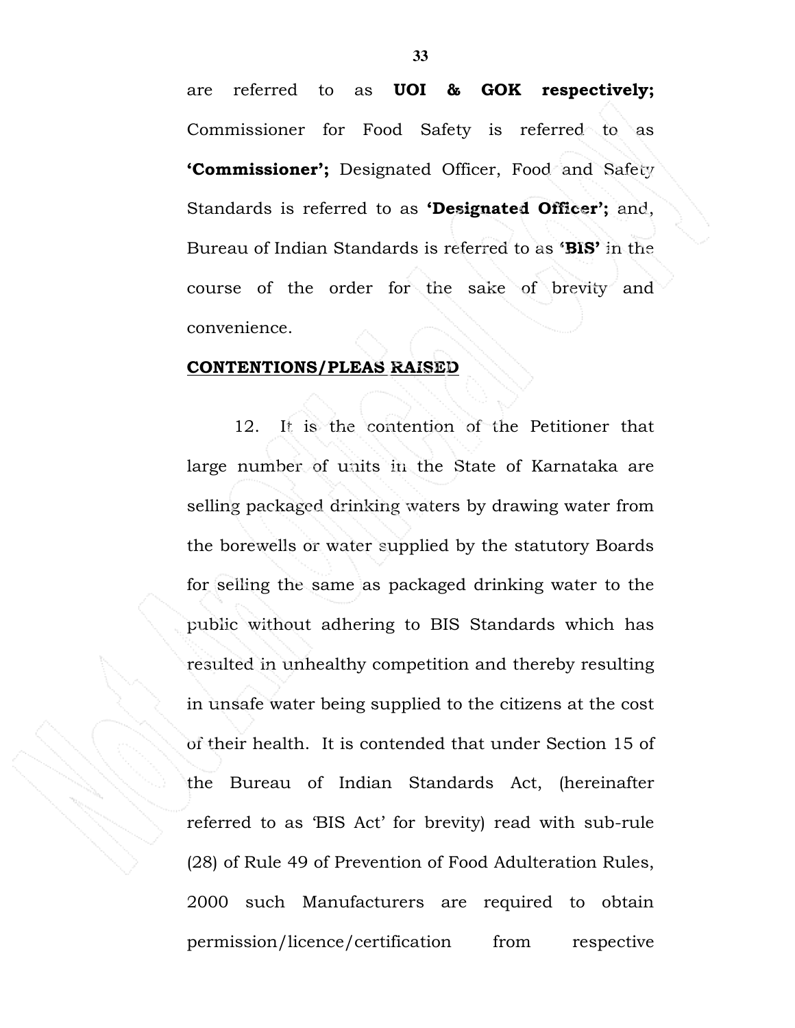are referred to as **UOI & GOK respectively;** Commissioner for Food Safety is referred to as **'Commissioner';** Designated Officer, Food and Safety Standards is referred to as **'Designated Officer';** and, Bureau of Indian Standards is referred to as **'BIS'** in the course of the order for the sake of brevity and convenience.

**CONTENTIONS/PLEAS RAISED**

12. It is the contention of the Petitioner that large number of units in the State of Karnataka are selling packaged drinking waters by drawing water from the borewells or water supplied by the statutory Boards for selling the same as packaged drinking water to the public without adhering to BIS Standards which has resulted in unhealthy competition and thereby resulting in unsafe water being supplied to the citizens at the cost of their health. It is contended that under Section 15 of the Bureau of Indian Standards Act, (hereinafter referred to as 'BIS Act' for brevity) read with sub-rule (28) of Rule 49 of Prevention of Food Adulteration Rules, 2000 such Manufacturers are required to obtain permission/licence/certification from respective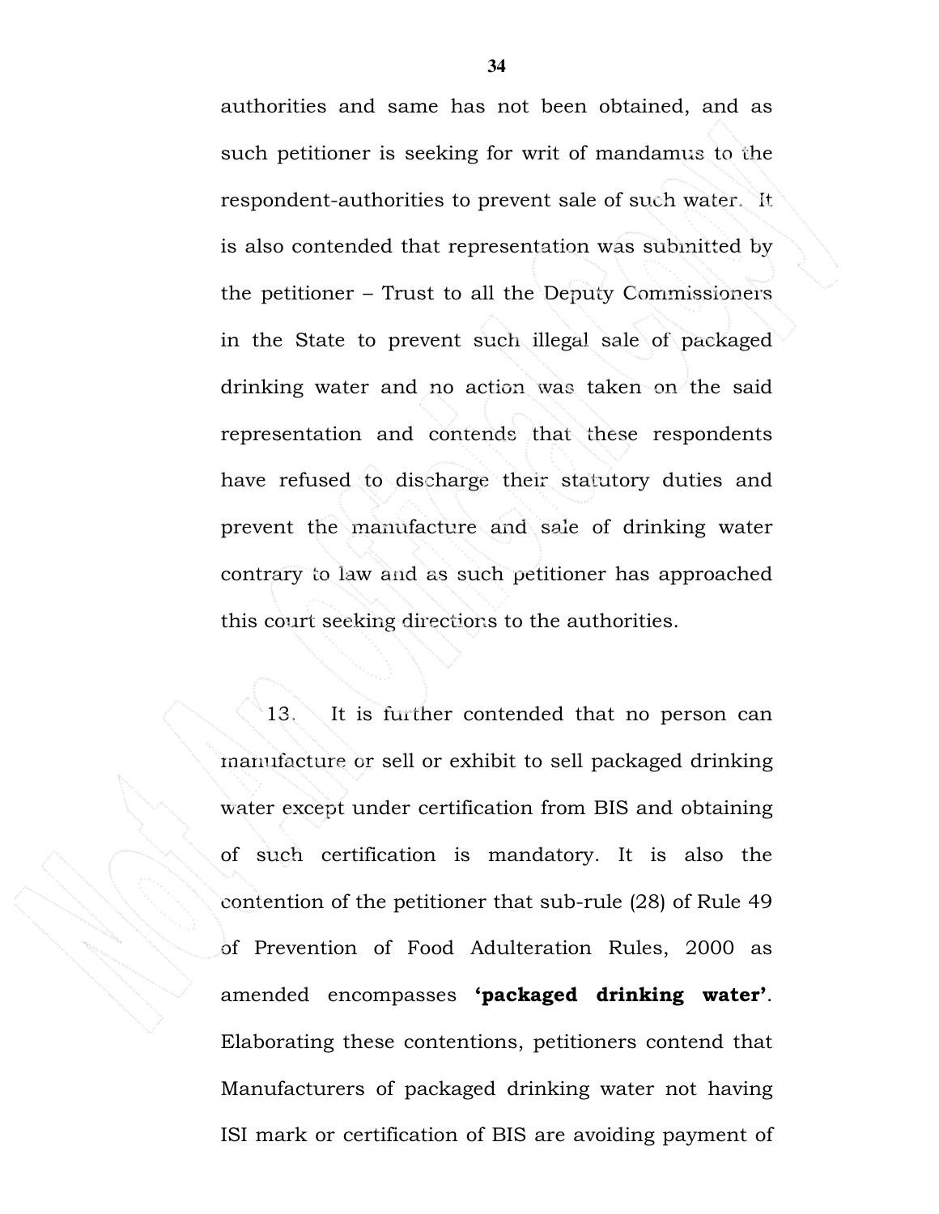authorities and same has not been obtained, and as such petitioner is seeking for writ of mandamus to the respondent-authorities to prevent sale of such water. It is also contended that representation was submitted by the petitioner – Trust to all the Deputy Commissioners in the State to prevent such illegal sale of packaged drinking water and no action was taken on the said representation and contends that these respondents have refused to discharge their statutory duties and prevent the manufacture and sale of drinking water contrary to law and as such petitioner has approached this court seeking directions to the authorities.

13. It is further contended that no person can manufacture or sell or exhibit to sell packaged drinking water except under certification from BIS and obtaining of such certification is mandatory. It is also the contention of the petitioner that sub-rule (28) of Rule 49 of Prevention of Food Adulteration Rules, 2000 as amended encompasses **'packaged drinking water'**. Elaborating these contentions, petitioners contend that Manufacturers of packaged drinking water not having ISI mark or certification of BIS are avoiding payment of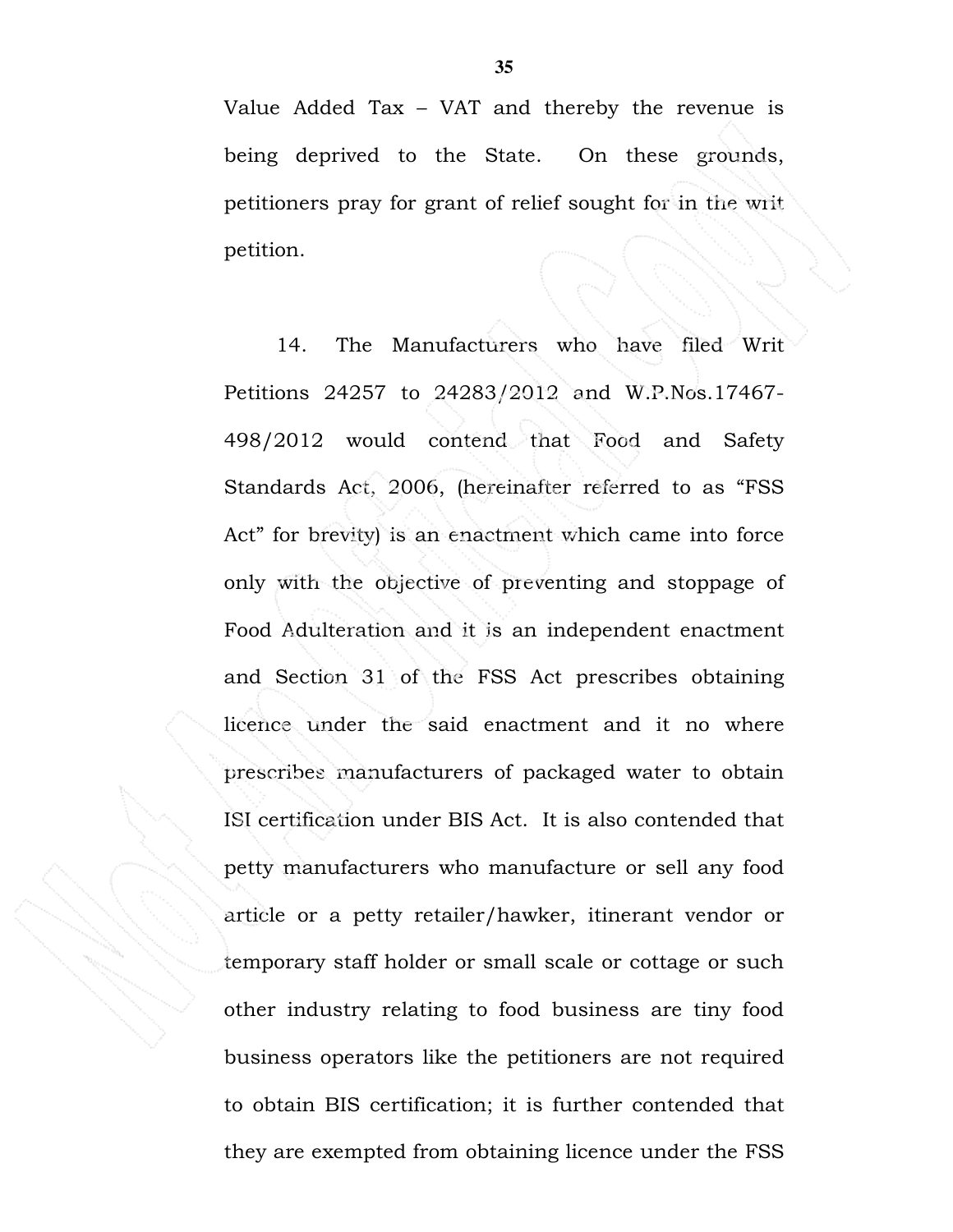Value Added Tax – VAT and thereby the revenue is being deprived to the State. On these grounds, petitioners pray for grant of relief sought for in the writ petition.

14. The Manufacturers who have filed Writ Petitions 24257 to 24283/2012 and W.P.Nos.17467-498/2012 would contend that Food and Safety Standards Act, 2006, (hereinafter referred to as "FSS Act" for brevity) is an enactment which came into force only with the objective of preventing and stoppage of Food Adulteration and it is an independent enactment and Section 31 of the FSS Act prescribes obtaining licence under the said enactment and it no where prescribes manufacturers of packaged water to obtain ISI certification under BIS Act. It is also contended that petty manufacturers who manufacture or sell any food article or a petty retailer/hawker, itinerant vendor or temporary staff holder or small scale or cottage or such other industry relating to food business are tiny food business operators like the petitioners are not required to obtain BIS certification; it is further contended that they are exempted from obtaining licence under the FSS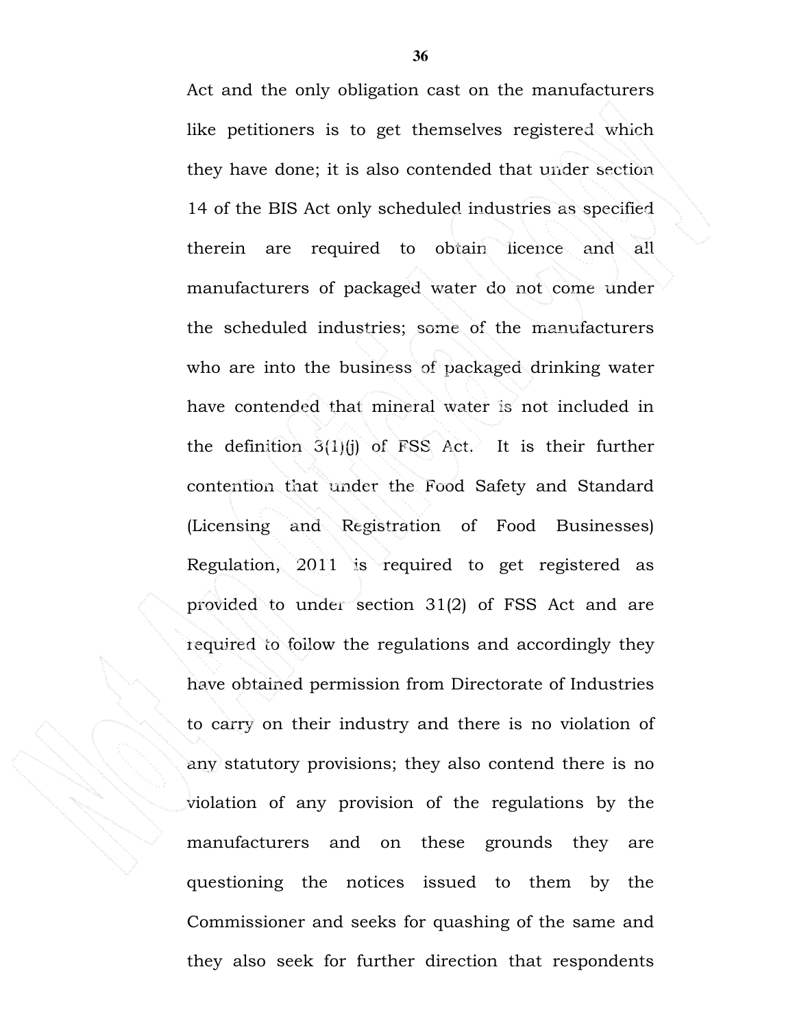Act and the only obligation cast on the manufacturers like petitioners is to get themselves registered which they have done; it is also contended that under section 14 of the BIS Act only scheduled industries as specified therein are required to obtain licence and all manufacturers of packaged water do not come under the scheduled industries; some of the manufacturers who are into the business of packaged drinking water have contended that mineral water is not included in the definition 3(1)(j) of FSS Act. It is their further contention that under the Food Safety and Standard (Licensing and Registration of Food Businesses) Regulation, 2011 is required to get registered as provided to under section 31(2) of FSS Act and are required to follow the regulations and accordingly they have obtained permission from Directorate of Industries to carry on their industry and there is no violation of any statutory provisions; they also contend there is no violation of any provision of the regulations by the manufacturers and on these grounds they are questioning the notices issued to them by the Commissioner and seeks for quashing of the same and they also seek for further direction that respondents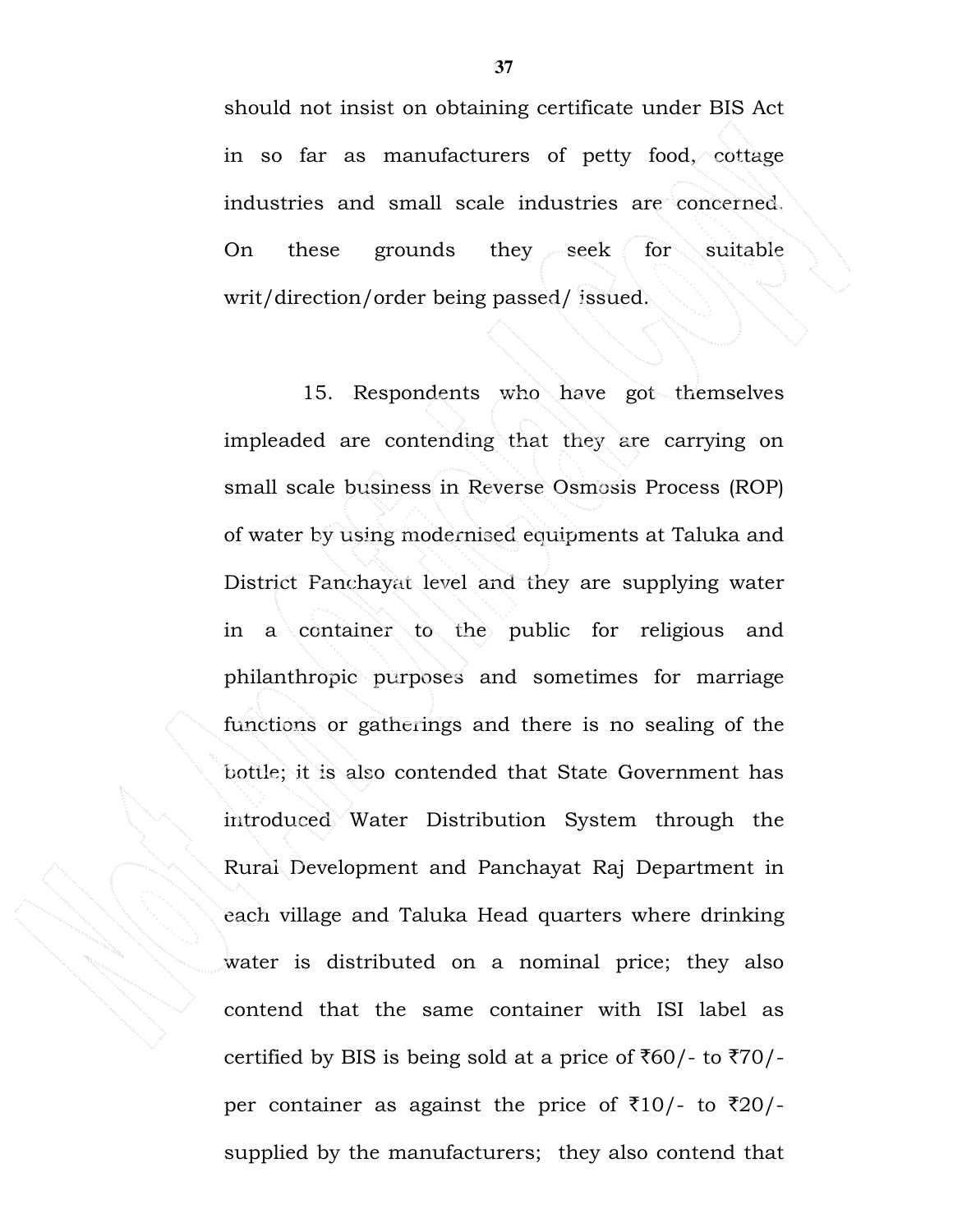should not insist on obtaining certificate under BIS Act in so far as manufacturers of petty food, cottage industries and small scale industries are concerned. On these grounds they seek for suitable writ/direction/order being passed/ issued.

15. Respondents who have got themselves impleaded are contending that they are carrying on small scale business in Reverse Osmosis Process (ROP) of water by using modernised equipments at Taluka and District Panchayat level and they are supplying water in a container to the public for religious and philanthropic purposes and sometimes for marriage functions or gatherings and there is no sealing of the bottle; it is also contended that State Government has introduced Water Distribution System through the Rural Development and Panchayat Raj Department in each village and Taluka Head quarters where drinking water is distributed on a nominal price; they also contend that the same container with ISI label as certified by BIS is being sold at a price of ₹60/- to ₹70/- per container as against the price of ₹10/- to ₹20/- supplied by the manufacturers; they also contend that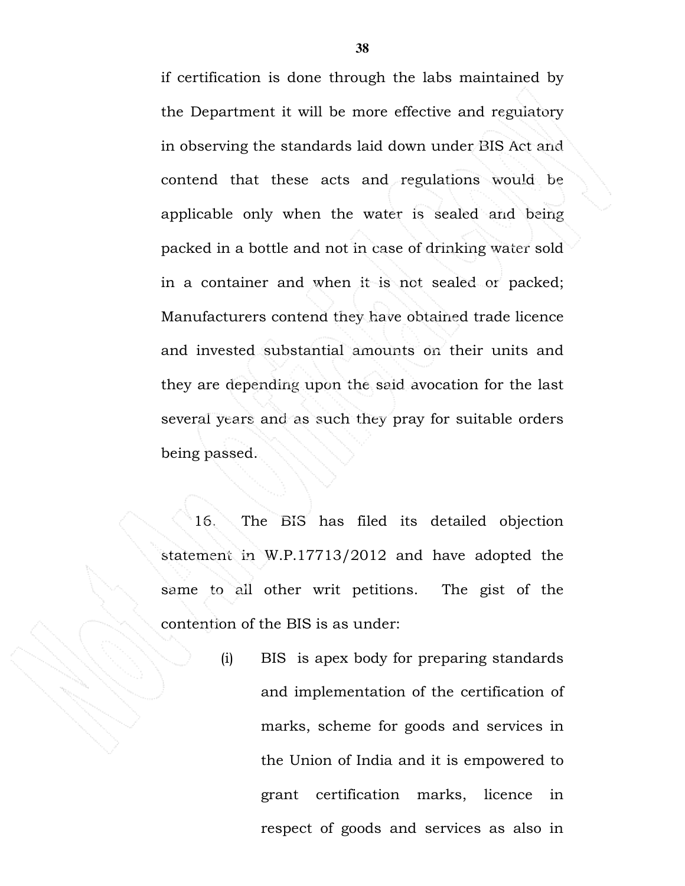if certification is done through the labs maintained by the Department it will be more effective and regulatory in observing the standards laid down under BIS Act and contend that these acts and regulations would be applicable only when the water is sealed and being packed in a bottle and not in case of drinking water sold in a container and when it is not sealed or packed; Manufacturers contend they have obtained trade licence and invested substantial amounts on their units and they are depending upon the said avocation for the last several years and as such they pray for suitable orders being passed.

16. The BIS has filed its detailed objection statement in W.P.17713/2012 and have adopted the same to all other writ petitions. The gist of the contention of the BIS is as under:

(i) BIS is apex body for preparing standards and implementation of the certification of marks, scheme for goods and services in the Union of India and it is empowered to grant certification marks, licence in respect of goods and services as also in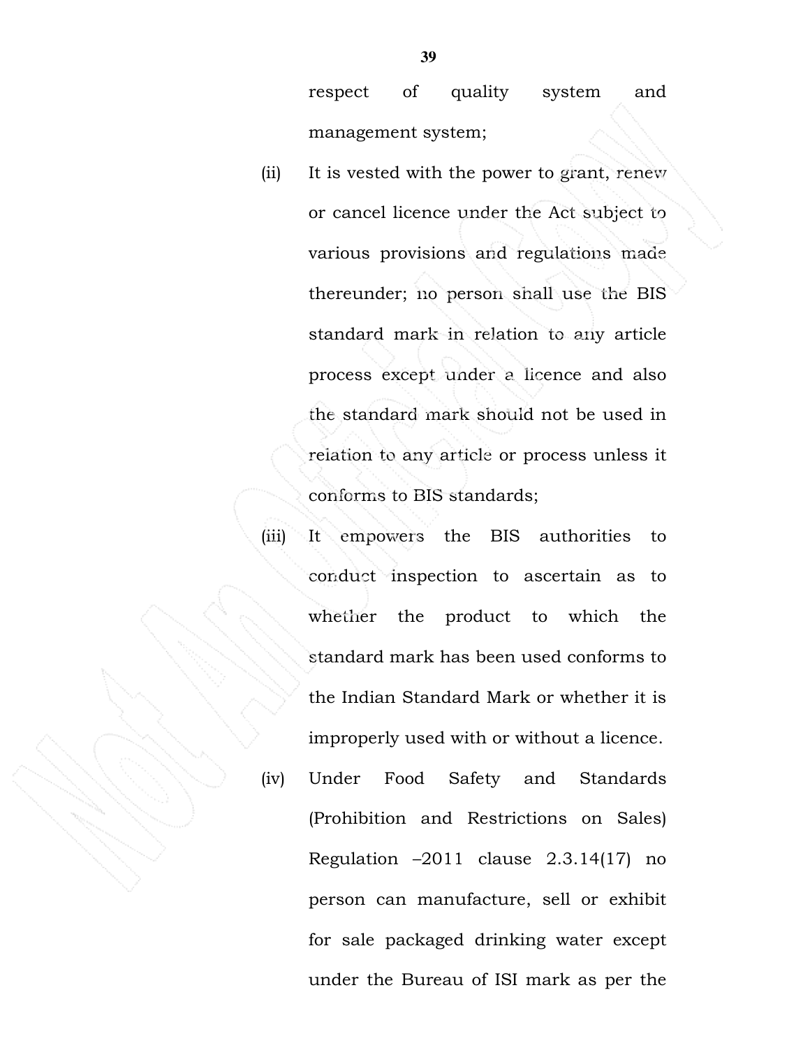respect of quality system and management system;

(ii) It is vested with the power to grant, renew or cancel licence under the Act subject to various provisions and regulations made thereunder; no person shall use the BIS standard mark in relation to any article process except under a licence and also the standard mark should not be used in relation to any article or process unless it conforms to BIS standards;

(iii) It empowers the BIS authorities to conduct inspection to ascertain as to whether the product to which the standard mark has been used conforms to the Indian Standard Mark or whether it is improperly used with or without a licence.

(iv) Under Food Safety and Standards (Prohibition and Restrictions on Sales) Regulation –2011 clause 2.3.14(17) no person can manufacture, sell or exhibit for sale packaged drinking water except under the Bureau of ISI mark as per the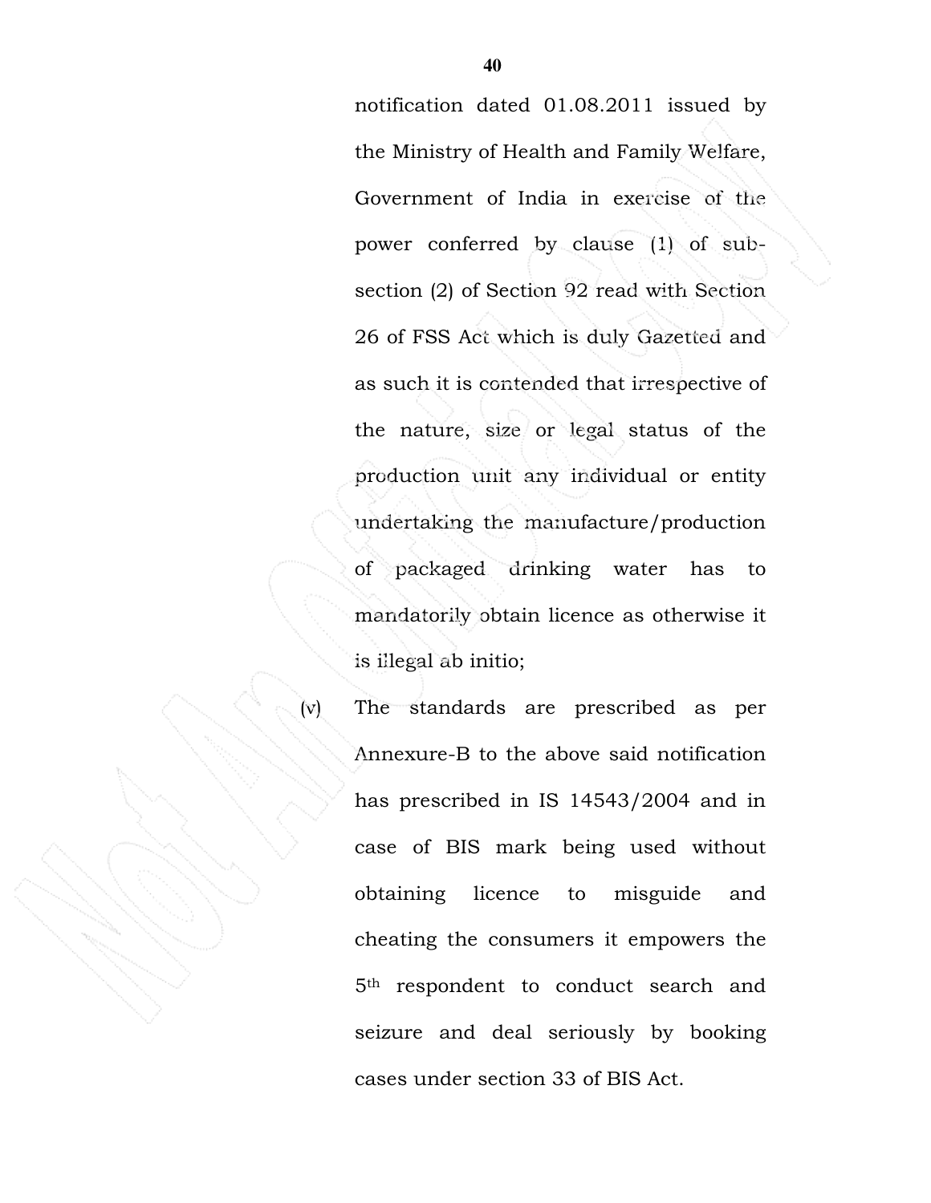notification dated 01.08.2011 issued by the Ministry of Health and Family Welfare, Government of India in exercise of the power conferred by clause (1) of sub-section (2) of Section 92 read with Section 26 of FSS Act which is duly Gazetted and as such it is contended that irrespective of the nature, size or legal status of the production unit any individual or entity undertaking the manufacture/production of packaged drinking water has to mandatorily obtain licence as otherwise it is illegal ab initio;

(v) The standards are prescribed as per Annexure-B to the above said notification has prescribed in IS 14543/2004 and in case of BIS mark being used without obtaining licence to misguide and cheating the consumers it empowers the 5th respondent to conduct search and seizure and deal seriously by booking cases under section 33 of BIS Act.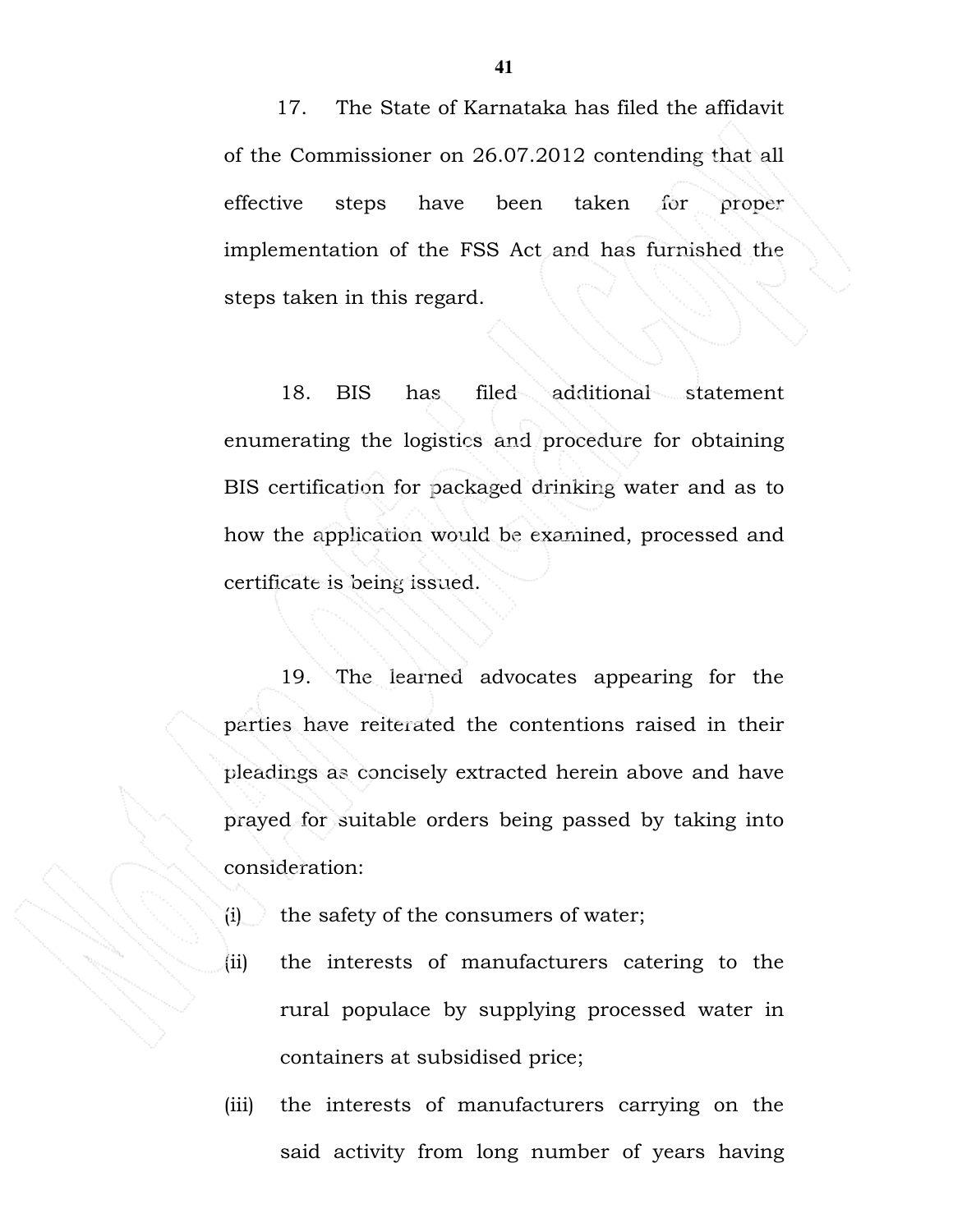17. The State of Karnataka has filed the affidavit of the Commissioner on 26.07.2012 contending that all effective steps have been taken for proper implementation of the FSS Act and has furnished the steps taken in this regard.

18. BIS has filed additional statement enumerating the logistics and procedure for obtaining BIS certification for packaged drinking water and as to how the application would be examined, processed and certificate is being issued.

19. The learned advocates appearing for the parties have reiterated the contentions raised in their pleadings as concisely extracted herein above and have prayed for suitable orders being passed by taking into consideration:

(i) the safety of the consumers of water;

(ii) the interests of manufacturers catering to the rural populace by supplying processed water in containers at subsidised price;

(iii) the interests of manufacturers carrying on the said activity from long number of years having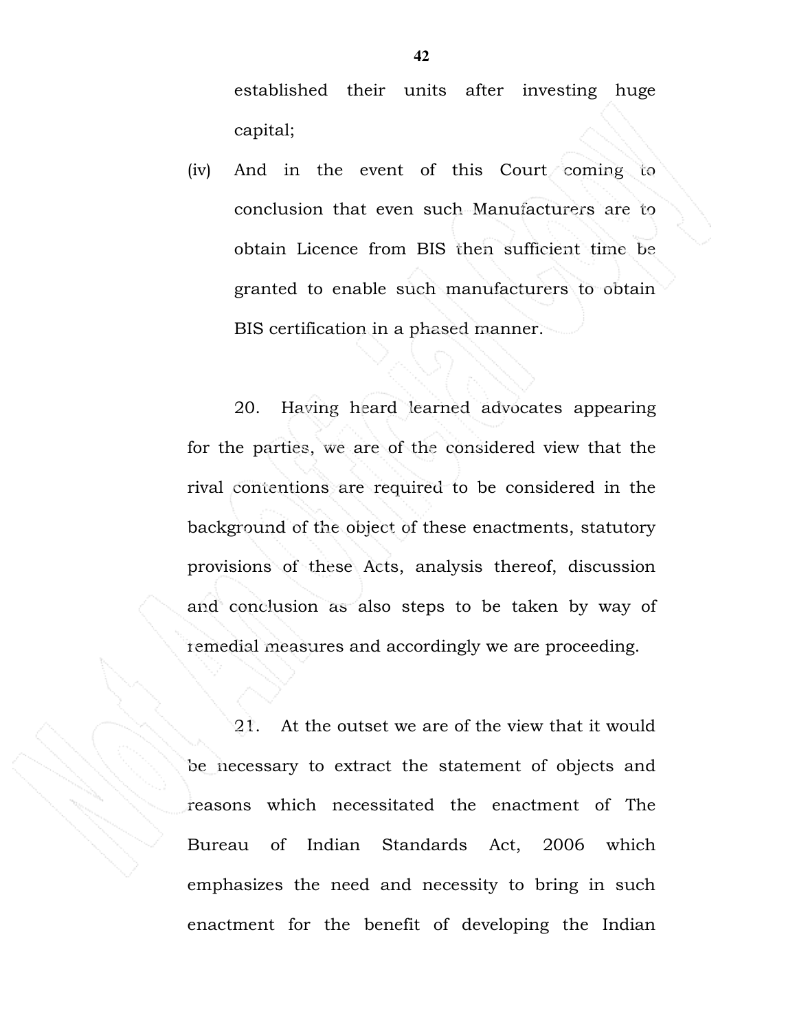established their units after investing huge capital;

(iv) And in the event of this Court coming to conclusion that even such Manufacturers are to obtain Licence from BIS then sufficient time be granted to enable such manufacturers to obtain BIS certification in a phased manner.

20. Having heard learned advocates appearing for the parties, we are of the considered view that the rival contentions are required to be considered in the background of the object of these enactments, statutory provisions of these Acts, analysis thereof, discussion and conclusion as also steps to be taken by way of remedial measures and accordingly we are proceeding.

21. At the outset we are of the view that it would be necessary to extract the statement of objects and reasons which necessitated the enactment of The Bureau of Indian Standards Act, 2006 which emphasizes the need and necessity to bring in such enactment for the benefit of developing the Indian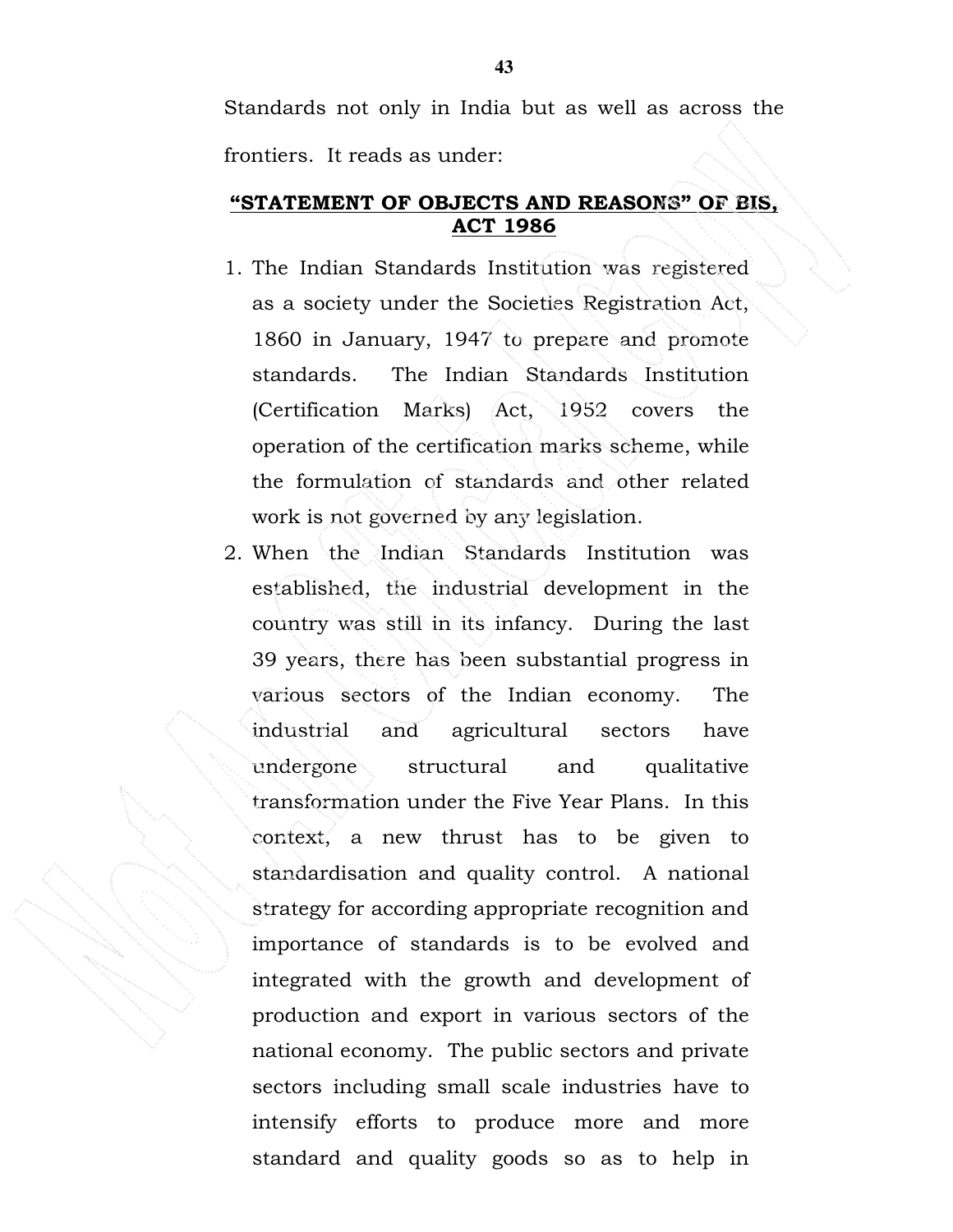Standards not only in India but as well as across the frontiers. It reads as under:

**<u>"STATEMENT OF OBJECTS AND REASONS" OF BIS, ACT 1986</u>**

1. The Indian Standards Institution was registered as a society under the Societies Registration Act, 1860 in January, 1947 to prepare and promote standards. The Indian Standards Institution (Certification Marks) Act, 1952 covers the operation of the certification marks scheme, while the formulation of standards and other related work is not governed by any legislation.
2. When the Indian Standards Institution was established, the industrial development in the country was still in its infancy. During the last 39 years, there has been substantial progress in various sectors of the Indian economy. The industrial and agricultural sectors have undergone structural and qualitative transformation under the Five Year Plans. In this context, a new thrust has to be given to standardisation and quality control. A national strategy for according appropriate recognition and importance of standards is to be evolved and integrated with the growth and development of production and export in various sectors of the national economy. The public sectors and private sectors including small scale industries have to intensify efforts to produce more and more standard and quality goods so as to help in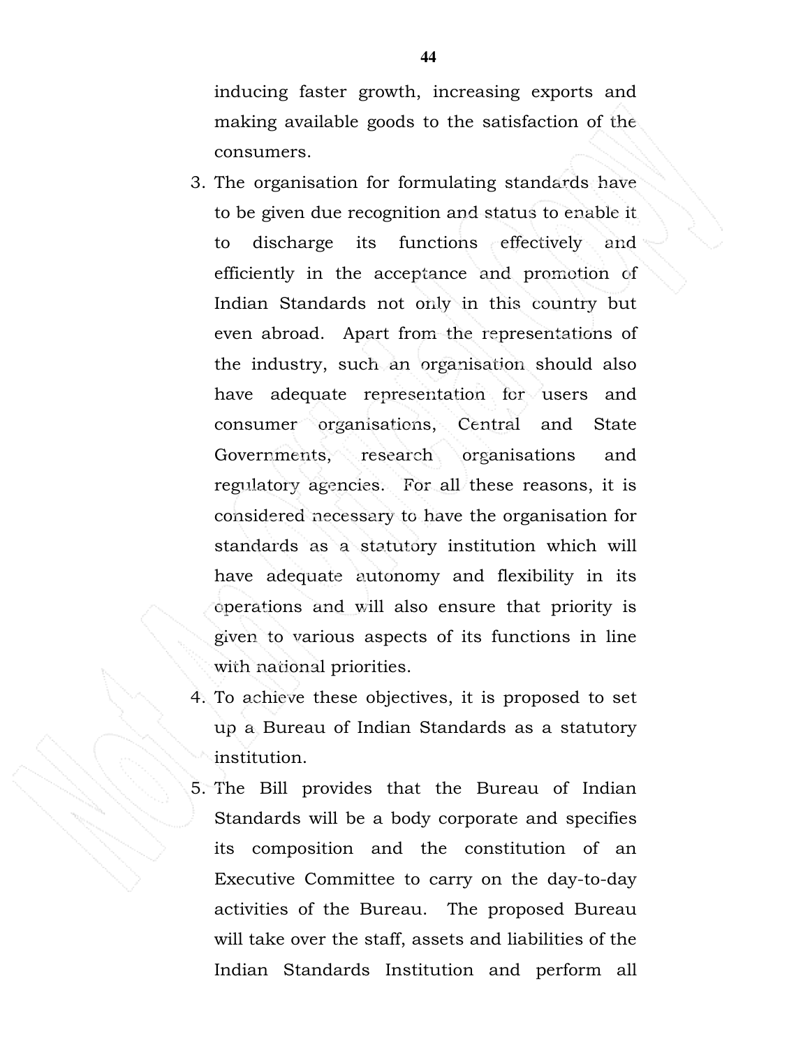inducing faster growth, increasing exports and making available goods to the satisfaction of the consumers.

3. The organisation for formulating standards have to be given due recognition and status to enable it to discharge its functions effectively and efficiently in the acceptance and promotion of Indian Standards not only in this country but even abroad. Apart from the representations of the industry, such an organisation should also have adequate representation for users and consumer organisations, Central and State Governments, research organisations and regulatory agencies. For all these reasons, it is considered necessary to have the organisation for standards as a statutory institution which will have adequate autonomy and flexibility in its operations and will also ensure that priority is given to various aspects of its functions in line with national priorities.
4. To achieve these objectives, it is proposed to set up a Bureau of Indian Standards as a statutory institution.
5. The Bill provides that the Bureau of Indian Standards will be a body corporate and specifies its composition and the constitution of an Executive Committee to carry on the day-to-day activities of the Bureau. The proposed Bureau will take over the staff, assets and liabilities of the Indian Standards Institution and perform all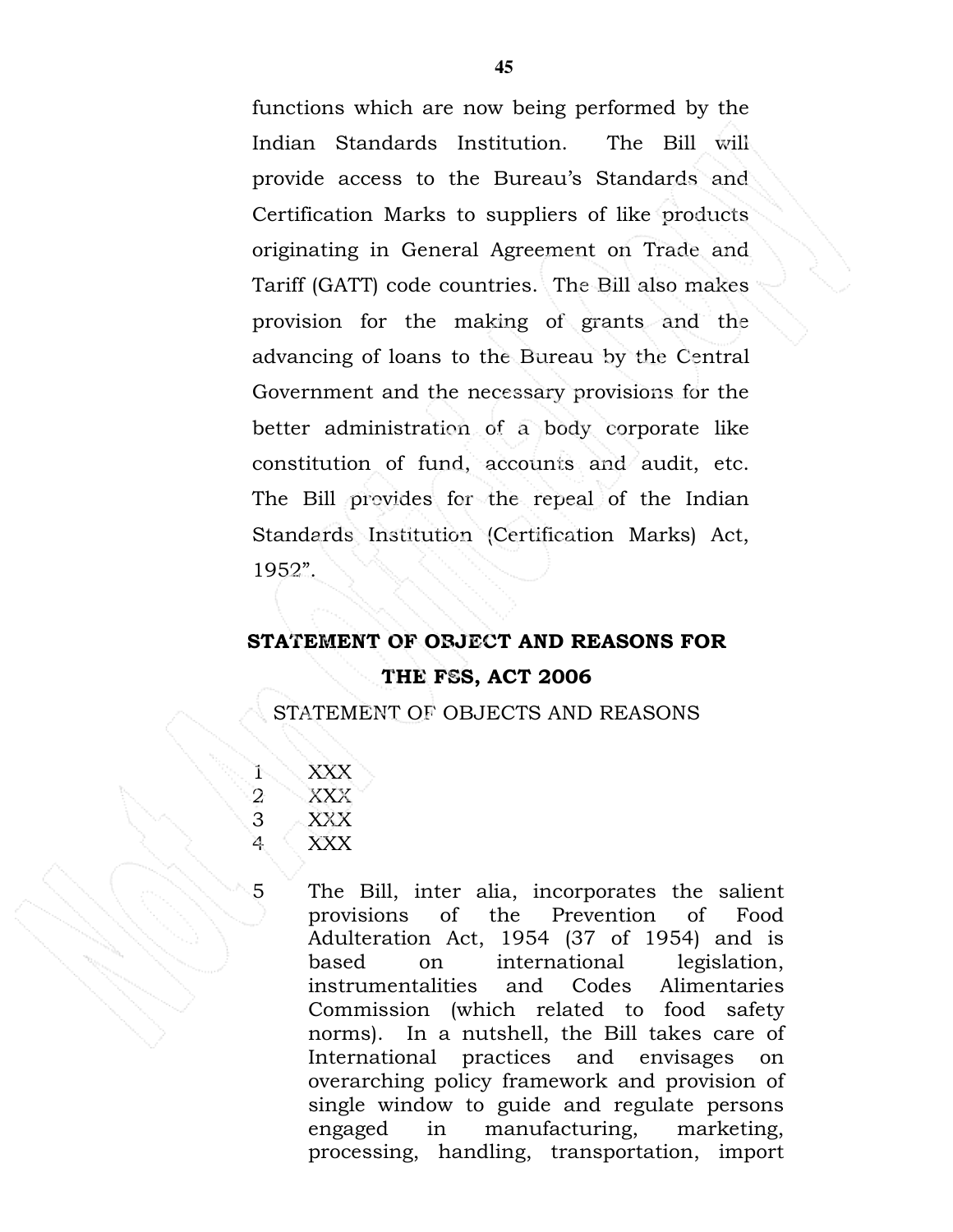functions which are now being performed by the Indian Standards Institution. The Bill will provide access to the Bureau's Standards and Certification Marks to suppliers of like products originating in General Agreement on Trade and Tariff (GATT) code countries. The Bill also makes provision for the making of grants and the advancing of loans to the Bureau by the Central Government and the necessary provisions for the better administration of a body corporate like constitution of fund, accounts and audit, etc. The Bill provides for the repeal of the Indian Standards Institution (Certification Marks) Act, 1952".

**STATEMENT OF OBJECT AND REASONS FOR THE FSS, ACT 2006**

STATEMENT OF OBJECTS AND REASONS

1 XXX
2 XXX
3 XXX
4 XXX

5 The Bill, inter alia, incorporates the salient provisions of the Prevention of Food Adulteration Act, 1954 (37 of 1954) and is based on international legislation, instrumentalities and Codes Alimentaries Commission (which related to food safety norms). In a nutshell, the Bill takes care of International practices and envisages on overarching policy framework and provision of single window to guide and regulate persons engaged in manufacturing, marketing, processing, handling, transportation, import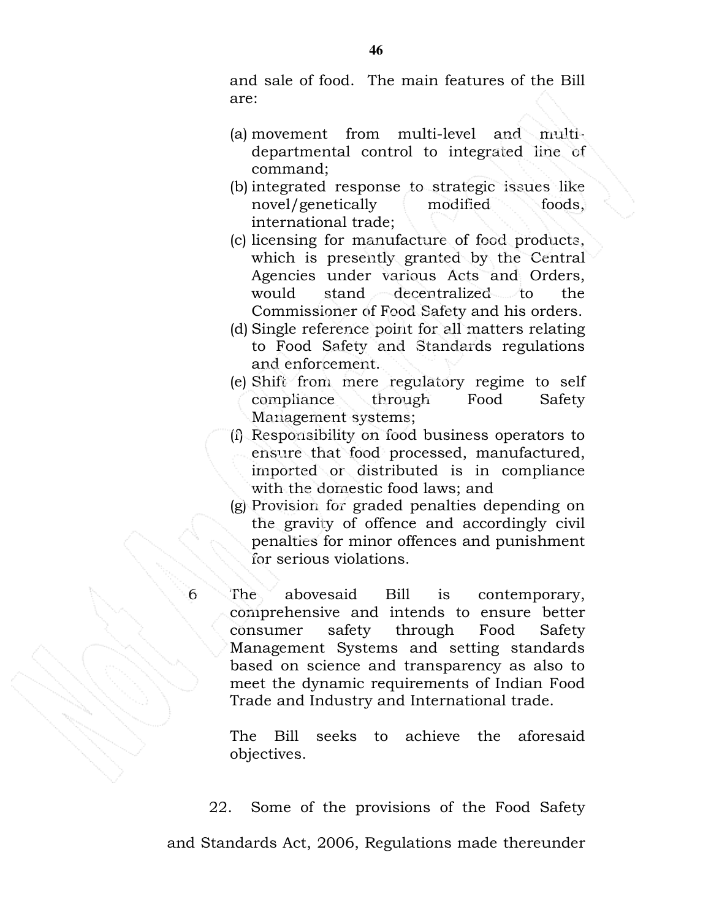and sale of food. The main features of the Bill are:

(a) movement from multi-level and multi-departmental control to integrated line of command;
(b) integrated response to strategic issues like novel/genetically modified foods, international trade;
(c) licensing for manufacture of food products, which is presently granted by the Central Agencies under various Acts and Orders, would stand decentralized to the Commissioner of Food Safety and his orders.
(d) Single reference point for all matters relating to Food Safety and Standards regulations and enforcement.
(e) Shift from mere regulatory regime to self compliance through Food Safety Management systems;
(f) Responsibility on food business operators to ensure that food processed, manufactured, imported or distributed is in compliance with the domestic food laws; and
(g) Provision for graded penalties depending on the gravity of offence and accordingly civil penalties for minor offences and punishment for serious violations.

6 The abovesaid Bill is contemporary, comprehensive and intends to ensure better consumer safety through Food Safety Management Systems and setting standards based on science and transparency as also to meet the dynamic requirements of Indian Food Trade and Industry and International trade.

The Bill seeks to achieve the aforesaid objectives.

22. Some of the provisions of the Food Safety and Standards Act, 2006, Regulations made thereunder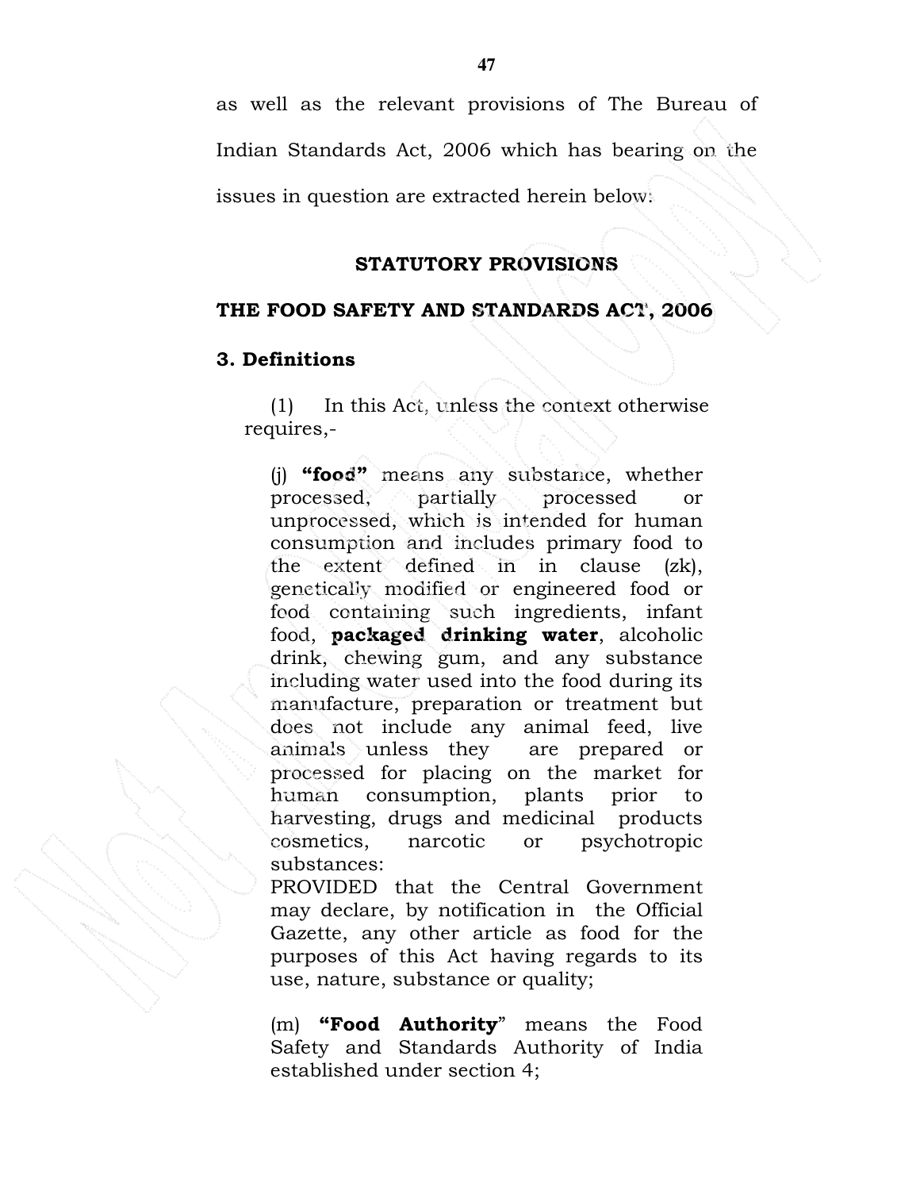as well as the relevant provisions of The Bureau of Indian Standards Act, 2006 which has bearing on the issues in question are extracted herein below:

## STATUTORY PROVISIONS

### THE FOOD SAFETY AND STANDARDS ACT, 2006

### 3. Definitions

(1) In this Act, unless the context otherwise requires,-

(j) **"food"** means any substance, whether processed, partially processed or unprocessed, which is intended for human consumption and includes primary food to the extent defined in in clause (zk), genetically modified or engineered food or food containing such ingredients, infant food, **packaged drinking water**, alcoholic drink, chewing gum, and any substance including water used into the food during its manufacture, preparation or treatment but does not include any animal feed, live animals unless they are prepared or processed for placing on the market for human consumption, plants prior to harvesting, drugs and medicinal products cosmetics, narcotic or psychotropic substances:

PROVIDED that the Central Government may declare, by notification in the Official Gazette, any other article as food for the purposes of this Act having regards to its use, nature, substance or quality;

(m) **"Food Authority"** means the Food Safety and Standards Authority of India established under section 4;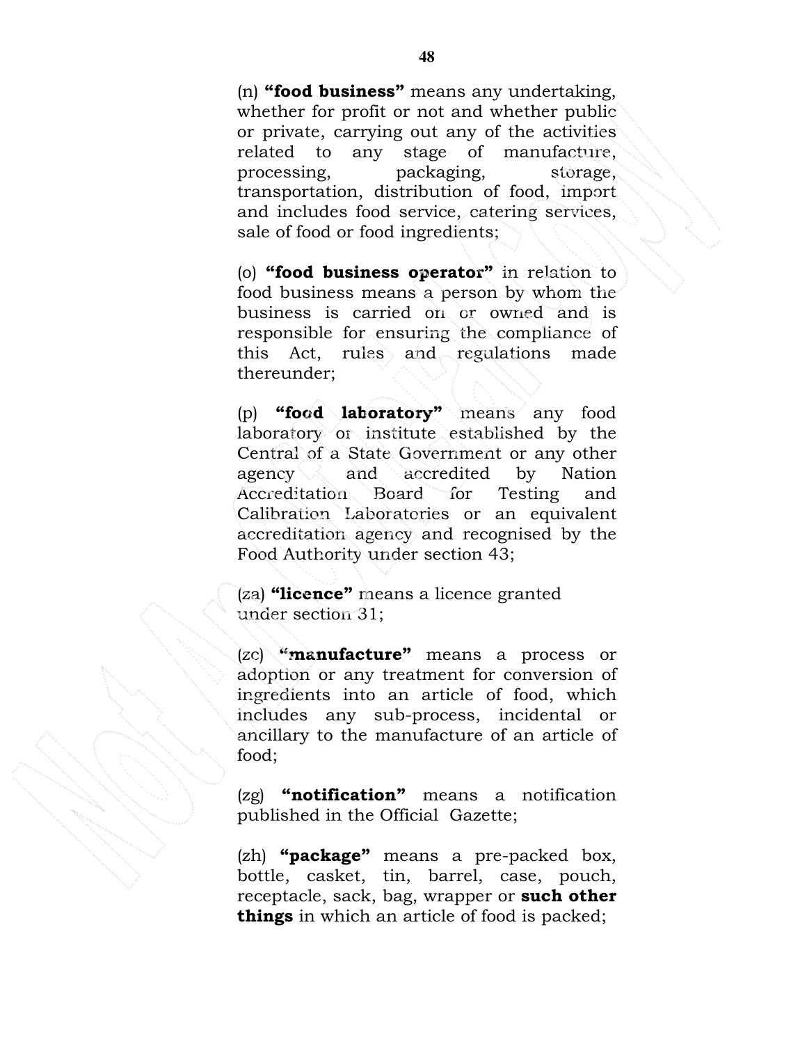(n) **“food business”** means any undertaking, whether for profit or not and whether public or private, carrying out any of the activities related to any stage of manufacture, processing, packaging, storage, transportation, distribution of food, import and includes food service, catering services, sale of food or food ingredients;

(o) **“food business operator”** in relation to food business means a person by whom the business is carried on or owned and is responsible for ensuring the compliance of this Act, rules and regulations made thereunder;

(p) **“food laboratory”** means any food laboratory or institute established by the Central of a State Government or any other agency and accredited by Nation Accreditation Board for Testing and Calibration Laboratories or an equivalent accreditation agency and recognised by the Food Authority under section 43;

(za) **“licence”** means a licence granted under section 31;

(zc) **“manufacture”** means a process or adoption or any treatment for conversion of ingredients into an article of food, which includes any sub-process, incidental or ancillary to the manufacture of an article of food;

(zg) **“notification”** means a notification published in the Official Gazette;

(zh) **“package”** means a pre-packed box, bottle, casket, tin, barrel, case, pouch, receptacle, sack, bag, wrapper or **such other things** in which an article of food is packed;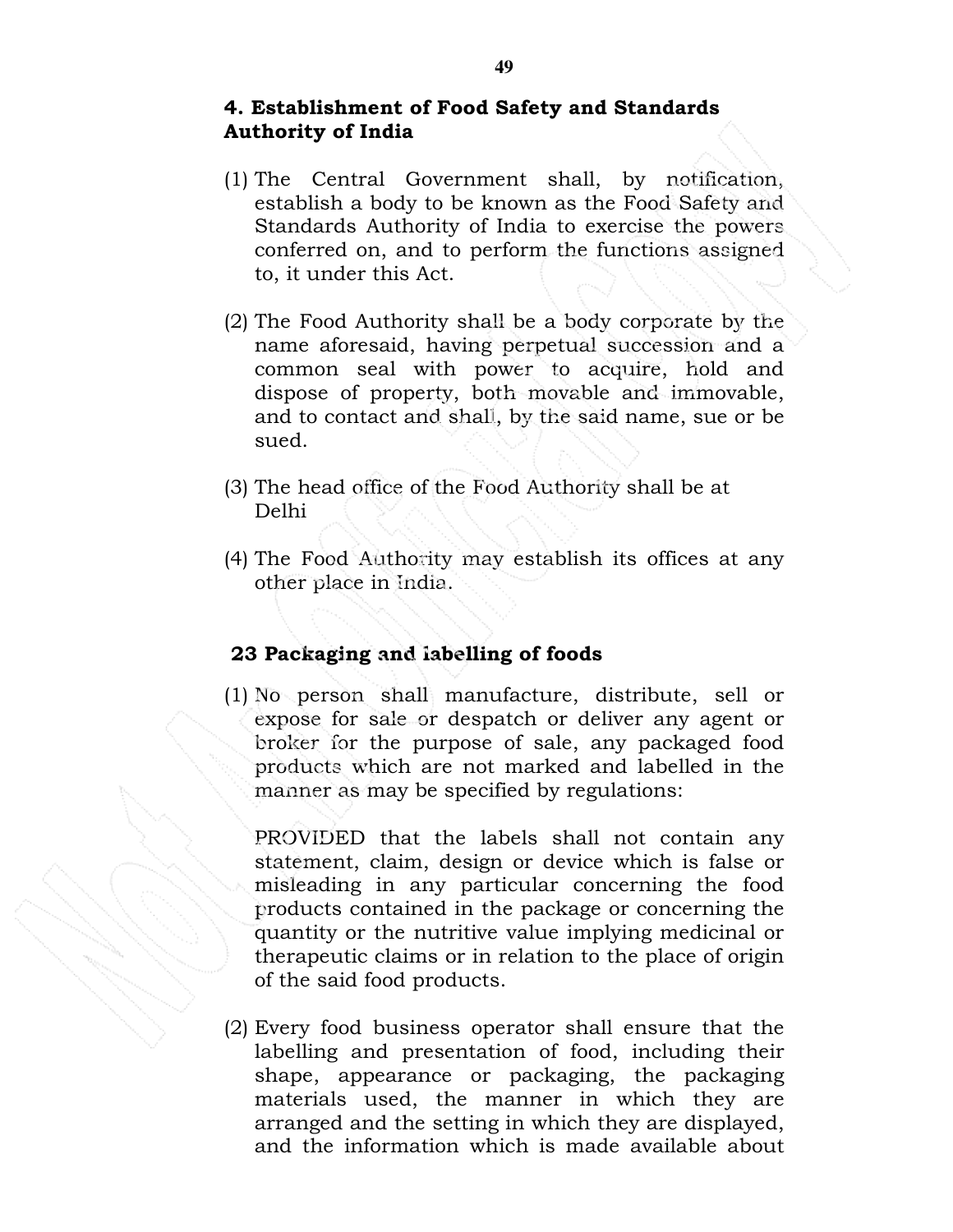## 4. Establishment of Food Safety and Standards Authority of India

(1) The Central Government shall, by notification, establish a body to be known as the Food Safety and Standards Authority of India to exercise the powers conferred on, and to perform the functions assigned to, it under this Act.

(2) The Food Authority shall be a body corporate by the name aforesaid, having perpetual succession and a common seal with power to acquire, hold and dispose of property, both movable and immovable, and to contact and shall, by the said name, sue or be sued.

(3) The head office of the Food Authority shall be at Delhi

(4) The Food Authority may establish its offices at any other place in India.

## 23 Packaging and labelling of foods

(1) No person shall manufacture, distribute, sell or expose for sale or despatch or deliver any agent or broker for the purpose of sale, any packaged food products which are not marked and labelled in the manner as may be specified by regulations:

PROVIDED that the labels shall not contain any statement, claim, design or device which is false or misleading in any particular concerning the food products contained in the package or concerning the quantity or the nutritive value implying medicinal or therapeutic claims or in relation to the place of origin of the said food products.

(2) Every food business operator shall ensure that the labelling and presentation of food, including their shape, appearance or packaging, the packaging materials used, the manner in which they are arranged and the setting in which they are displayed, and the information which is made available about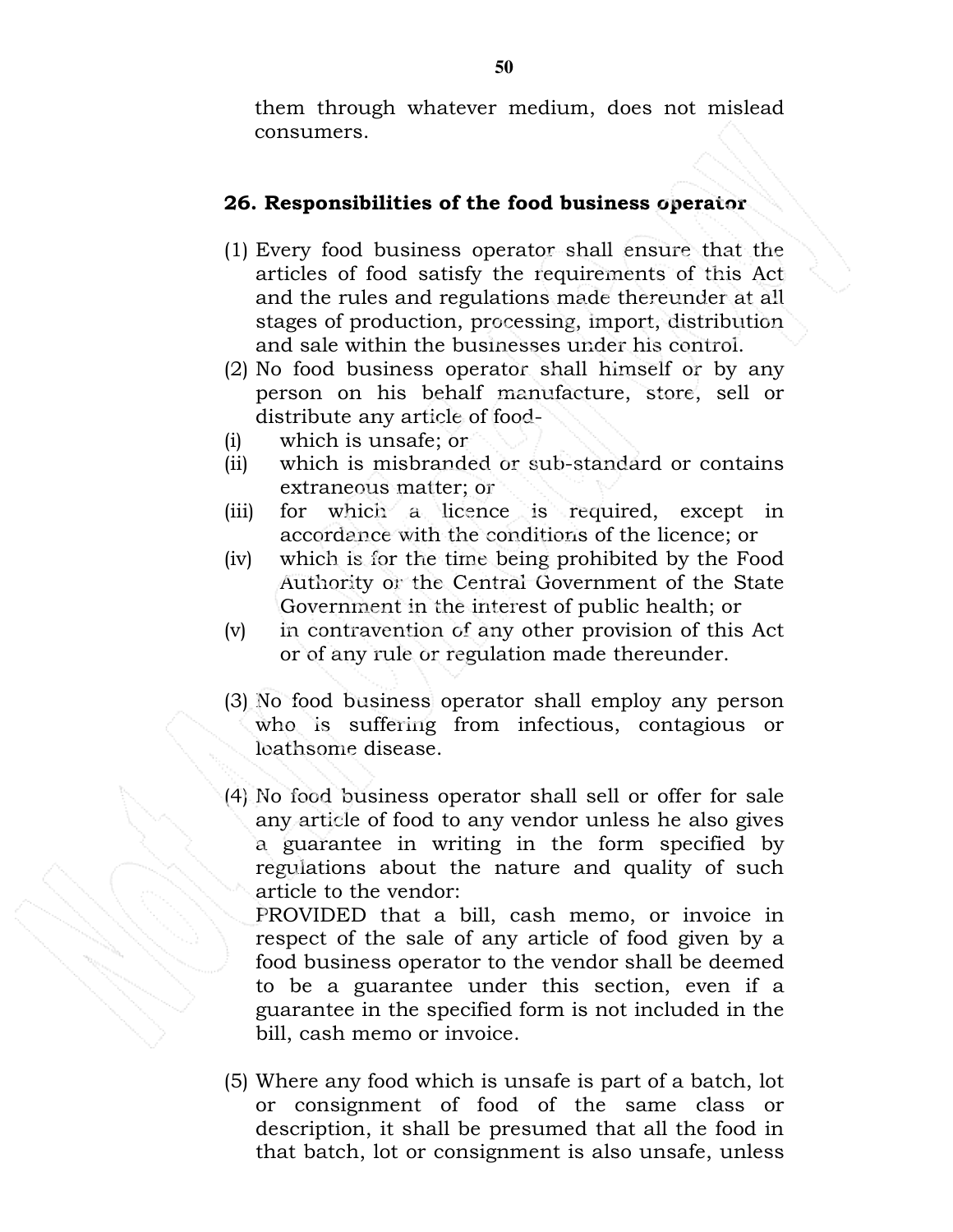them through whatever medium, does not mislead consumers.

### 26. Responsibilities of the food business operator

(1) Every food business operator shall ensure that the articles of food satisfy the requirements of this Act and the rules and regulations made thereunder at all stages of production, processing, import, distribution and sale within the businesses under his control.

(2) No food business operator shall himself or by any person on his behalf manufacture, store, sell or distribute any article of food-

(i) which is unsafe; or

(ii) which is misbranded or sub-standard or contains extraneous matter; or

(iii) for which a licence is required, except in accordance with the conditions of the licence; or

(iv) which is for the time being prohibited by the Food Authority or the Central Government of the State Government in the interest of public health; or

(v) in contravention of any other provision of this Act or of any rule or regulation made thereunder.

(3) No food business operator shall employ any person who is suffering from infectious, contagious or loathsome disease.

(4) No food business operator shall sell or offer for sale any article of food to any vendor unless he also gives a guarantee in writing in the form specified by regulations about the nature and quality of such article to the vendor:

PROVIDED that a bill, cash memo, or invoice in respect of the sale of any article of food given by a food business operator to the vendor shall be deemed to be a guarantee under this section, even if a guarantee in the specified form is not included in the bill, cash memo or invoice.

(5) Where any food which is unsafe is part of a batch, lot or consignment of food of the same class or description, it shall be presumed that all the food in that batch, lot or consignment is also unsafe, unless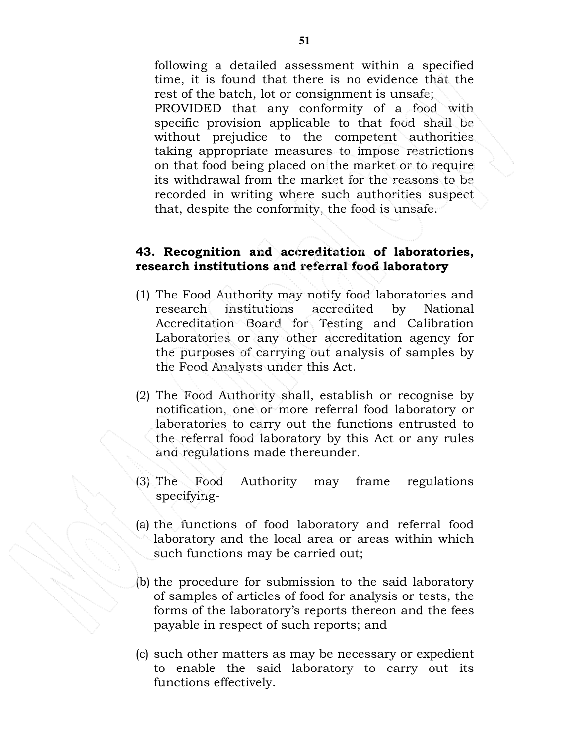following a detailed assessment within a specified time, it is found that there is no evidence that the rest of the batch, lot or consignment is unsafe;

PROVIDED that any conformity of a food with specific provision applicable to that food shall be without prejudice to the competent authorities taking appropriate measures to impose restrictions on that food being placed on the market or to require its withdrawal from the market for the reasons to be recorded in writing where such authorities suspect that, despite the conformity, the food is unsafe.

**43. Recognition and accreditation of laboratories, research institutions and referral food laboratory**

(1) The Food Authority may notify food laboratories and research institutions accredited by National Accreditation Board for Testing and Calibration Laboratories or any other accreditation agency for the purposes of carrying out analysis of samples by the Food Analysts under this Act.

(2) The Food Authority shall, establish or recognise by notification, one or more referral food laboratory or laboratories to carry out the functions entrusted to the referral food laboratory by this Act or any rules and regulations made thereunder.

(3) The Food Authority may frame regulations specifying-

(a) the functions of food laboratory and referral food laboratory and the local area or areas within which such functions may be carried out;

(b) the procedure for submission to the said laboratory of samples of articles of food for analysis or tests, the forms of the laboratory's reports thereon and the fees payable in respect of such reports; and

(c) such other matters as may be necessary or expedient to enable the said laboratory to carry out its functions effectively.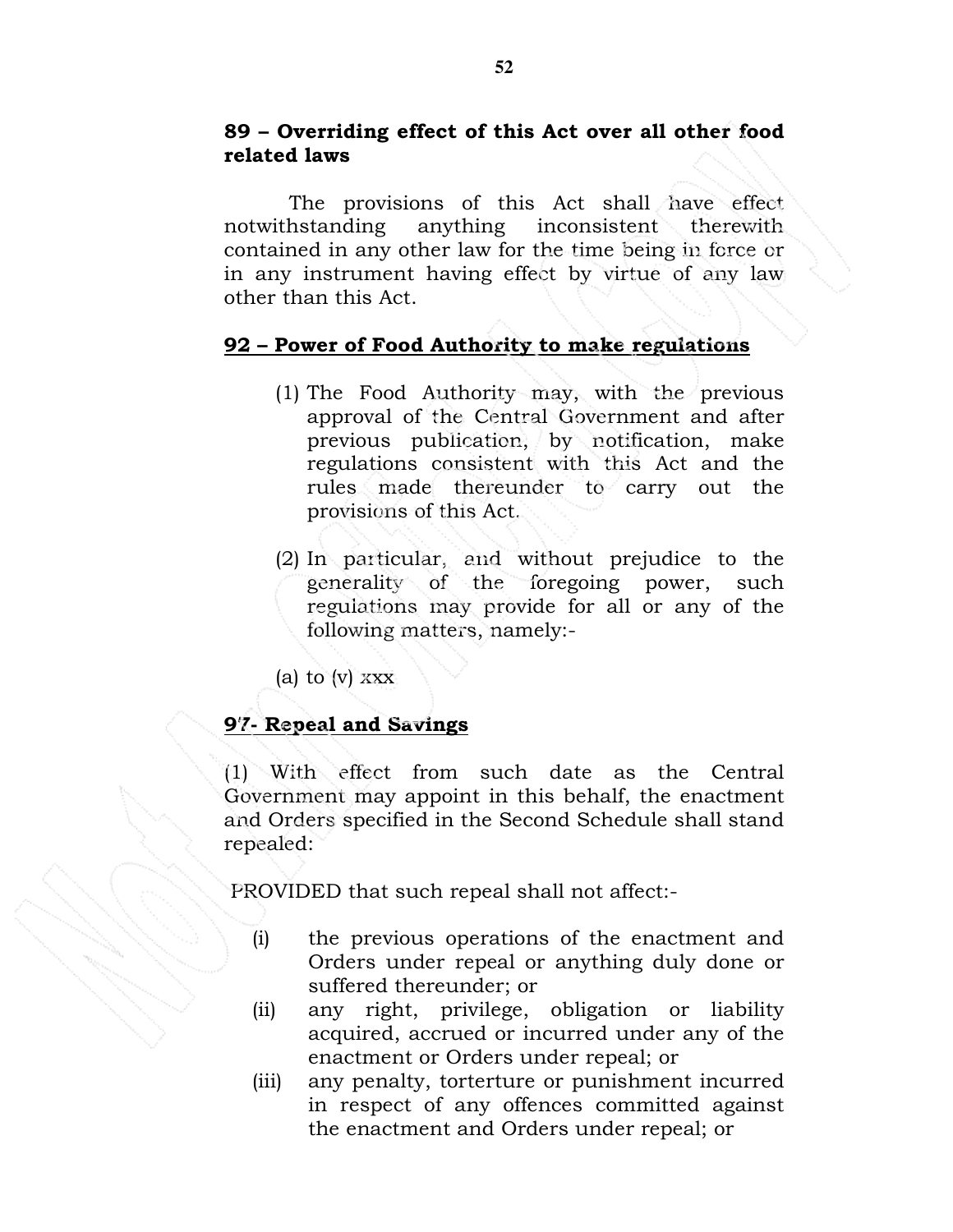**89 – Overriding effect of this Act over all other food related laws**

The provisions of this Act shall have effect notwithstanding anything inconsistent therewith contained in any other law for the time being in force or in any instrument having effect by virtue of any law other than this Act.

**<u>92 – Power of Food Authority to make regulations</u>**

(1) The Food Authority may, with the previous approval of the Central Government and after previous publication, by notification, make regulations consistent with this Act and the rules made thereunder to carry out the provisions of this Act.

(2) In particular, and without prejudice to the generality of the foregoing power, such regulations may provide for all or any of the following matters, namely:-

(a) to (v) xxx

**<u>97- Repeal and Savings</u>**

(1) With effect from such date as the Central Government may appoint in this behalf, the enactment and Orders specified in the Second Schedule shall stand repealed:

PROVIDED that such repeal shall not affect:-

(i) the previous operations of the enactment and Orders under repeal or anything duly done or suffered thereunder; or

(ii) any right, privilege, obligation or liability acquired, accrued or incurred under any of the enactment or Orders under repeal; or

(iii) any penalty, torterture or punishment incurred in respect of any offences committed against the enactment and Orders under repeal; or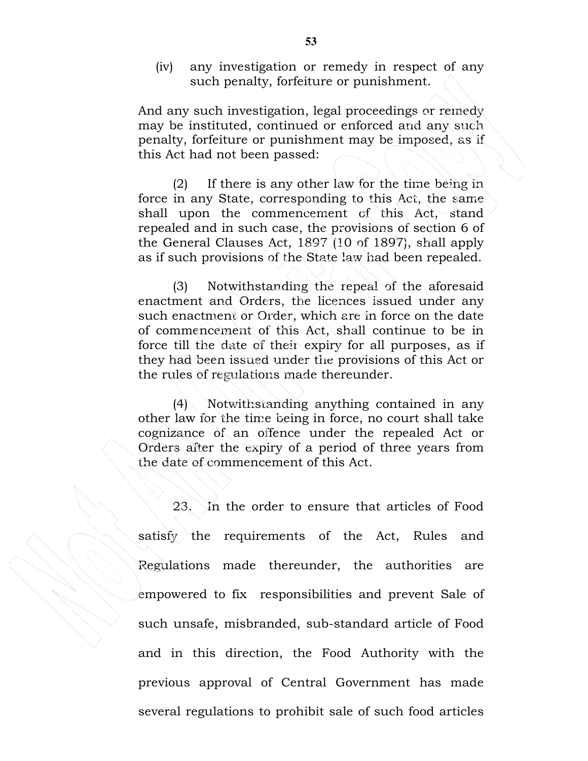(iv) any investigation or remedy in respect of any such penalty, forfeiture or punishment.

And any such investigation, legal proceedings or remedy may be instituted, continued or enforced and any such penalty, forfeiture or punishment may be imposed, as if this Act had not been passed:

(2) If there is any other law for the time being in force in any State, corresponding to this Act, the same shall upon the commencement of this Act, stand repealed and in such case, the provisions of section 6 of the General Clauses Act, 1897 (10 of 1897), shall apply as if such provisions of the State law had been repealed.

(3) Notwithstanding the repeal of the aforesaid enactment and Orders, the licences issued under any such enactment or Order, which are in force on the date of commencement of this Act, shall continue to be in force till the date of their expiry for all purposes, as if they had been issued under the provisions of this Act or the rules of regulations made thereunder.

(4) Notwithstanding anything contained in any other law for the time being in force, no court shall take cognizance of an offence under the repealed Act or Orders after the expiry of a period of three years from the date of commencement of this Act.

23. In the order to ensure that articles of Food satisfy the requirements of the Act, Rules and Regulations made thereunder, the authorities are empowered to fix responsibilities and prevent Sale of such unsafe, misbranded, sub-standard article of Food and in this direction, the Food Authority with the previous approval of Central Government has made several regulations to prohibit sale of such food articles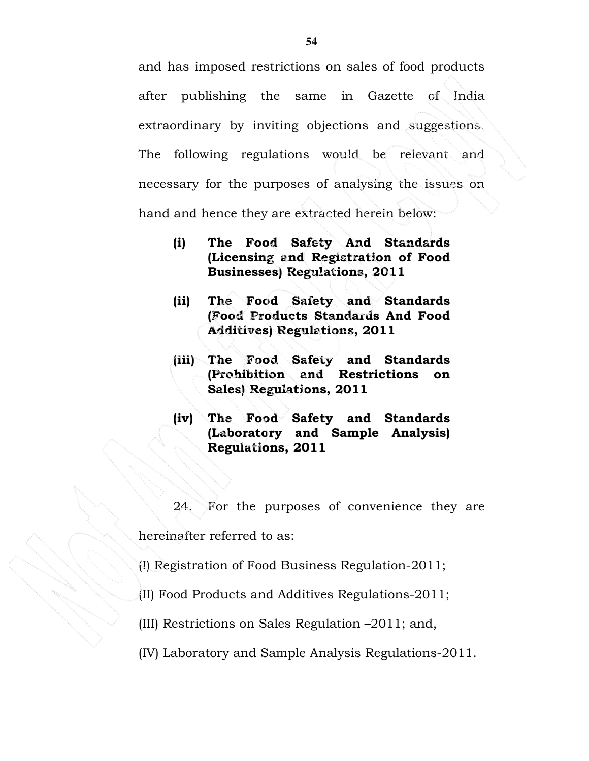and has imposed restrictions on sales of food products after publishing the same in Gazette of India extraordinary by inviting objections and suggestions. The following regulations would be relevant and necessary for the purposes of analysing the issues on hand and hence they are extracted herein below:

- **(i) The Food Safety And Standards (Licensing and Registration of Food Businesses) Regulations, 2011**
- **(ii) The Food Safety and Standards (Food Products Standards And Food Additives) Regulations, 2011**
- **(iii) The Food Safety and Standards (Prohibition and Restrictions on Sales) Regulations, 2011**
- **(iv) The Food Safety and Standards (Laboratory and Sample Analysis) Regulations, 2011**

24. For the purposes of convenience they are hereinafter referred to as:

(I) Registration of Food Business Regulation-2011;

(II) Food Products and Additives Regulations-2011;

(III) Restrictions on Sales Regulation –2011; and,

(IV) Laboratory and Sample Analysis Regulations-2011.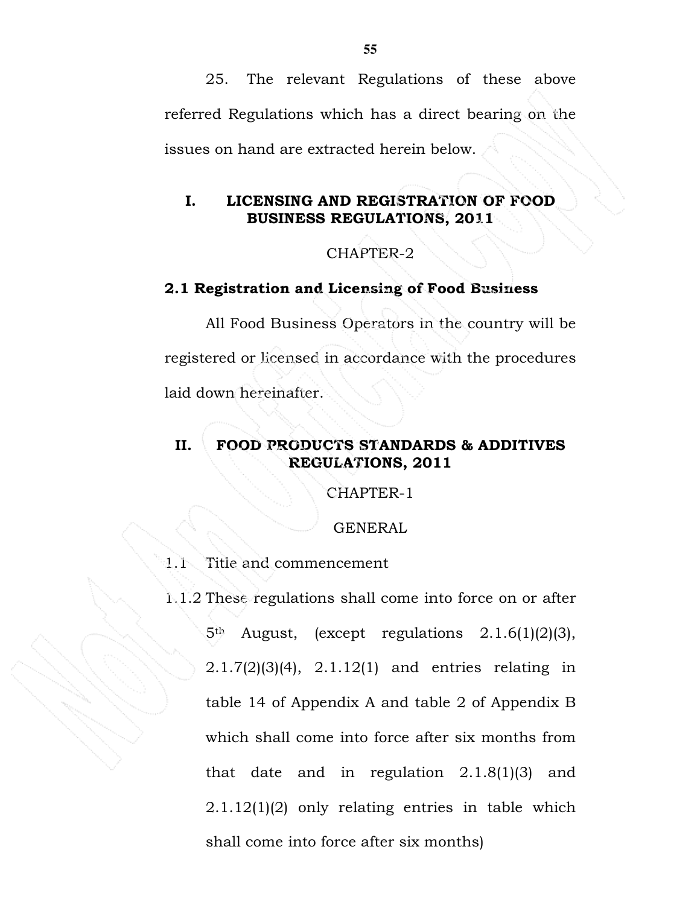25. The relevant Regulations of these above referred Regulations which has a direct bearing on the issues on hand are extracted herein below.

## I. LICENSING AND REGISTRATION OF FOOD BUSINESS REGULATIONS, 2011

CHAPTER-2

**2.1 Registration and Licensing of Food Business**

All Food Business Operators in the country will be registered or licensed in accordance with the procedures laid down hereinafter.

## II. FOOD PRODUCTS STANDARDS & ADDITIVES REGULATIONS, 2011

CHAPTER-1

GENERAL

1.1 Title and commencement

1.1.2 These regulations shall come into force on or after 5th August, (except regulations 2.1.6(1)(2)(3), 2.1.7(2)(3)(4), 2.1.12(1) and entries relating in table 14 of Appendix A and table 2 of Appendix B which shall come into force after six months from that date and in regulation 2.1.8(1)(3) and 2.1.12(1)(2) only relating entries in table which shall come into force after six months)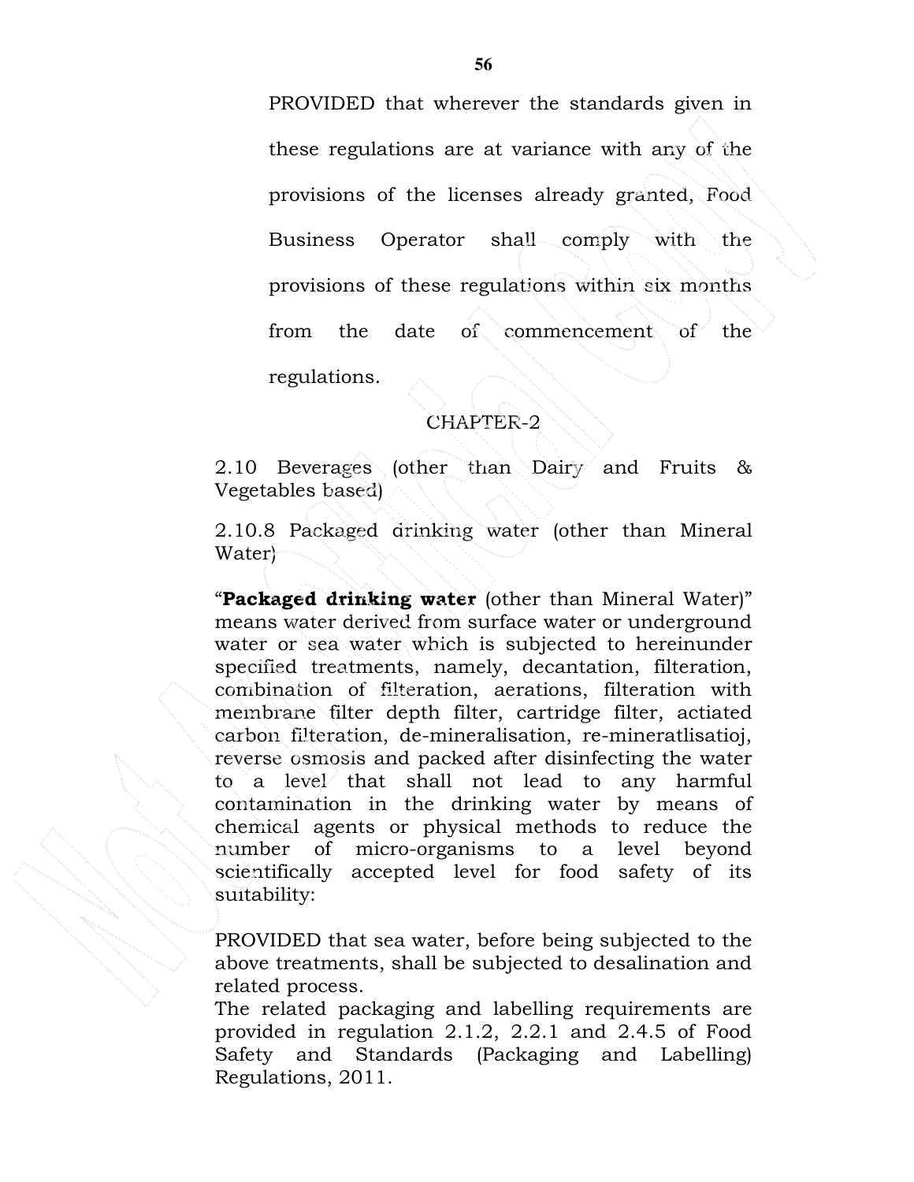PROVIDED that wherever the standards given in these regulations are at variance with any of the provisions of the licenses already granted, Food Business Operator shall comply with the provisions of these regulations within six months from the date of commencement of the regulations.

CHAPTER-2

2.10 Beverages (other than Dairy and Fruits & Vegetables based)

2.10.8 Packaged drinking water (other than Mineral Water)

"**Packaged drinking water** (other than Mineral Water)" means water derived from surface water or underground water or sea water which is subjected to hereinunder specified treatments, namely, decantation, filteration, combination of filteration, aerations, filteration with membrane filter depth filter, cartridge filter, actiated carbon filteration, de-mineralisation, re-mineratlisatioj, reverse osmosis and packed after disinfecting the water to a level that shall not lead to any harmful contamination in the drinking water by means of chemical agents or physical methods to reduce the number of micro-organisms to a level beyond scientifically accepted level for food safety of its suitability:

PROVIDED that sea water, before being subjected to the above treatments, shall be subjected to desalination and related process.

The related packaging and labelling requirements are provided in regulation 2.1.2, 2.2.1 and 2.4.5 of Food Safety and Standards (Packaging and Labelling) Regulations, 2011.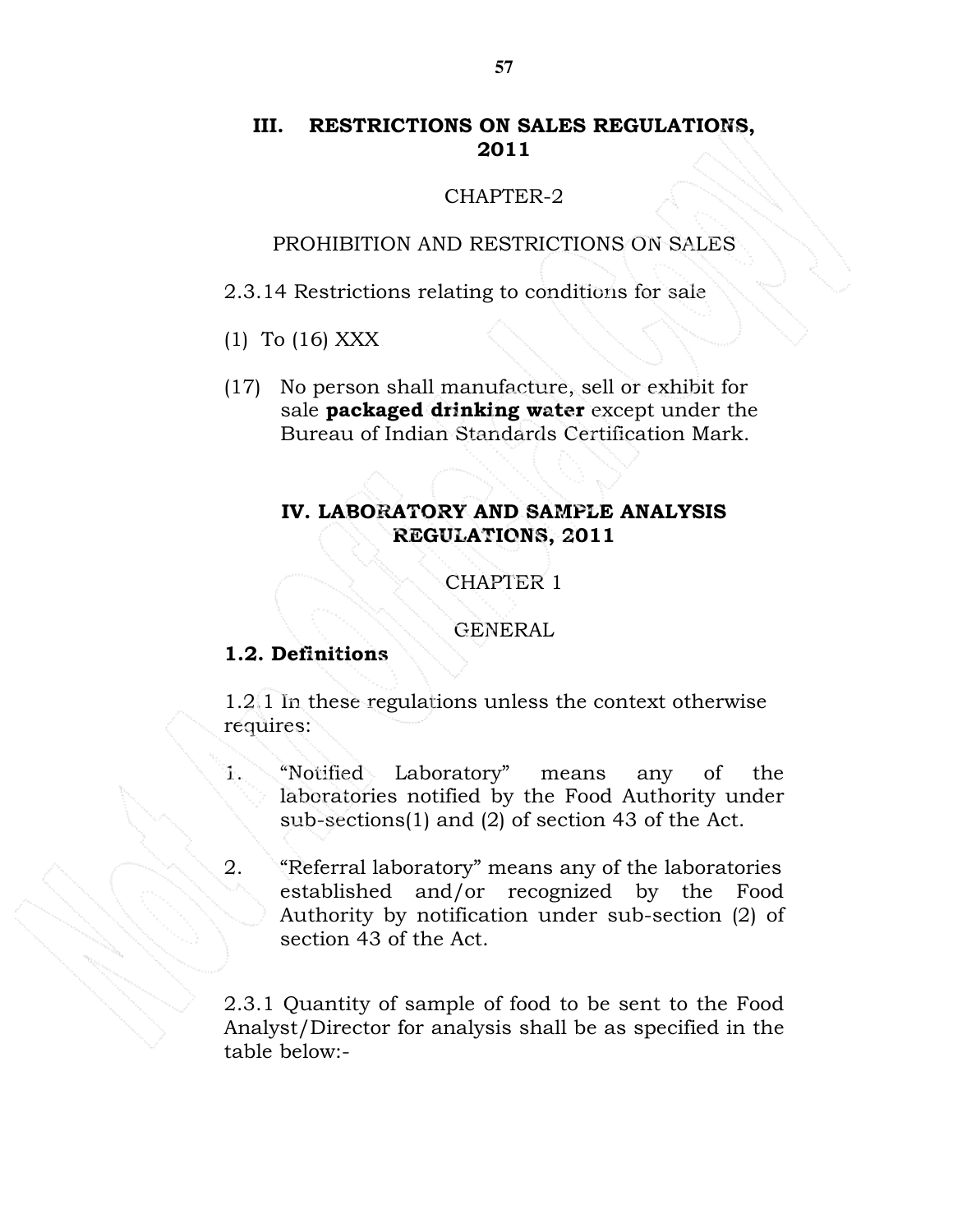## III. RESTRICTIONS ON SALES REGULATIONS, 2011

CHAPTER-2

PROHIBITION AND RESTRICTIONS ON SALES

2.3.14 Restrictions relating to conditions for sale

(1) To (16) XXX

(17) No person shall manufacture, sell or exhibit for sale **packaged drinking water** except under the Bureau of Indian Standards Certification Mark.

## IV. LABORATORY AND SAMPLE ANALYSIS REGULATIONS, 2011

CHAPTER 1

GENERAL

### 1.2. Definitions

1.2.1 In these regulations unless the context otherwise requires:

1. "Notified Laboratory" means any of the laboratories notified by the Food Authority under sub-sections(1) and (2) of section 43 of the Act.

2. "Referral laboratory" means any of the laboratories established and/or recognized by the Food Authority by notification under sub-section (2) of section 43 of the Act.

2.3.1 Quantity of sample of food to be sent to the Food Analyst/Director for analysis shall be as specified in the table below:-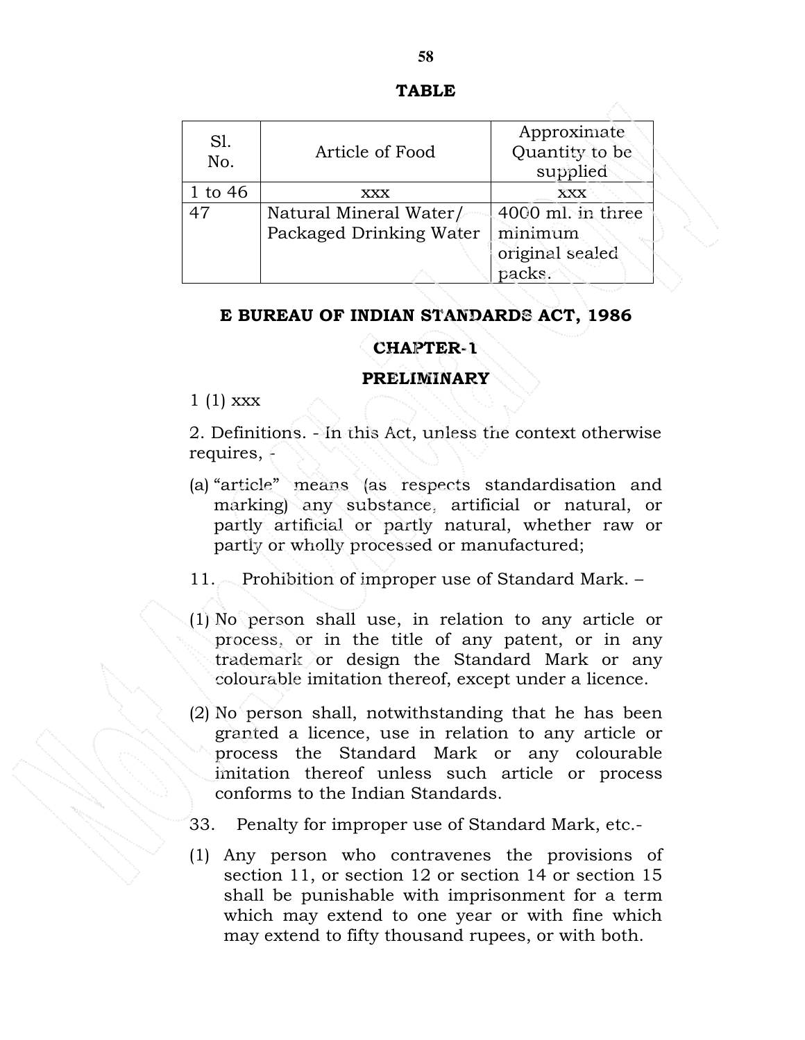**TABLE**

| Sl. No. | Article of Food | Approximate Quantity to be supplied |
|---|---|---|
| 1 to 46 | xxx | xxx |
| 47 | Natural Mineral Water/ Packaged Drinking Water | 4000 ml. in three minimum original sealed packs. |

**E BUREAU OF INDIAN STANDARDS ACT, 1986**

**CHAPTER-1**

**PRELIMINARY**

1 (1) xxx

2. Definitions. - In this Act, unless the context otherwise requires, -

(a) "article" means (as respects standardisation and marking) any substance, artificial or natural, or partly artificial or partly natural, whether raw or partly or wholly processed or manufactured;

11. Prohibition of improper use of Standard Mark. –

(1) No person shall use, in relation to any article or process, or in the title of any patent, or in any trademark or design the Standard Mark or any colourable imitation thereof, except under a licence.

(2) No person shall, notwithstanding that he has been granted a licence, use in relation to any article or process the Standard Mark or any colourable imitation thereof unless such article or process conforms to the Indian Standards.

33. Penalty for improper use of Standard Mark, etc.-

(1) Any person who contravenes the provisions of section 11, or section 12 or section 14 or section 15 shall be punishable with imprisonment for a term which may extend to one year or with fine which may extend to fifty thousand rupees, or with both.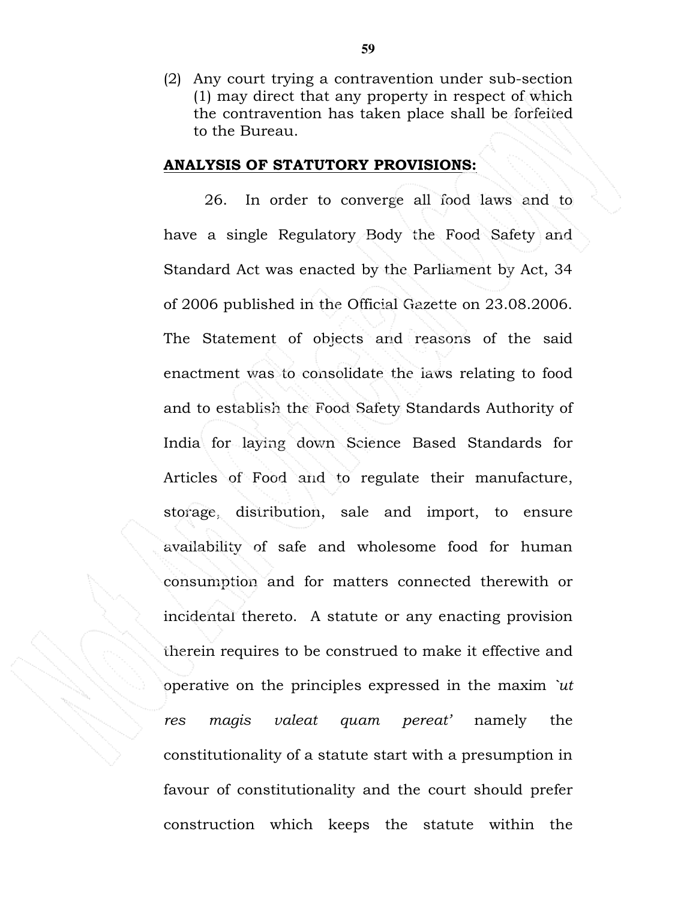(2) Any court trying a contravention under sub-section (1) may direct that any property in respect of which the contravention has taken place shall be forfeited to the Bureau.

**ANALYSIS OF STATUTORY PROVISIONS:**

26. In order to converge all food laws and to have a single Regulatory Body the Food Safety and Standard Act was enacted by the Parliament by Act, 34 of 2006 published in the Official Gazette on 23.08.2006. The Statement of objects and reasons of the said enactment was to consolidate the laws relating to food and to establish the Food Safety Standards Authority of India for laying down Science Based Standards for Articles of Food and to regulate their manufacture, storage, distribution, sale and import, to ensure availability of safe and wholesome food for human consumption and for matters connected therewith or incidental thereto. A statute or any enacting provision therein requires to be construed to make it effective and operative on the principles expressed in the maxim *`ut res magis valeat quam pereat'* namely the constitutionality of a statute start with a presumption in favour of constitutionality and the court should prefer construction which keeps the statute within the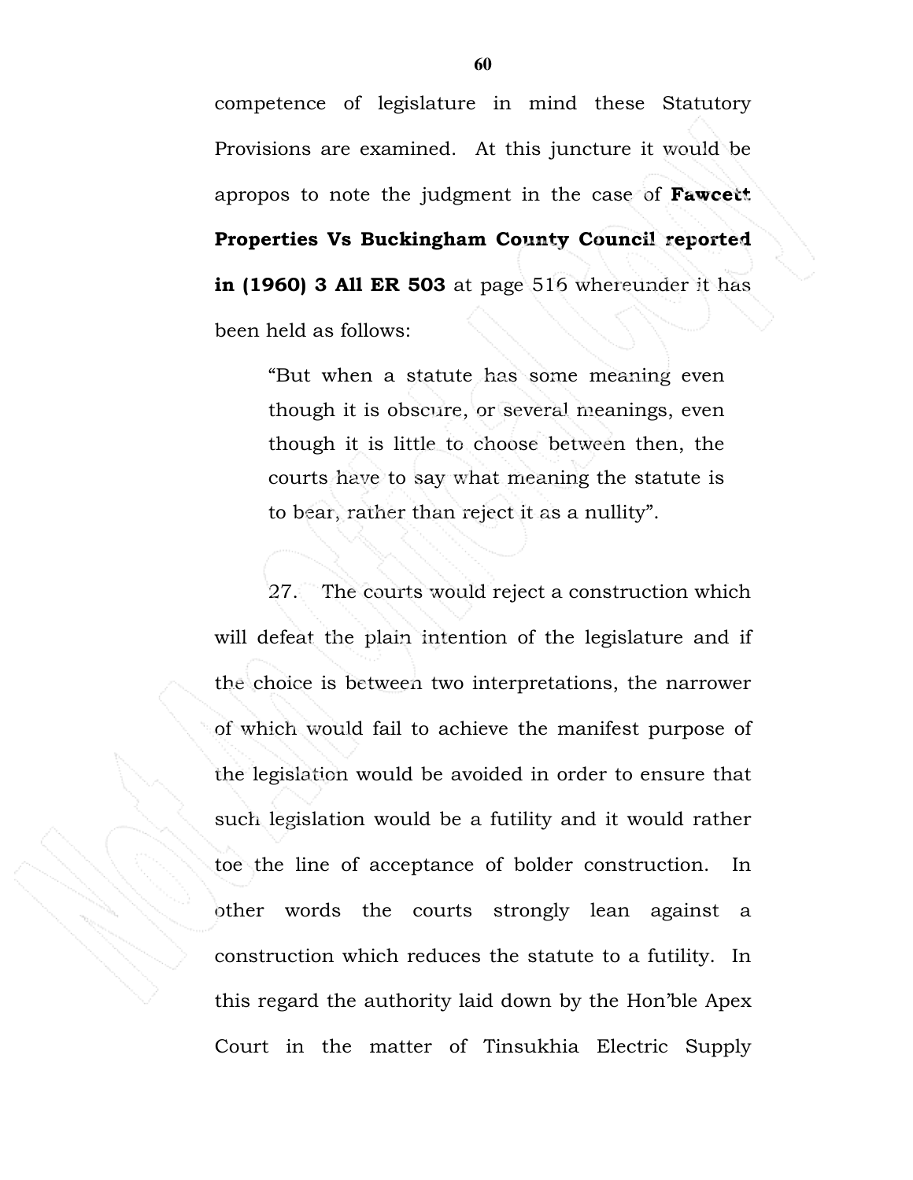competence of legislature in mind these Statutory Provisions are examined. At this juncture it would be apropos to note the judgment in the case of **Fawcett Properties Vs Buckingham County Council reported in (1960) 3 All ER 503** at page 516 whereunder it has been held as follows:

> "But when a statute has some meaning even though it is obscure, or several meanings, even though it is little to choose between then, the courts have to say what meaning the statute is to bear, rather than reject it as a nullity".

27. The courts would reject a construction which will defeat the plain intention of the legislature and if the choice is between two interpretations, the narrower of which would fail to achieve the manifest purpose of the legislation would be avoided in order to ensure that such legislation would be a futility and it would rather toe the line of acceptance of bolder construction. In other words the courts strongly lean against a construction which reduces the statute to a futility. In this regard the authority laid down by the Hon'ble Apex Court in the matter of Tinsukhia Electric Supply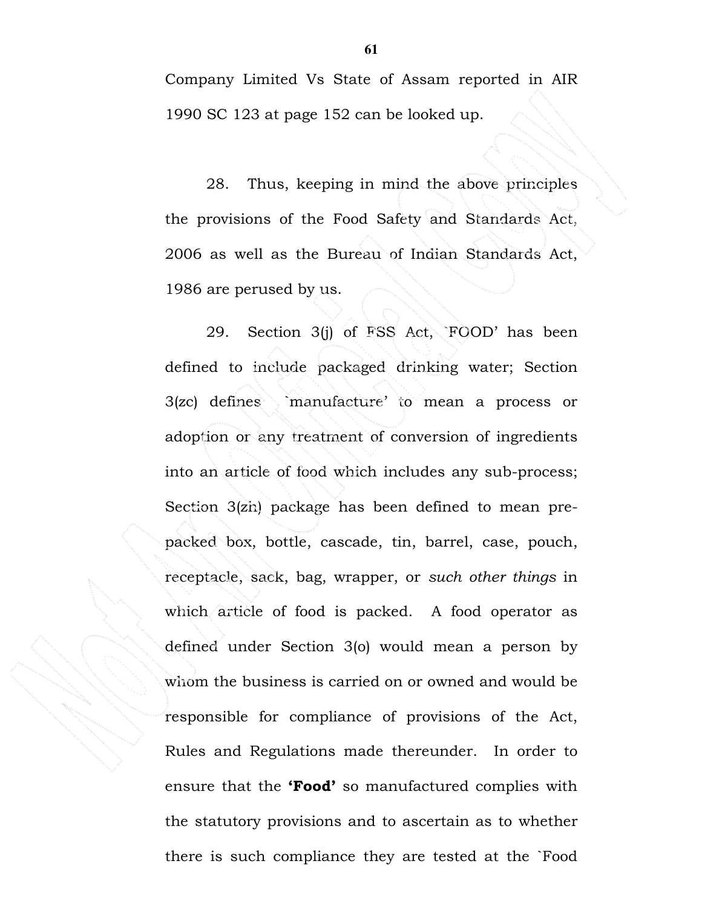Company Limited Vs State of Assam reported in AIR 1990 SC 123 at page 152 can be looked up.

28. Thus, keeping in mind the above principles the provisions of the Food Safety and Standards Act, 2006 as well as the Bureau of Indian Standards Act, 1986 are perused by us.

29. Section 3(j) of FSS Act, `FOOD' has been defined to include packaged drinking water; Section 3(zc) defines `manufacture' to mean a process or adoption or any treatment of conversion of ingredients into an article of food which includes any sub-process; Section 3(zh) package has been defined to mean pre-packed box, bottle, cascade, tin, barrel, case, pouch, receptacle, sack, bag, wrapper, or *such other things* in which article of food is packed. A food operator as defined under Section 3(o) would mean a person by whom the business is carried on or owned and would be responsible for compliance of provisions of the Act, Rules and Regulations made thereunder. In order to ensure that the **'Food'** so manufactured complies with the statutory provisions and to ascertain as to whether there is such compliance they are tested at the `Food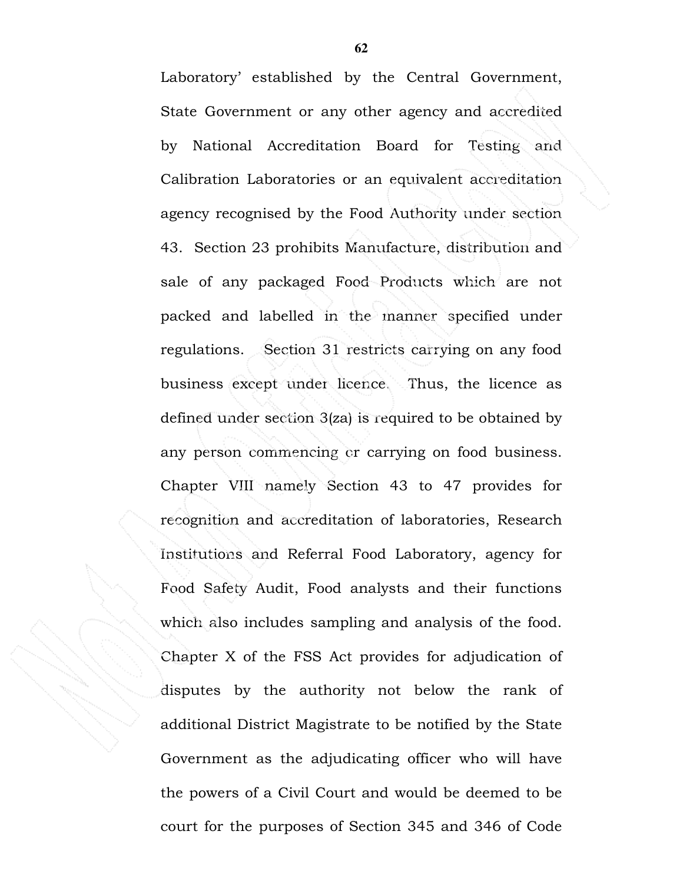Laboratory' established by the Central Government, State Government or any other agency and accredited by National Accreditation Board for Testing and Calibration Laboratories or an equivalent accreditation agency recognised by the Food Authority under section 43. Section 23 prohibits Manufacture, distribution and sale of any packaged Food Products which are not packed and labelled in the manner specified under regulations. Section 31 restricts carrying on any food business except under licence. Thus, the licence as defined under section 3(za) is required to be obtained by any person commencing or carrying on food business. Chapter VIII namely Section 43 to 47 provides for recognition and accreditation of laboratories, Research Institutions and Referral Food Laboratory, agency for Food Safety Audit, Food analysts and their functions which also includes sampling and analysis of the food. Chapter X of the FSS Act provides for adjudication of disputes by the authority not below the rank of additional District Magistrate to be notified by the State Government as the adjudicating officer who will have the powers of a Civil Court and would be deemed to be court for the purposes of Section 345 and 346 of Code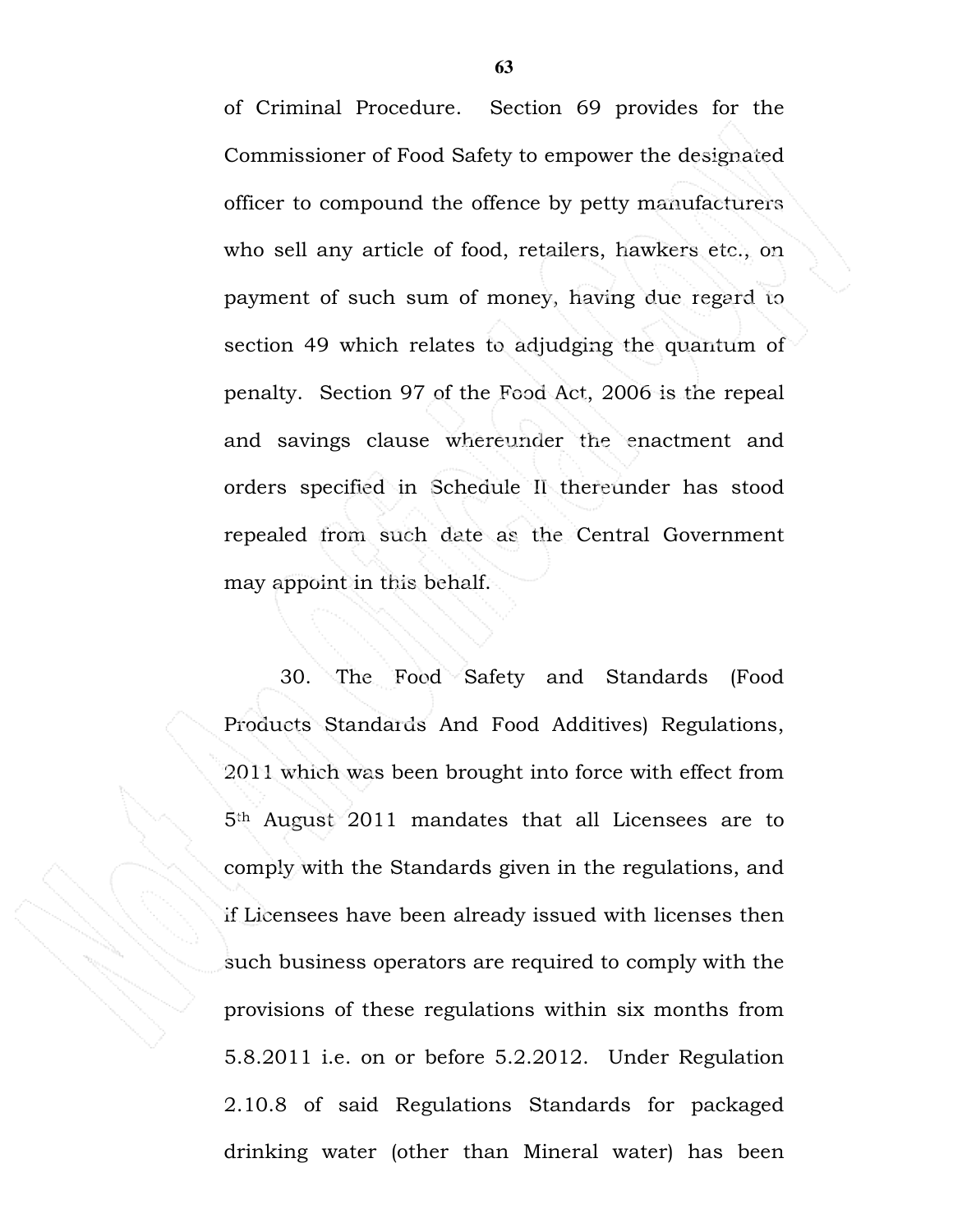of Criminal Procedure. Section 69 provides for the Commissioner of Food Safety to empower the designated officer to compound the offence by petty manufacturers who sell any article of food, retailers, hawkers etc., on payment of such sum of money, having due regard to section 49 which relates to adjudging the quantum of penalty. Section 97 of the Food Act, 2006 is the repeal and savings clause whereunder the enactment and orders specified in Schedule II thereunder has stood repealed from such date as the Central Government may appoint in this behalf.

30. The Food Safety and Standards (Food Products Standards And Food Additives) Regulations, 2011 which was been brought into force with effect from 5th August 2011 mandates that all Licensees are to comply with the Standards given in the regulations, and if Licensees have been already issued with licenses then such business operators are required to comply with the provisions of these regulations within six months from 5.8.2011 i.e. on or before 5.2.2012. Under Regulation 2.10.8 of said Regulations Standards for packaged drinking water (other than Mineral water) has been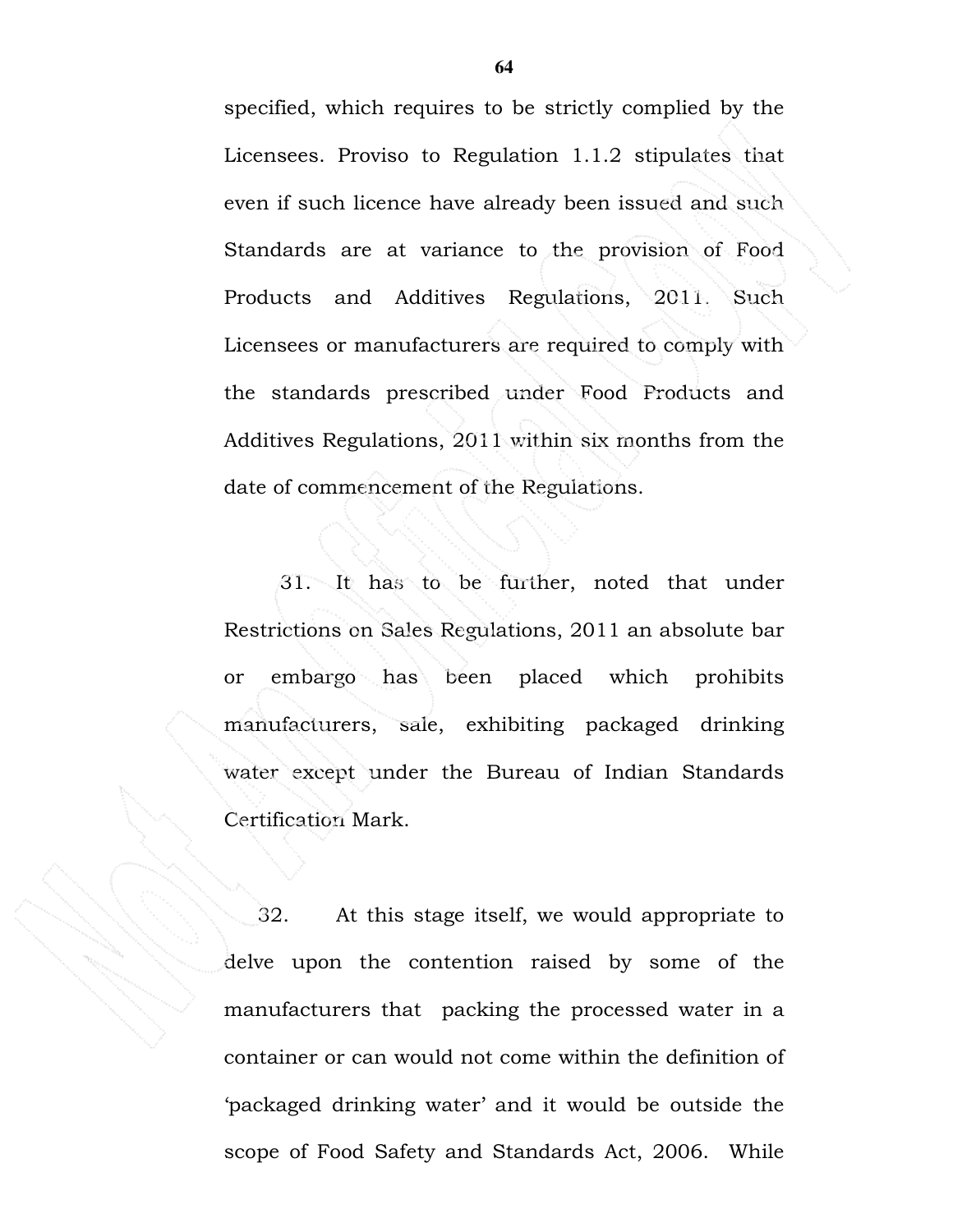specified, which requires to be strictly complied by the Licensees. Proviso to Regulation 1.1.2 stipulates that even if such licence have already been issued and such Standards are at variance to the provision of Food Products and Additives Regulations, 2011. Such Licensees or manufacturers are required to comply with the standards prescribed under Food Products and Additives Regulations, 2011 within six months from the date of commencement of the Regulations.

31. It has to be further, noted that under Restrictions on Sales Regulations, 2011 an absolute bar or embargo has been placed which prohibits manufacturers, sale, exhibiting packaged drinking water except under the Bureau of Indian Standards Certification Mark.

32. At this stage itself, we would appropriate to delve upon the contention raised by some of the manufacturers that packing the processed water in a container or can would not come within the definition of 'packaged drinking water' and it would be outside the scope of Food Safety and Standards Act, 2006. While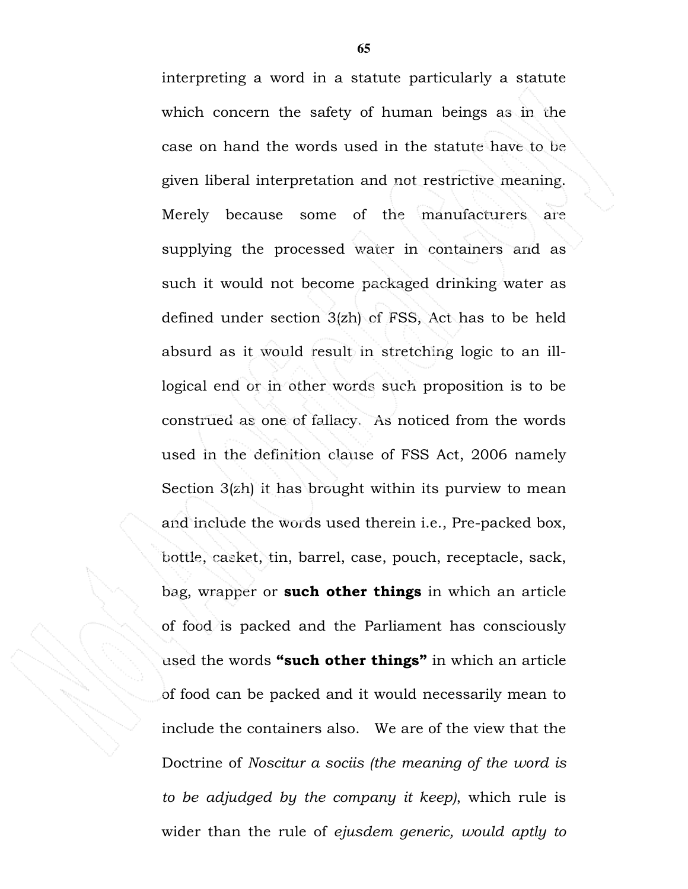interpreting a word in a statute particularly a statute which concern the safety of human beings as in the case on hand the words used in the statute have to be given liberal interpretation and not restrictive meaning. Merely because some of the manufacturers are supplying the processed water in containers and as such it would not become packaged drinking water as defined under section 3(zh) of FSS, Act has to be held absurd as it would result in stretching logic to an ill-logical end or in other words such proposition is to be construed as one of fallacy. As noticed from the words used in the definition clause of FSS Act, 2006 namely Section 3(zh) it has brought within its purview to mean and include the words used therein i.e., Pre-packed box, bottle, casket, tin, barrel, case, pouch, receptacle, sack, bag, wrapper or **such other things** in which an article of food is packed and the Parliament has consciously used the words **"such other things"** in which an article of food can be packed and it would necessarily mean to include the containers also. We are of the view that the Doctrine of *Noscitur a sociis (the meaning of the word is to be adjudged by the company it keep)*, which rule is wider than the rule of *ejusdem generic, would aptly to*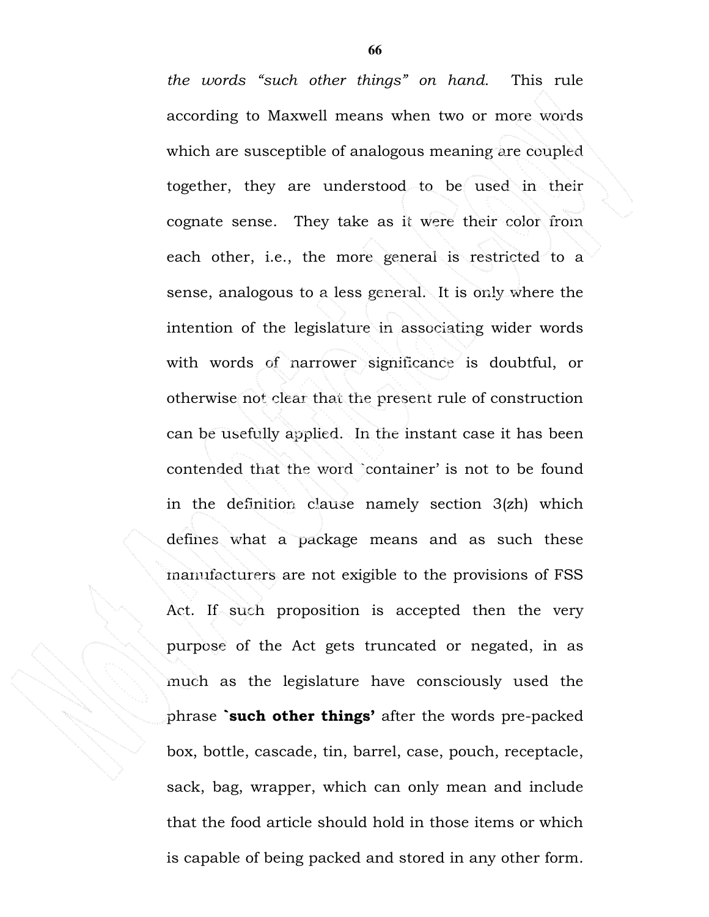*the words "such other things" on hand.* This rule according to Maxwell means when two or more words which are susceptible of analogous meaning are coupled together, they are understood to be used in their cognate sense. They take as it were their color from each other, i.e., the more general is restricted to a sense, analogous to a less general. It is only where the intention of the legislature in associating wider words with words of narrower significance is doubtful, or otherwise not clear that the present rule of construction can be usefully applied. In the instant case it has been contended that the word `container' is not to be found in the definition clause namely section 3(zh) which defines what a package means and as such these manufacturers are not exigible to the provisions of FSS Act. If such proposition is accepted then the very purpose of the Act gets truncated or negated, in as much as the legislature have consciously used the phrase **`such other things'** after the words pre-packed box, bottle, cascade, tin, barrel, case, pouch, receptacle, sack, bag, wrapper, which can only mean and include that the food article should hold in those items or which is capable of being packed and stored in any other form.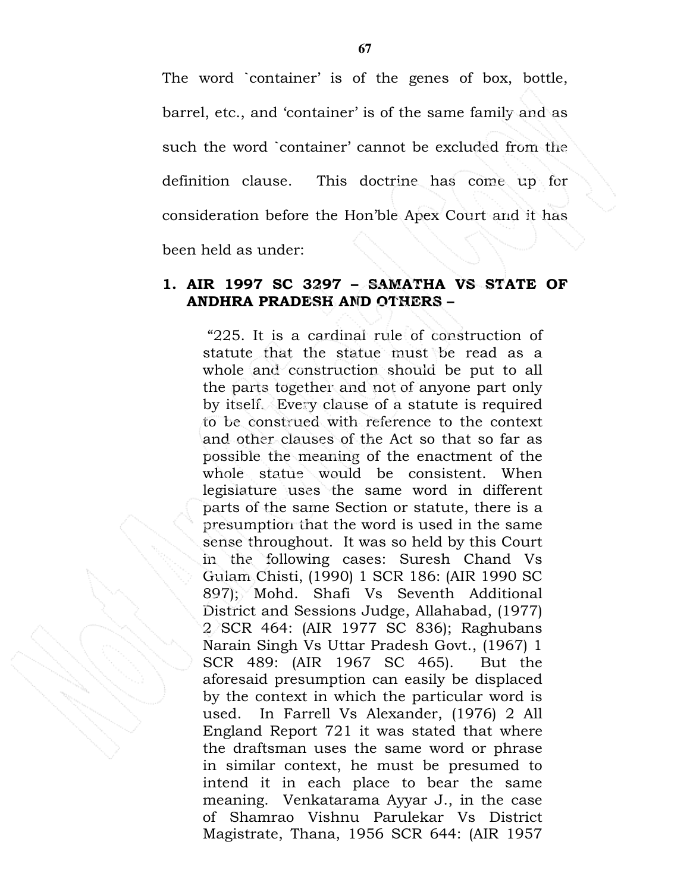The word `container' is of the genes of box, bottle, barrel, etc., and 'container' is of the same family and as such the word `container' cannot be excluded from the definition clause. This doctrine has come up for consideration before the Hon'ble Apex Court and it has been held as under:

1. **AIR 1997 SC 3297 – SAMATHA VS STATE OF ANDHRA PRADESH AND OTHERS –**

> "225. It is a cardinal rule of construction of statute that the statue must be read as a whole and construction should be put to all the parts together and not of anyone part only by itself. Every clause of a statute is required to be construed with reference to the context and other clauses of the Act so that so far as possible the meaning of the enactment of the whole statue would be consistent. When legislature uses the same word in different parts of the same Section or statute, there is a presumption that the word is used in the same sense throughout. It was so held by this Court in the following cases: Suresh Chand Vs Gulam Chisti, (1990) 1 SCR 186: (AIR 1990 SC 897); Mohd. Shafi Vs Seventh Additional District and Sessions Judge, Allahabad, (1977) 2 SCR 464: (AIR 1977 SC 836); Raghubans Narain Singh Vs Uttar Pradesh Govt., (1967) 1 SCR 489: (AIR 1967 SC 465). But the aforesaid presumption can easily be displaced by the context in which the particular word is used. In Farrell Vs Alexander, (1976) 2 All England Report 721 it was stated that where the draftsman uses the same word or phrase in similar context, he must be presumed to intend it in each place to bear the same meaning. Venkatarama Ayyar J., in the case of Shamrao Vishnu Parulekar Vs District Magistrate, Thana, 1956 SCR 644: (AIR 1957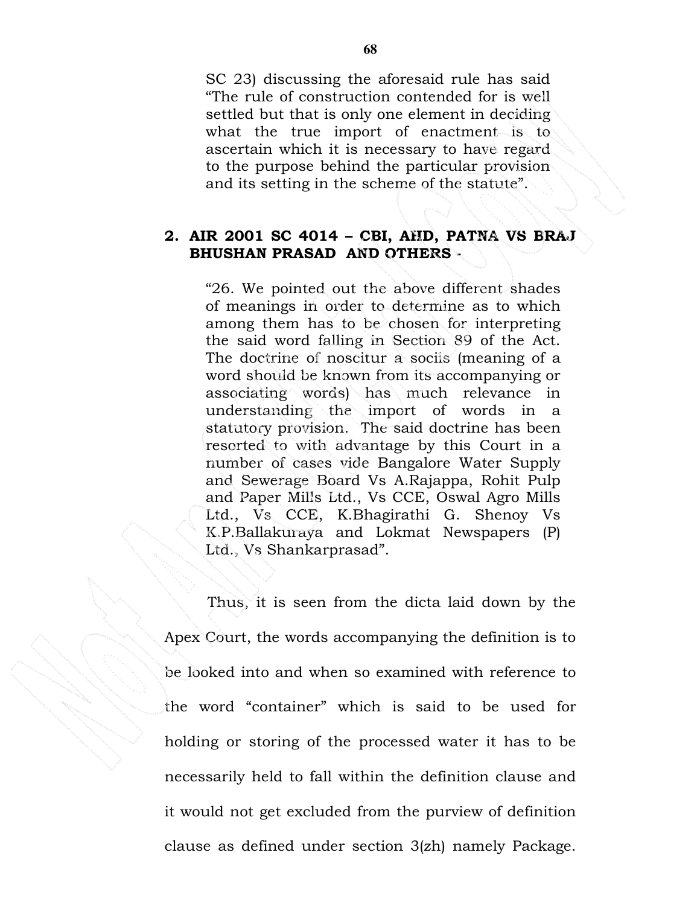SC 23) discussing the aforesaid rule has said "The rule of construction contended for is well settled but that is only one element in deciding what the true import of enactment is to ascertain which it is necessary to have regard to the purpose behind the particular provision and its setting in the scheme of the statute".

**2. AIR 2001 SC 4014 – CBI, AHD, PATNA VS BRAJ BHUSHAN PRASAD AND OTHERS -**

> "26. We pointed out the above different shades of meanings in order to determine as to which among them has to be chosen for interpreting the said word falling in Section 89 of the Act. The doctrine of noscitur a sociis (meaning of a word should be known from its accompanying or associating words) has much relevance in understanding the import of words in a statutory provision. The said doctrine has been resorted to with advantage by this Court in a number of cases vide Bangalore Water Supply and Sewerage Board Vs A.Rajappa, Rohit Pulp and Paper Mills Ltd., Vs CCE, Oswal Agro Mills Ltd., Vs CCE, K.Bhagirathi G. Shenoy Vs K.P.Ballakuraya and Lokmat Newspapers (P) Ltd., Vs Shankarprasad".

Thus, it is seen from the dicta laid down by the Apex Court, the words accompanying the definition is to be looked into and when so examined with reference to the word "container" which is said to be used for holding or storing of the processed water it has to be necessarily held to fall within the definition clause and it would not get excluded from the purview of definition clause as defined under section 3(zh) namely Package.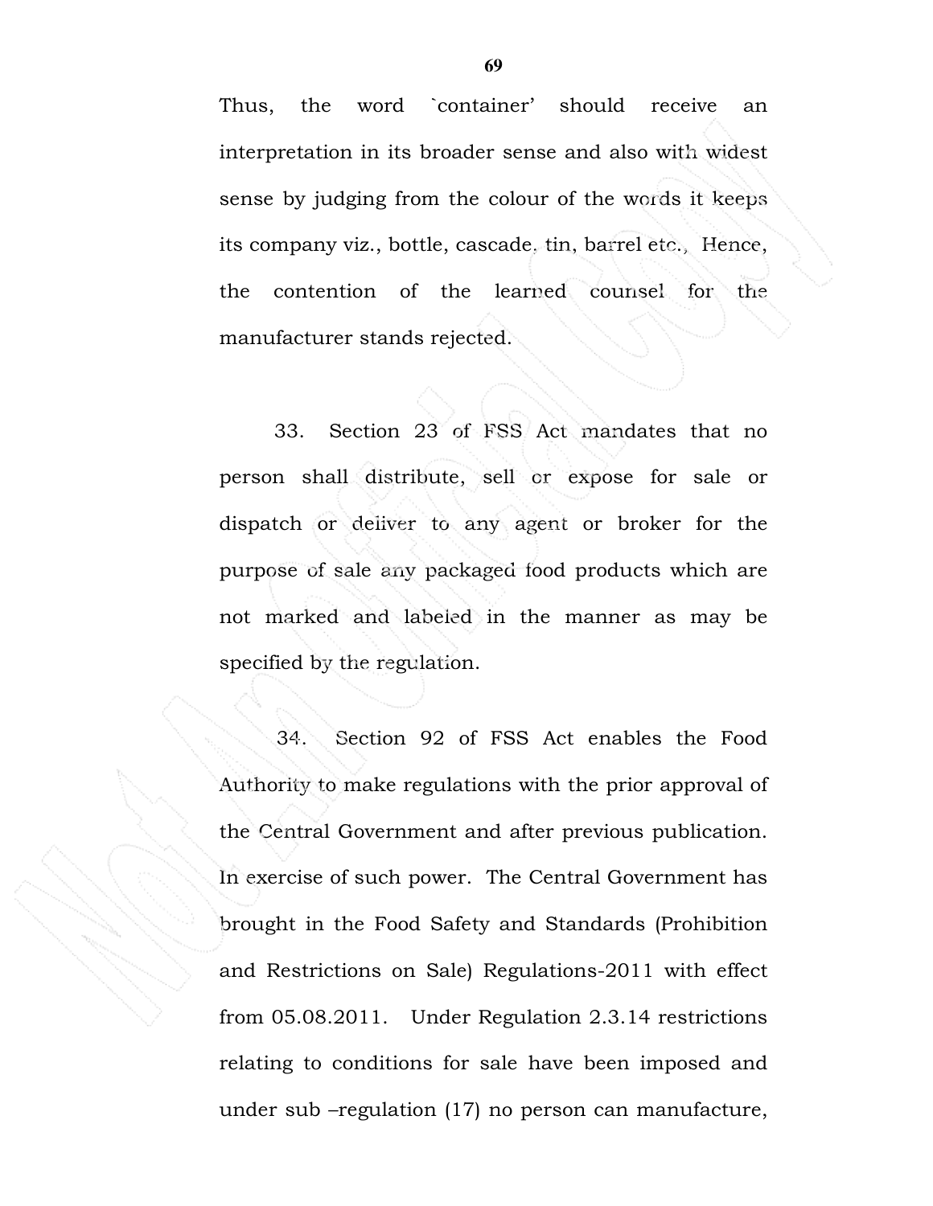Thus, the word `container' should receive an interpretation in its broader sense and also with widest sense by judging from the colour of the words it keeps its company viz., bottle, cascade, tin, barrel etc., Hence, the contention of the learned counsel for the manufacturer stands rejected.

33. Section 23 of FSS Act mandates that no person shall distribute, sell or expose for sale or dispatch or deliver to any agent or broker for the purpose of sale any packaged food products which are not marked and labeled in the manner as may be specified by the regulation.

34. Section 92 of FSS Act enables the Food Authority to make regulations with the prior approval of the Central Government and after previous publication. In exercise of such power. The Central Government has brought in the Food Safety and Standards (Prohibition and Restrictions on Sale) Regulations-2011 with effect from 05.08.2011. Under Regulation 2.3.14 restrictions relating to conditions for sale have been imposed and under sub –regulation (17) no person can manufacture,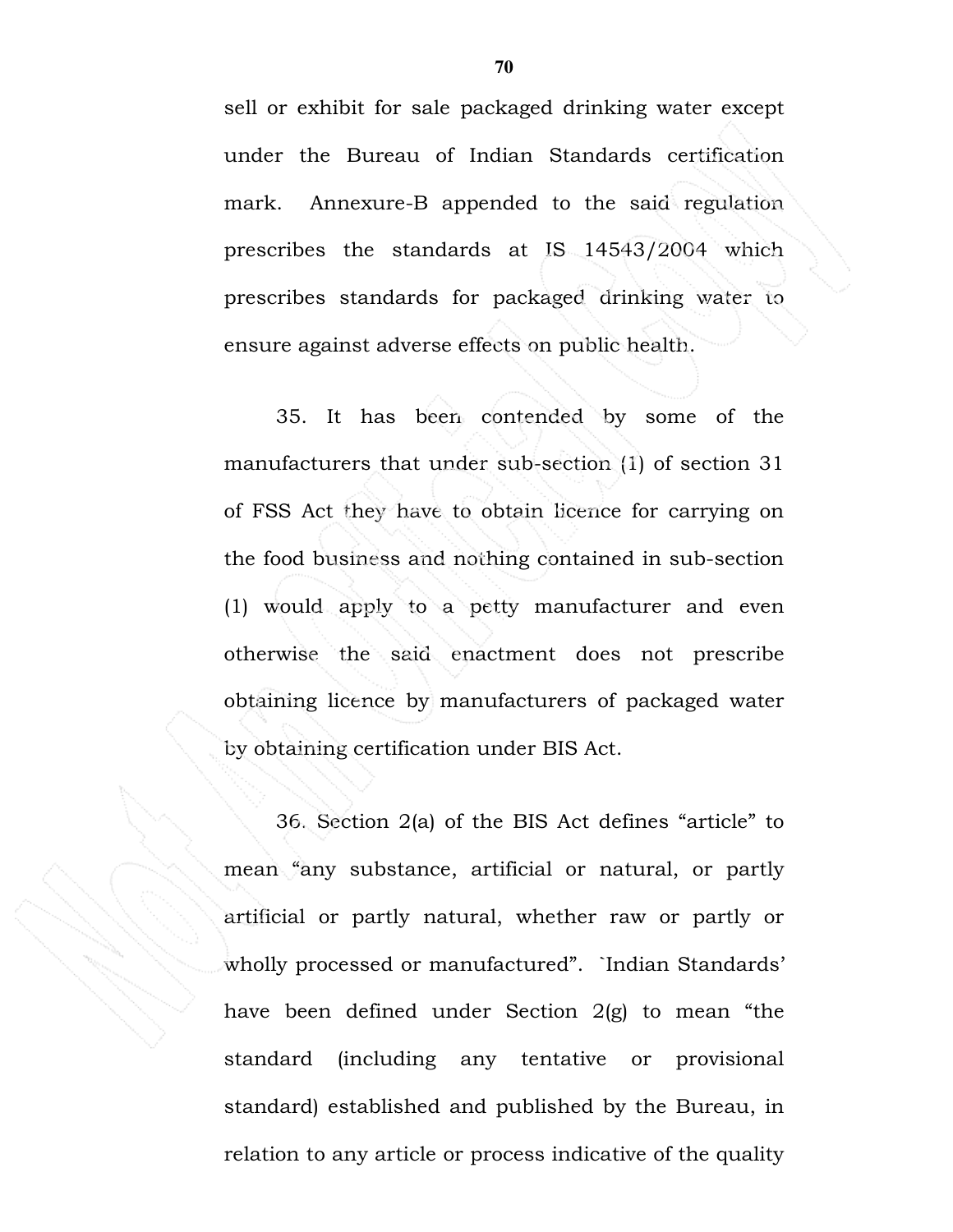sell or exhibit for sale packaged drinking water except under the Bureau of Indian Standards certification mark. Annexure-B appended to the said regulation prescribes the standards at IS 14543/2004 which prescribes standards for packaged drinking water to ensure against adverse effects on public health.

35. It has been contended by some of the manufacturers that under sub-section (1) of section 31 of FSS Act they have to obtain licence for carrying on the food business and nothing contained in sub-section (1) would apply to a petty manufacturer and even otherwise the said enactment does not prescribe obtaining licence by manufacturers of packaged water by obtaining certification under BIS Act.

36. Section 2(a) of the BIS Act defines "article" to mean "any substance, artificial or natural, or partly artificial or partly natural, whether raw or partly or wholly processed or manufactured". `Indian Standards' have been defined under Section 2(g) to mean "the standard (including any tentative or provisional standard) established and published by the Bureau, in relation to any article or process indicative of the quality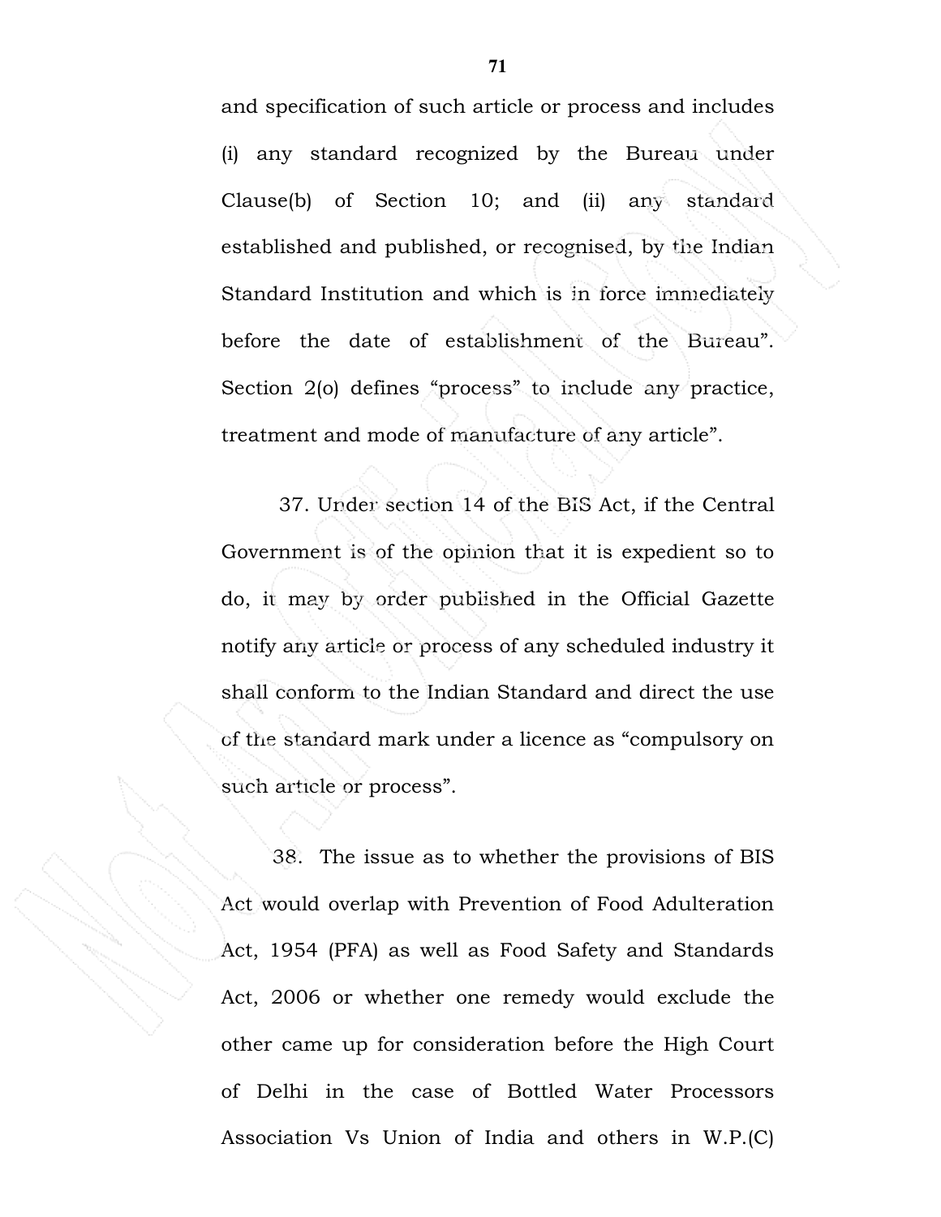and specification of such article or process and includes (i) any standard recognized by the Bureau under Clause(b) of Section 10; and (ii) any standard established and published, or recognised, by the Indian Standard Institution and which is in force immediately before the date of establishment of the Bureau". Section 2(o) defines "process" to include any practice, treatment and mode of manufacture of any article".

37. Under section 14 of the BIS Act, if the Central Government is of the opinion that it is expedient so to do, it may by order published in the Official Gazette notify any article or process of any scheduled industry it shall conform to the Indian Standard and direct the use of the standard mark under a licence as "compulsory on such article or process".

38. The issue as to whether the provisions of BIS Act would overlap with Prevention of Food Adulteration Act, 1954 (PFA) as well as Food Safety and Standards Act, 2006 or whether one remedy would exclude the other came up for consideration before the High Court of Delhi in the case of Bottled Water Processors Association Vs Union of India and others in W.P.(C)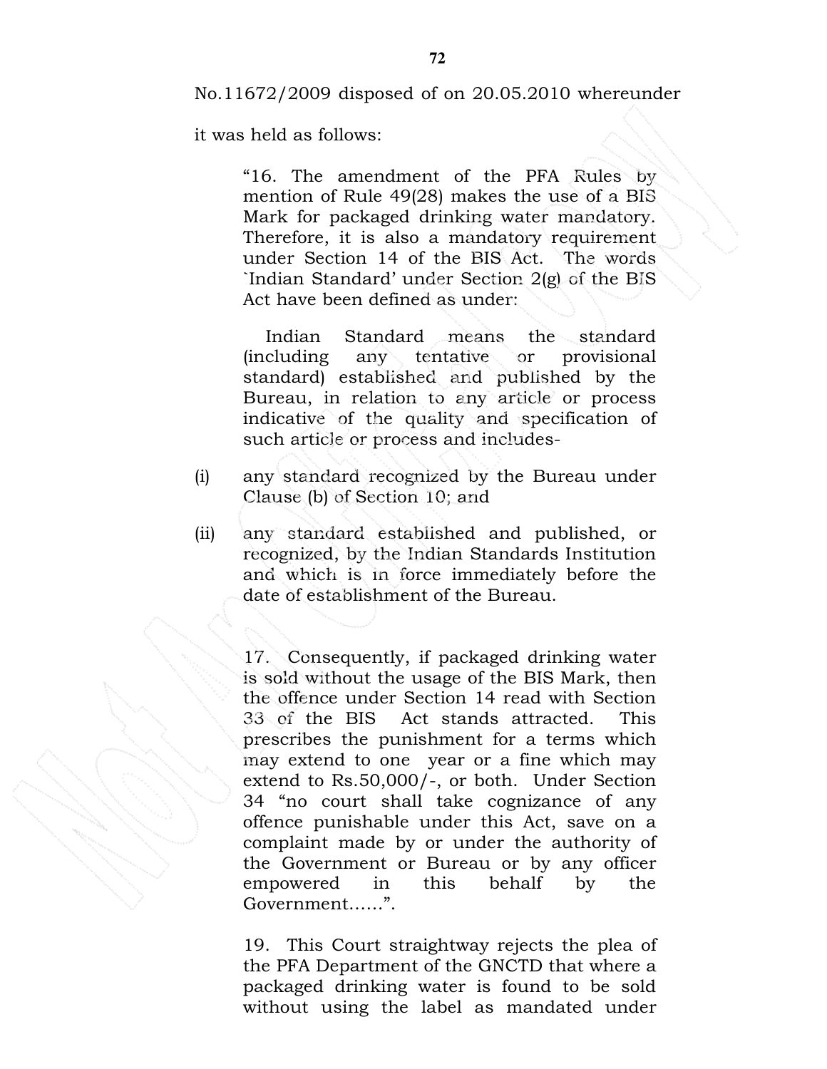No.11672/2009 disposed of on 20.05.2010 whereunder it was held as follows:

> "16. The amendment of the PFA Rules by mention of Rule 49(28) makes the use of a BIS Mark for packaged drinking water mandatory. Therefore, it is also a mandatory requirement under Section 14 of the BIS Act. The words `Indian Standard' under Section 2(g) of the BIS Act have been defined as under:
>
> Indian Standard means the standard (including any tentative or provisional standard) established and published by the Bureau, in relation to any article or process indicative of the quality and specification of such article or process and includes-
>
> (i) any standard recognized by the Bureau under Clause (b) of Section 10; and
>
> (ii) any standard established and published, or recognized, by the Indian Standards Institution and which is in force immediately before the date of establishment of the Bureau.
>
> 17. Consequently, if packaged drinking water is sold without the usage of the BIS Mark, then the offence under Section 14 read with Section 33 of the BIS Act stands attracted. This prescribes the punishment for a terms which may extend to one year or a fine which may extend to Rs.50,000/-, or both. Under Section 34 "no court shall take cognizance of any offence punishable under this Act, save on a complaint made by or under the authority of the Government or Bureau or by any officer empowered in this behalf by the Government……".
>
> 19. This Court straightway rejects the plea of the PFA Department of the GNCTD that where a packaged drinking water is found to be sold without using the label as mandated under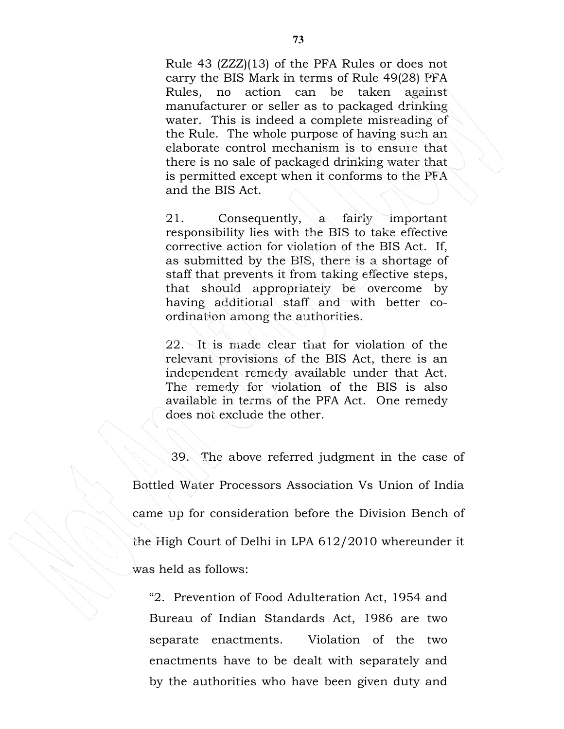> Rule 43 (ZZZ)(13) of the PFA Rules or does not carry the BIS Mark in terms of Rule 49(28) PFA Rules, no action can be taken against manufacturer or seller as to packaged drinking water. This is indeed a complete misreading of the Rule. The whole purpose of having such an elaborate control mechanism is to ensure that there is no sale of packaged drinking water that is permitted except when it conforms to the PFA and the BIS Act.
>
> 21. Consequently, a fairly important responsibility lies with the BIS to take effective corrective action for violation of the BIS Act. If, as submitted by the BIS, there is a shortage of staff that prevents it from taking effective steps, that should appropriately be overcome by having additional staff and with better co-ordination among the authorities.
>
> 22. It is made clear that for violation of the relevant provisions of the BIS Act, there is an independent remedy available under that Act. The remedy for violation of the BIS is also available in terms of the PFA Act. One remedy does not exclude the other.

39. The above referred judgment in the case of Bottled Water Processors Association Vs Union of India came up for consideration before the Division Bench of the High Court of Delhi in LPA 612/2010 whereunder it was held as follows:

> "2. Prevention of Food Adulteration Act, 1954 and Bureau of Indian Standards Act, 1986 are two separate enactments. Violation of the two enactments have to be dealt with separately and by the authorities who have been given duty and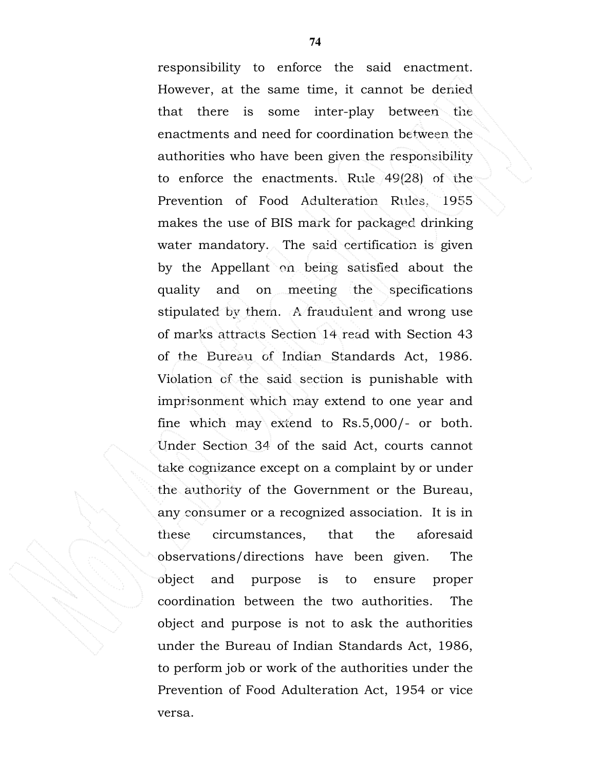responsibility to enforce the said enactment. However, at the same time, it cannot be denied that there is some inter-play between the enactments and need for coordination between the authorities who have been given the responsibility to enforce the enactments. Rule 49(28) of the Prevention of Food Adulteration Rules, 1955 makes the use of BIS mark for packaged drinking water mandatory. The said certification is given by the Appellant on being satisfied about the quality and on meeting the specifications stipulated by them. A fraudulent and wrong use of marks attracts Section 14 read with Section 43 of the Bureau of Indian Standards Act, 1986. Violation of the said section is punishable with imprisonment which may extend to one year and fine which may extend to Rs.5,000/- or both. Under Section 34 of the said Act, courts cannot take cognizance except on a complaint by or under the authority of the Government or the Bureau, any consumer or a recognized association. It is in these circumstances, that the aforesaid observations/directions have been given. The object and purpose is to ensure proper coordination between the two authorities. The object and purpose is not to ask the authorities under the Bureau of Indian Standards Act, 1986, to perform job or work of the authorities under the Prevention of Food Adulteration Act, 1954 or vice versa.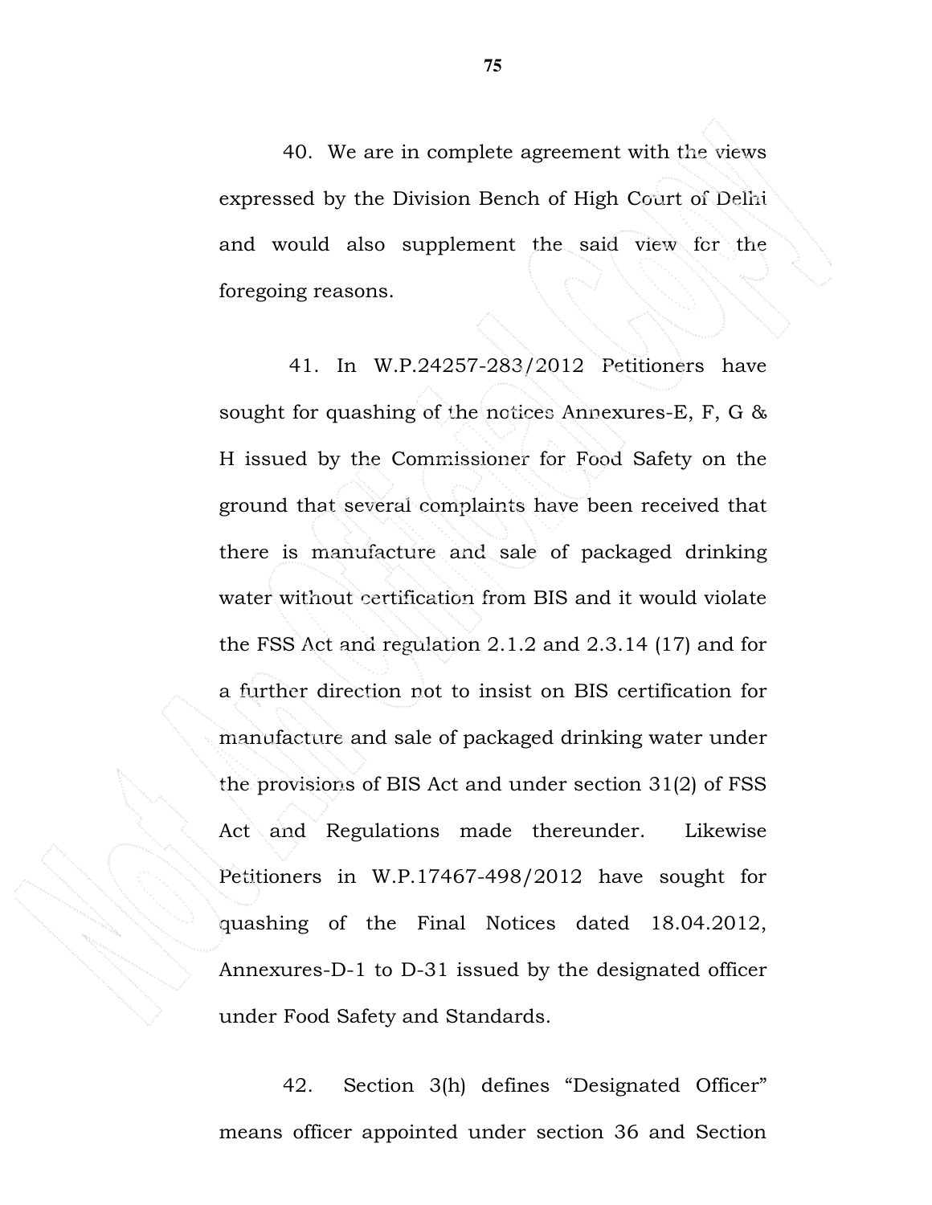40. We are in complete agreement with the views expressed by the Division Bench of High Court of Delhi and would also supplement the said view for the foregoing reasons.

41. In W.P.24257-283/2012 Petitioners have sought for quashing of the notices Annexures-E, F, G & H issued by the Commissioner for Food Safety on the ground that several complaints have been received that there is manufacture and sale of packaged drinking water without certification from BIS and it would violate the FSS Act and regulation 2.1.2 and 2.3.14 (17) and for a further direction not to insist on BIS certification for manufacture and sale of packaged drinking water under the provisions of BIS Act and under section 31(2) of FSS Act and Regulations made thereunder. Likewise Petitioners in W.P.17467-498/2012 have sought for quashing of the Final Notices dated 18.04.2012, Annexures-D-1 to D-31 issued by the designated officer under Food Safety and Standards.

42. Section 3(h) defines "Designated Officer" means officer appointed under section 36 and Section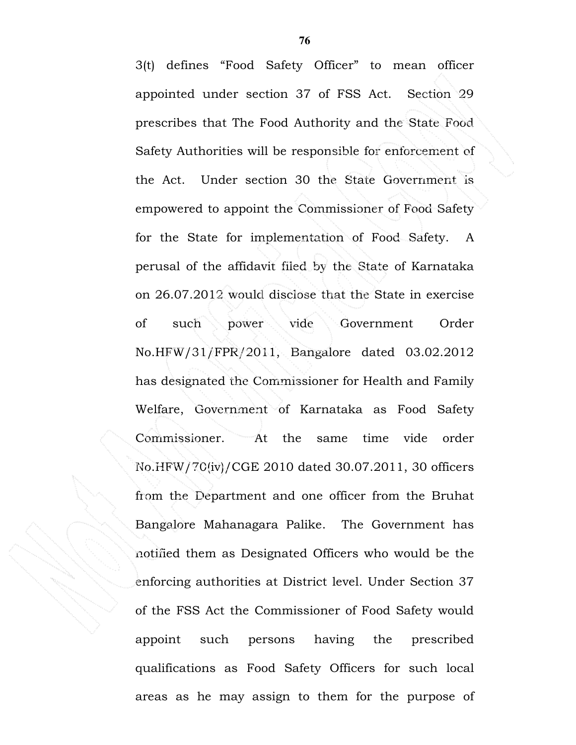3(t) defines "Food Safety Officer" to mean officer appointed under section 37 of FSS Act. Section 29 prescribes that The Food Authority and the State Food Safety Authorities will be responsible for enforcement of the Act. Under section 30 the State Government is empowered to appoint the Commissioner of Food Safety for the State for implementation of Food Safety. A perusal of the affidavit filed by the State of Karnataka on 26.07.2012 would disclose that the State in exercise of such power vide Government Order No.HFW/31/FPR/2011, Bangalore dated 03.02.2012 has designated the Commissioner for Health and Family Welfare, Government of Karnataka as Food Safety Commissioner. At the same time vide order No.HFW/70(iv)/CGE 2010 dated 30.07.2011, 30 officers from the Department and one officer from the Bruhat Bangalore Mahanagara Palike. The Government has notified them as Designated Officers who would be the enforcing authorities at District level. Under Section 37 of the FSS Act the Commissioner of Food Safety would appoint such persons having the prescribed qualifications as Food Safety Officers for such local areas as he may assign to them for the purpose of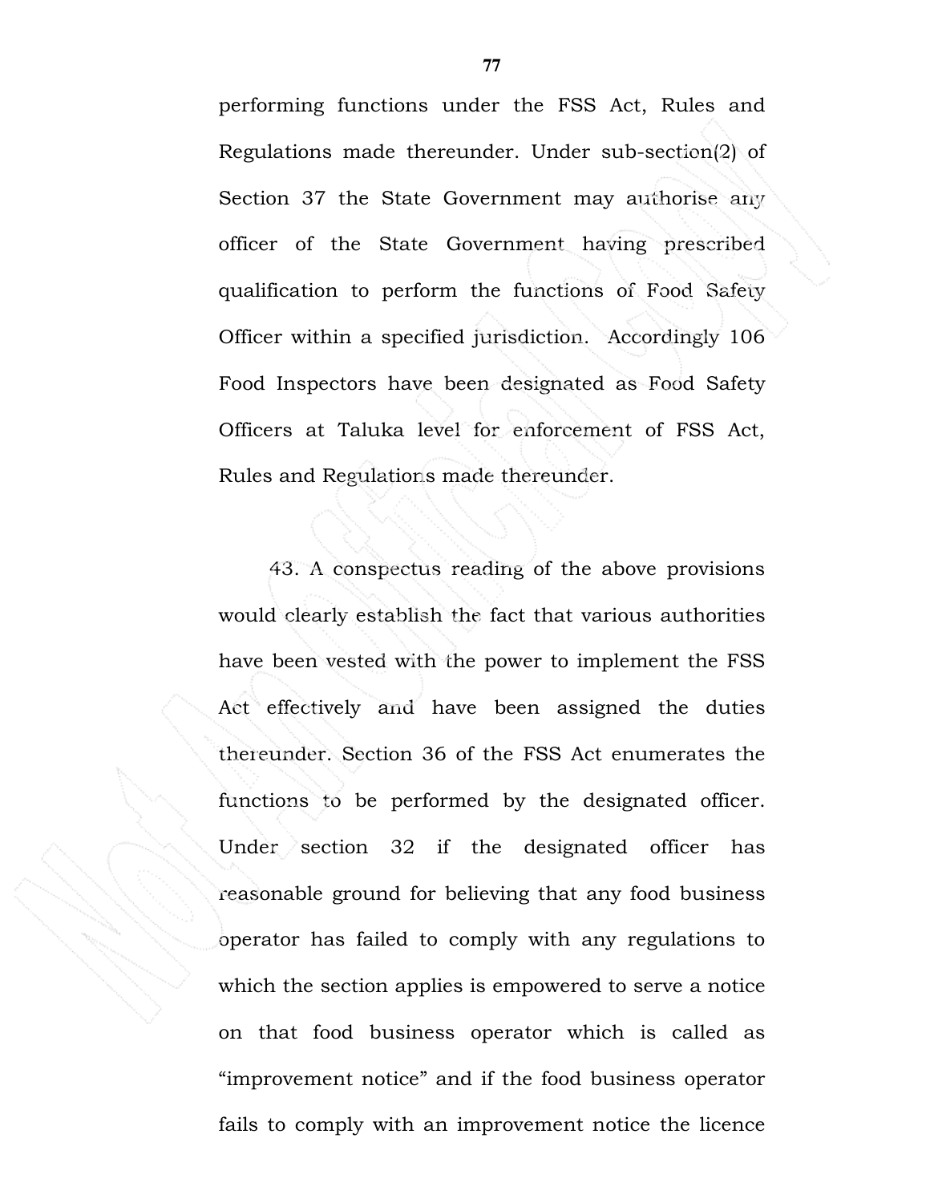performing functions under the FSS Act, Rules and Regulations made thereunder. Under sub-section(2) of Section 37 the State Government may authorise any officer of the State Government having prescribed qualification to perform the functions of Food Safety Officer within a specified jurisdiction. Accordingly 106 Food Inspectors have been designated as Food Safety Officers at Taluka level for enforcement of FSS Act, Rules and Regulations made thereunder.

43. A conspectus reading of the above provisions would clearly establish the fact that various authorities have been vested with the power to implement the FSS Act effectively and have been assigned the duties thereunder. Section 36 of the FSS Act enumerates the functions to be performed by the designated officer. Under section 32 if the designated officer has reasonable ground for believing that any food business operator has failed to comply with any regulations to which the section applies is empowered to serve a notice on that food business operator which is called as "improvement notice" and if the food business operator fails to comply with an improvement notice the licence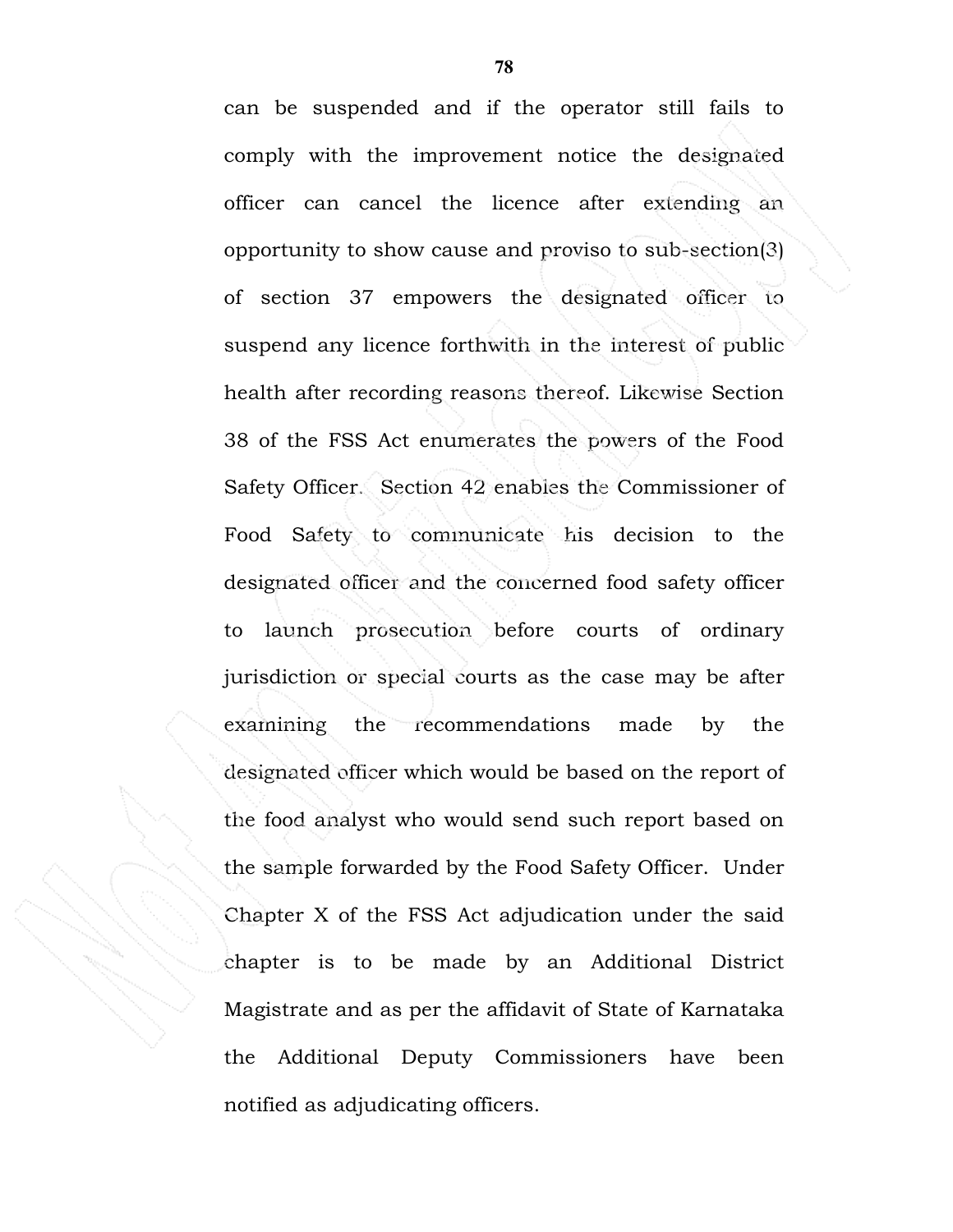can be suspended and if the operator still fails to comply with the improvement notice the designated officer can cancel the licence after extending an opportunity to show cause and proviso to sub-section(3) of section 37 empowers the designated officer to suspend any licence forthwith in the interest of public health after recording reasons thereof. Likewise Section 38 of the FSS Act enumerates the powers of the Food Safety Officer. Section 42 enables the Commissioner of Food Safety to communicate his decision to the designated officer and the concerned food safety officer to launch prosecution before courts of ordinary jurisdiction or special courts as the case may be after examining the recommendations made by the designated officer which would be based on the report of the food analyst who would send such report based on the sample forwarded by the Food Safety Officer. Under Chapter X of the FSS Act adjudication under the said chapter is to be made by an Additional District Magistrate and as per the affidavit of State of Karnataka the Additional Deputy Commissioners have been notified as adjudicating officers.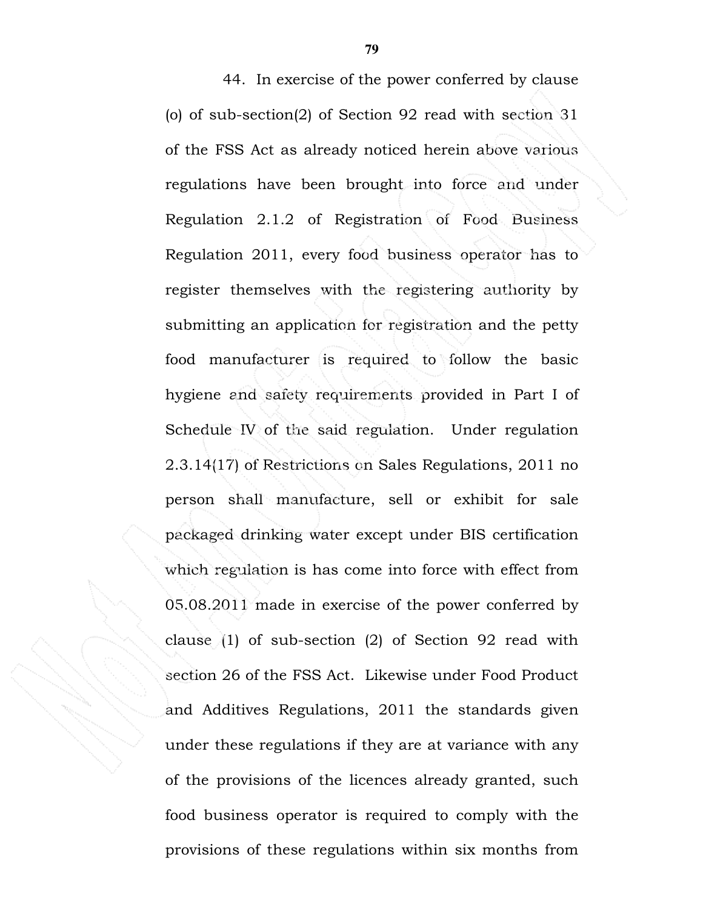44. In exercise of the power conferred by clause (o) of sub-section(2) of Section 92 read with section 31 of the FSS Act as already noticed herein above various regulations have been brought into force and under Regulation 2.1.2 of Registration of Food Business Regulation 2011, every food business operator has to register themselves with the registering authority by submitting an application for registration and the petty food manufacturer is required to follow the basic hygiene and safety requirements provided in Part I of Schedule IV of the said regulation. Under regulation 2.3.14(17) of Restrictions on Sales Regulations, 2011 no person shall manufacture, sell or exhibit for sale packaged drinking water except under BIS certification which regulation is has come into force with effect from 05.08.2011 made in exercise of the power conferred by clause (1) of sub-section (2) of Section 92 read with section 26 of the FSS Act. Likewise under Food Product and Additives Regulations, 2011 the standards given under these regulations if they are at variance with any of the provisions of the licences already granted, such food business operator is required to comply with the provisions of these regulations within six months from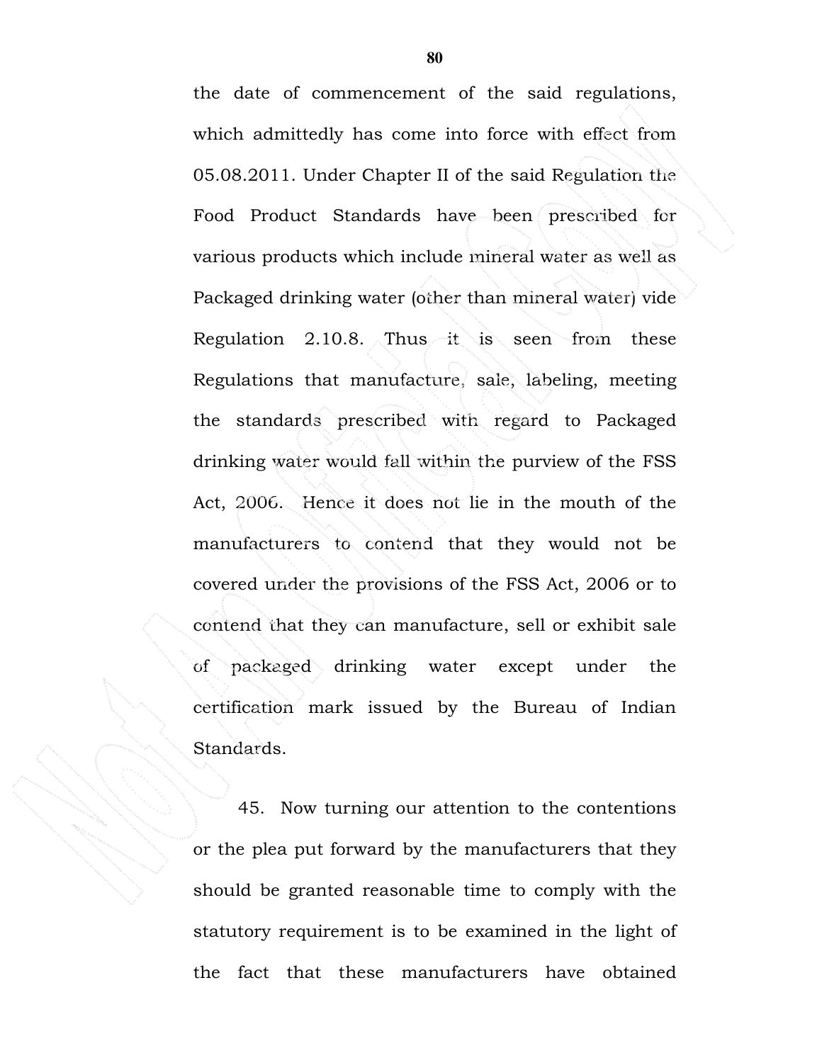the date of commencement of the said regulations, which admittedly has come into force with effect from 05.08.2011. Under Chapter II of the said Regulation the Food Product Standards have been prescribed for various products which include mineral water as well as Packaged drinking water (other than mineral water) vide Regulation 2.10.8. Thus it is seen from these Regulations that manufacture, sale, labeling, meeting the standards prescribed with regard to Packaged drinking water would fall within the purview of the FSS Act, 2006. Hence it does not lie in the mouth of the manufacturers to contend that they would not be covered under the provisions of the FSS Act, 2006 or to contend that they can manufacture, sell or exhibit sale of packaged drinking water except under the certification mark issued by the Bureau of Indian Standards.

45. Now turning our attention to the contentions or the plea put forward by the manufacturers that they should be granted reasonable time to comply with the statutory requirement is to be examined in the light of the fact that these manufacturers have obtained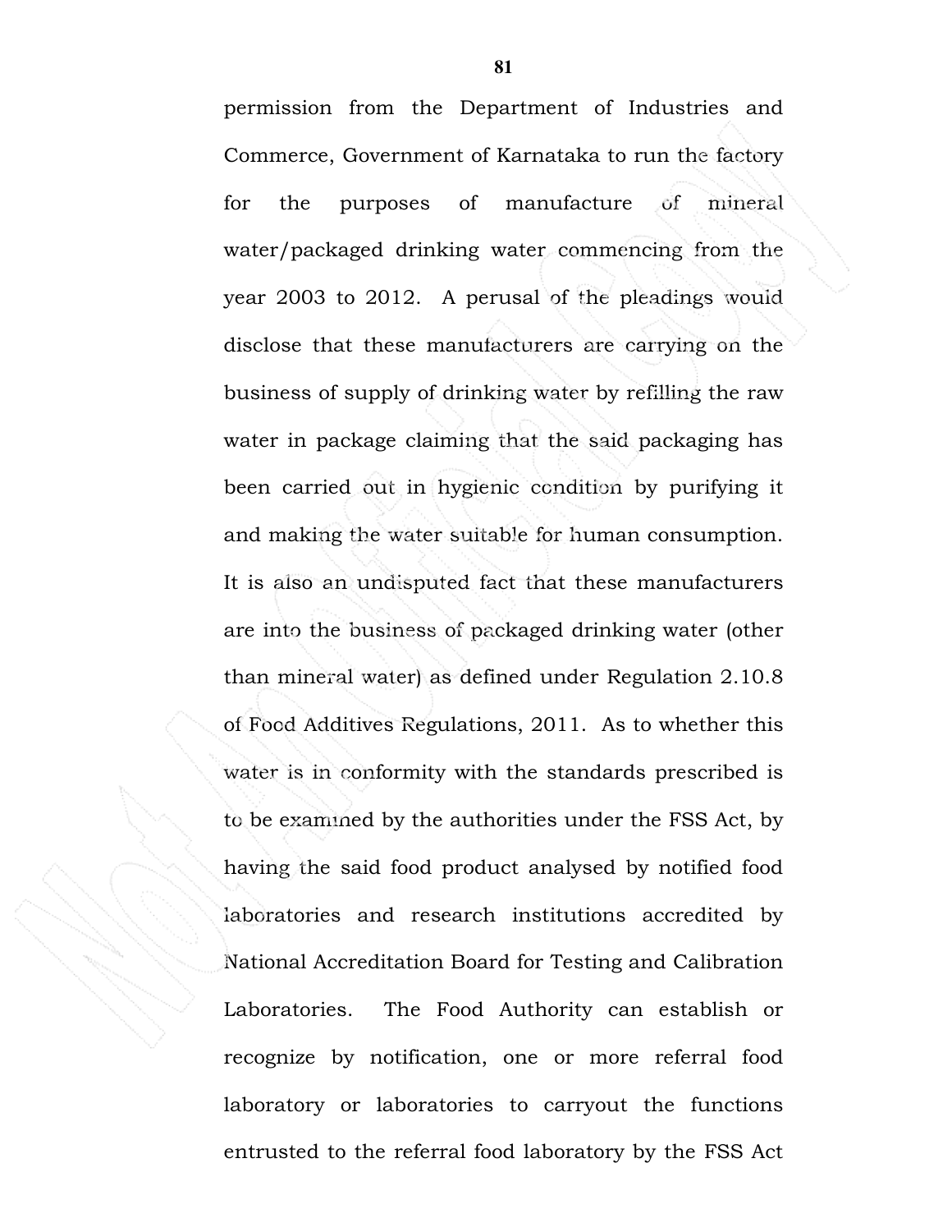permission from the Department of Industries and Commerce, Government of Karnataka to run the factory for the purposes of manufacture of mineral water/packaged drinking water commencing from the year 2003 to 2012. A perusal of the pleadings would disclose that these manufacturers are carrying on the business of supply of drinking water by refilling the raw water in package claiming that the said packaging has been carried out in hygienic condition by purifying it and making the water suitable for human consumption. It is also an undisputed fact that these manufacturers are into the business of packaged drinking water (other than mineral water) as defined under Regulation 2.10.8 of Food Additives Regulations, 2011. As to whether this water is in conformity with the standards prescribed is to be examined by the authorities under the FSS Act, by having the said food product analysed by notified food laboratories and research institutions accredited by National Accreditation Board for Testing and Calibration Laboratories. The Food Authority can establish or recognize by notification, one or more referral food laboratory or laboratories to carryout the functions entrusted to the referral food laboratory by the FSS Act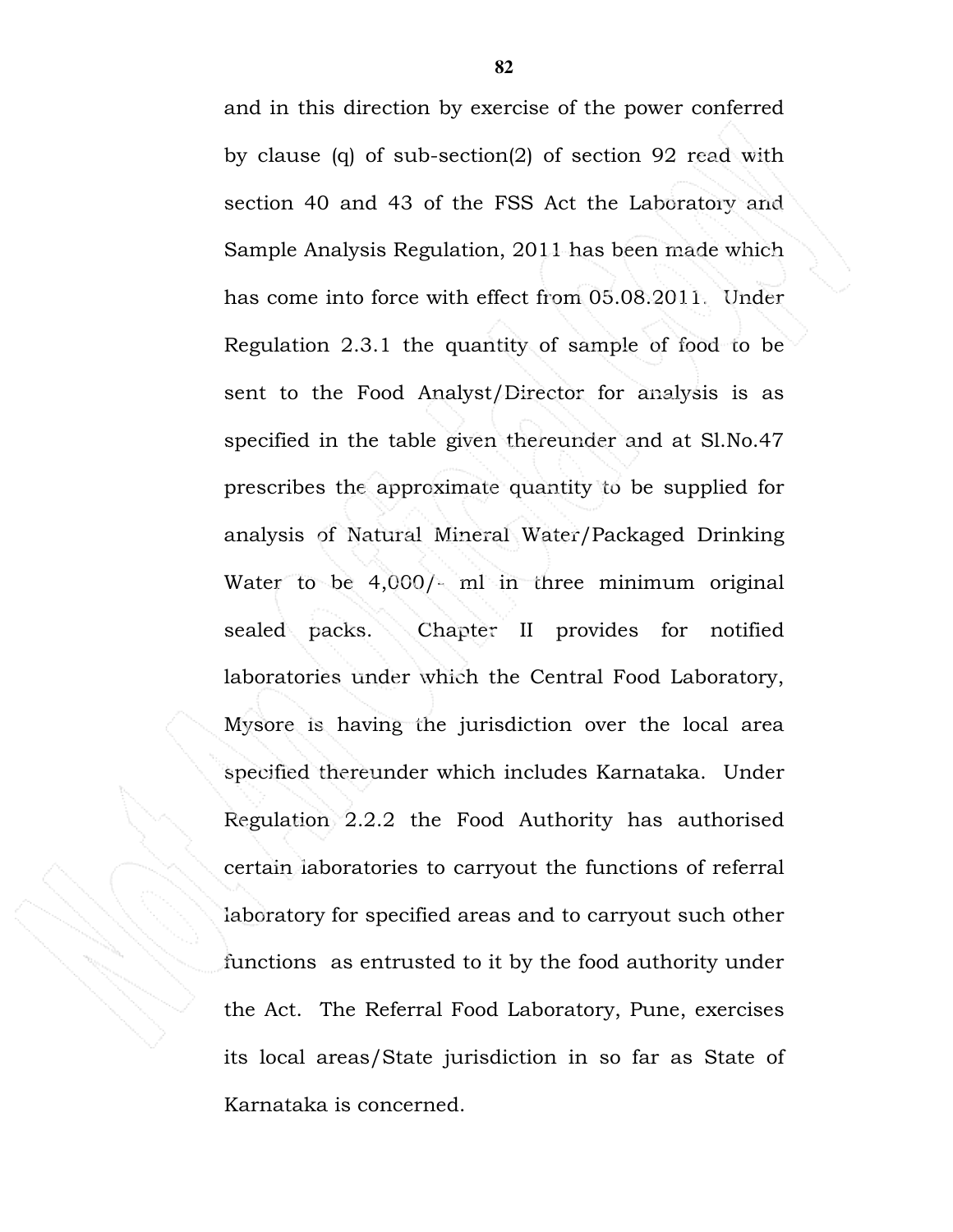and in this direction by exercise of the power conferred by clause (q) of sub-section(2) of section 92 read with section 40 and 43 of the FSS Act the Laboratory and Sample Analysis Regulation, 2011 has been made which has come into force with effect from 05.08.2011. Under Regulation 2.3.1 the quantity of sample of food to be sent to the Food Analyst/Director for analysis is as specified in the table given thereunder and at Sl.No.47 prescribes the approximate quantity to be supplied for analysis of Natural Mineral Water/Packaged Drinking Water to be 4,000/- ml in three minimum original sealed packs. Chapter II provides for notified laboratories under which the Central Food Laboratory, Mysore is having the jurisdiction over the local area specified thereunder which includes Karnataka. Under Regulation 2.2.2 the Food Authority has authorised certain laboratories to carryout the functions of referral laboratory for specified areas and to carryout such other functions as entrusted to it by the food authority under the Act. The Referral Food Laboratory, Pune, exercises its local areas/State jurisdiction in so far as State of Karnataka is concerned.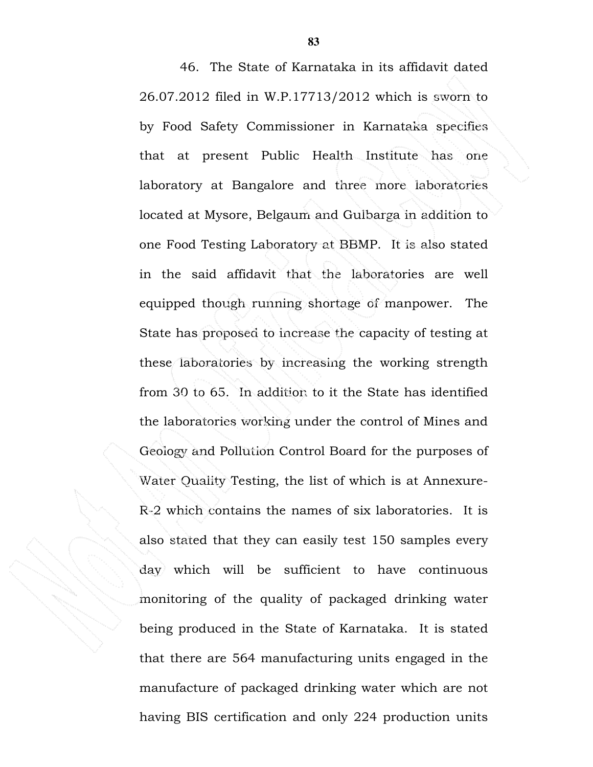46. The State of Karnataka in its affidavit dated 26.07.2012 filed in W.P.17713/2012 which is sworn to by Food Safety Commissioner in Karnataka specifies that at present Public Health Institute has one laboratory at Bangalore and three more laboratories located at Mysore, Belgaum and Gulbarga in addition to one Food Testing Laboratory at BBMP. It is also stated in the said affidavit that the laboratories are well equipped though running shortage of manpower. The State has proposed to increase the capacity of testing at these laboratories by increasing the working strength from 30 to 65. In addition to it the State has identified the laboratories working under the control of Mines and Geology and Pollution Control Board for the purposes of Water Quality Testing, the list of which is at Annexure-R-2 which contains the names of six laboratories. It is also stated that they can easily test 150 samples every day which will be sufficient to have continuous monitoring of the quality of packaged drinking water being produced in the State of Karnataka. It is stated that there are 564 manufacturing units engaged in the manufacture of packaged drinking water which are not having BIS certification and only 224 production units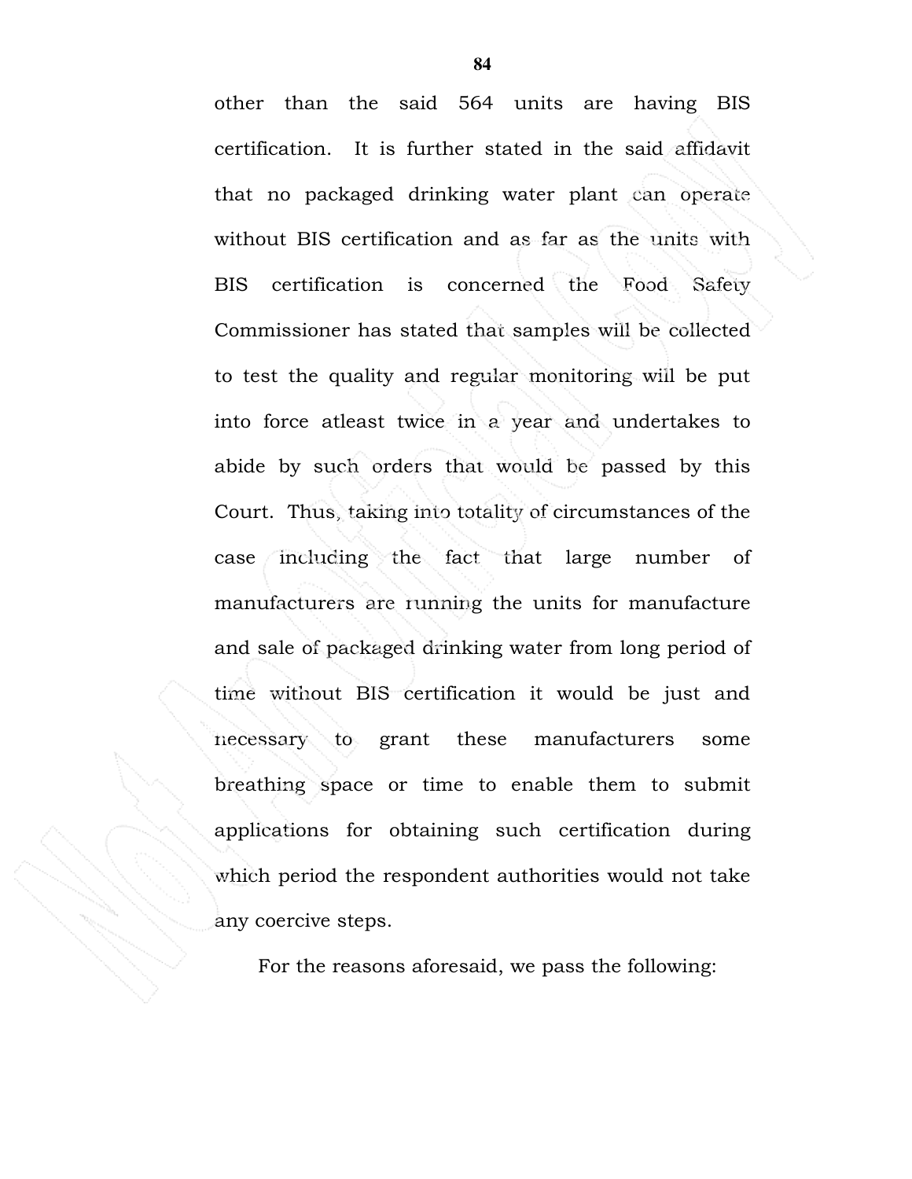other than the said 564 units are having BIS certification. It is further stated in the said affidavit that no packaged drinking water plant can operate without BIS certification and as far as the units with BIS certification is concerned the Food Safety Commissioner has stated that samples will be collected to test the quality and regular monitoring will be put into force atleast twice in a year and undertakes to abide by such orders that would be passed by this Court. Thus, taking into totality of circumstances of the case including the fact that large number of manufacturers are running the units for manufacture and sale of packaged drinking water from long period of time without BIS certification it would be just and necessary to grant these manufacturers some breathing space or time to enable them to submit applications for obtaining such certification during which period the respondent authorities would not take any coercive steps.

For the reasons aforesaid, we pass the following: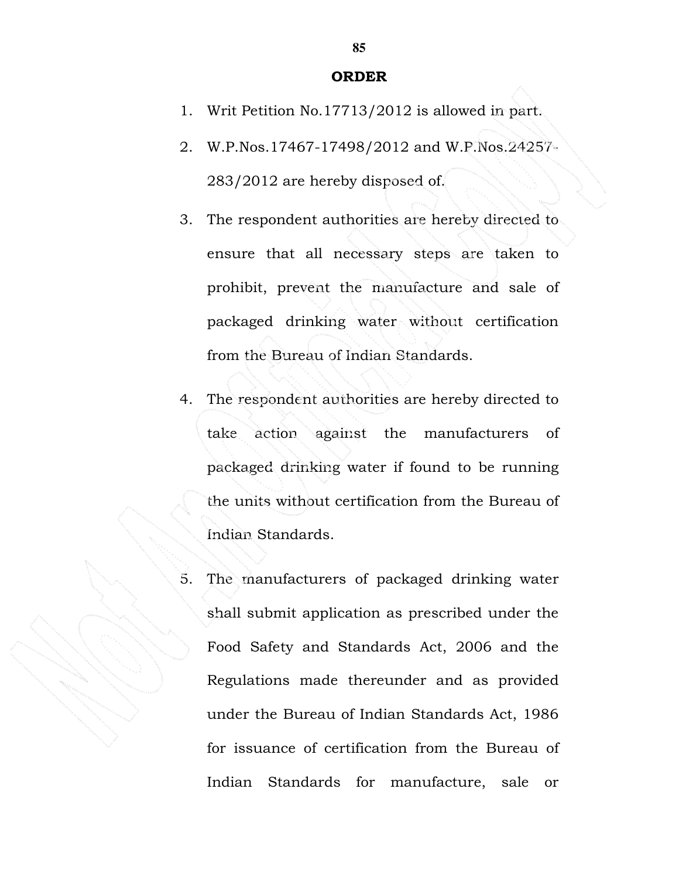**ORDER**

1. Writ Petition No.17713/2012 is allowed in part.
2. W.P.Nos.17467-17498/2012 and W.P.Nos.24257-283/2012 are hereby disposed of.
3. The respondent authorities are hereby directed to ensure that all necessary steps are taken to prohibit, prevent the manufacture and sale of packaged drinking water without certification from the Bureau of Indian Standards.
4. The respondent authorities are hereby directed to take action against the manufacturers of packaged drinking water if found to be running the units without certification from the Bureau of Indian Standards.
5. The manufacturers of packaged drinking water shall submit application as prescribed under the Food Safety and Standards Act, 2006 and the Regulations made thereunder and as provided under the Bureau of Indian Standards Act, 1986 for issuance of certification from the Bureau of Indian Standards for manufacture, sale or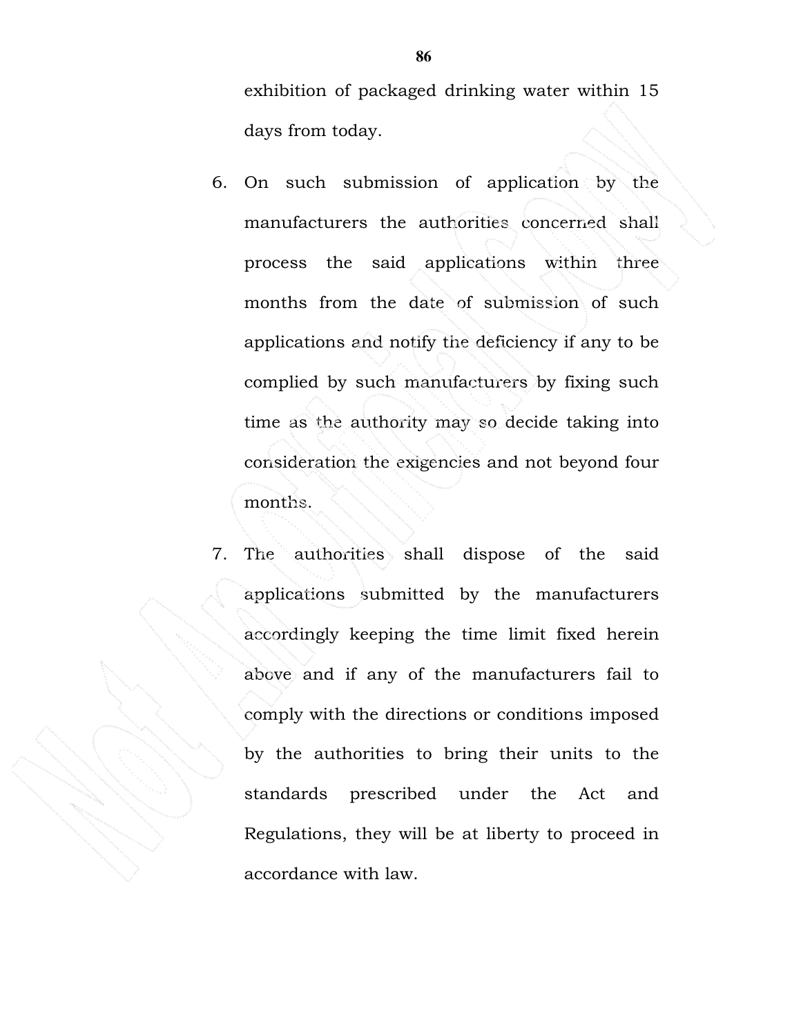exhibition of packaged drinking water within 15 days from today.

6. On such submission of application by the manufacturers the authorities concerned shall process the said applications within three months from the date of submission of such applications and notify the deficiency if any to be complied by such manufacturers by fixing such time as the authority may so decide taking into consideration the exigencies and not beyond four months.

7. The authorities shall dispose of the said applications submitted by the manufacturers accordingly keeping the time limit fixed herein above and if any of the manufacturers fail to comply with the directions or conditions imposed by the authorities to bring their units to the standards prescribed under the Act and Regulations, they will be at liberty to proceed in accordance with law.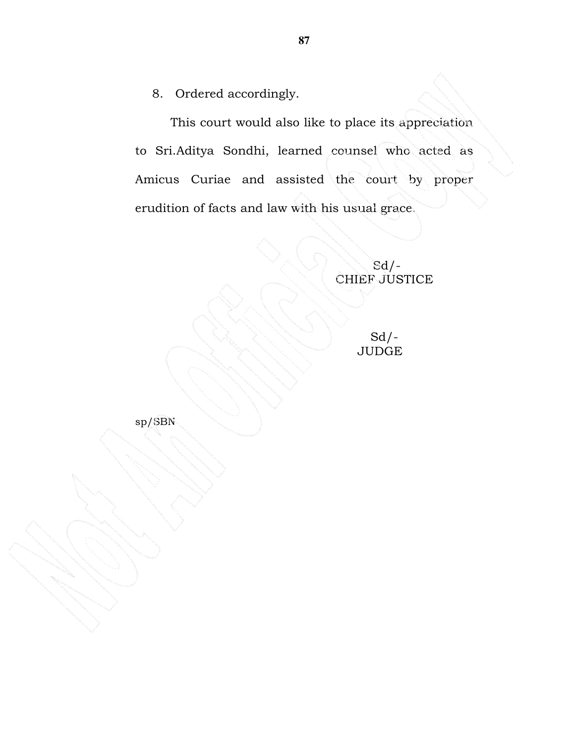8. Ordered accordingly.

This court would also like to place its appreciation to Sri.Aditya Sondhi, learned counsel who acted as Amicus Curiae and assisted the court by proper erudition of facts and law with his usual grace.

Sd/-
CHIEF JUSTICE

Sd/-
JUDGE

sp/SBN